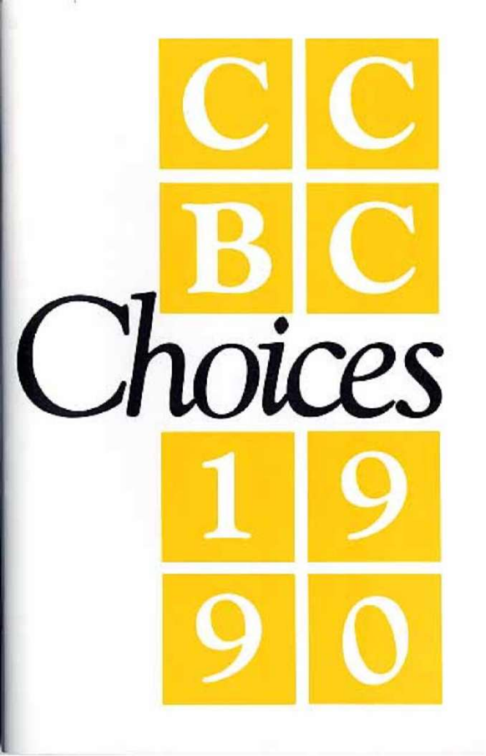# CCBC

# Choices

# 1990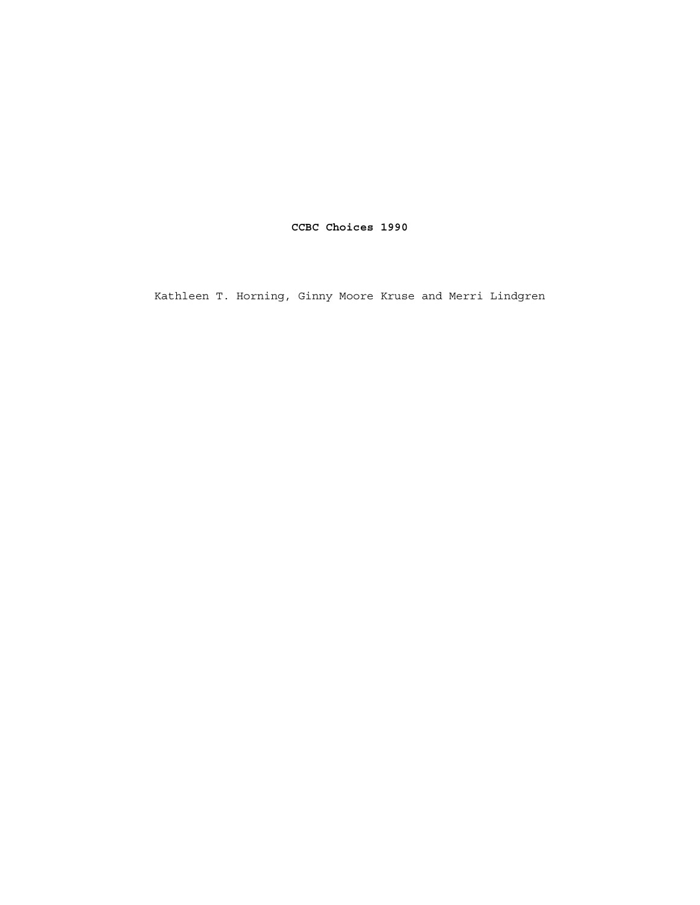**CCBC Choices 1990**

Kathleen T. Horning, Ginny Moore Kruse and Merri Lindgren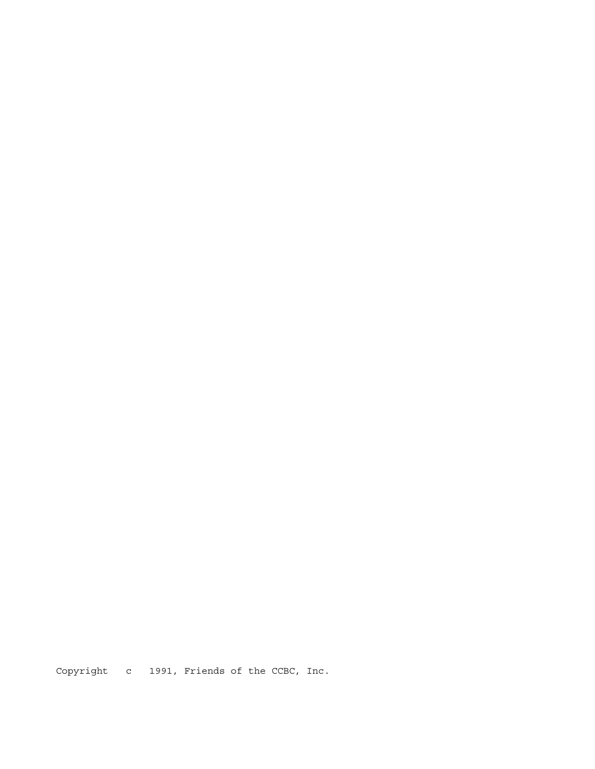Copyright c 1991, Friends of the CCBC, Inc.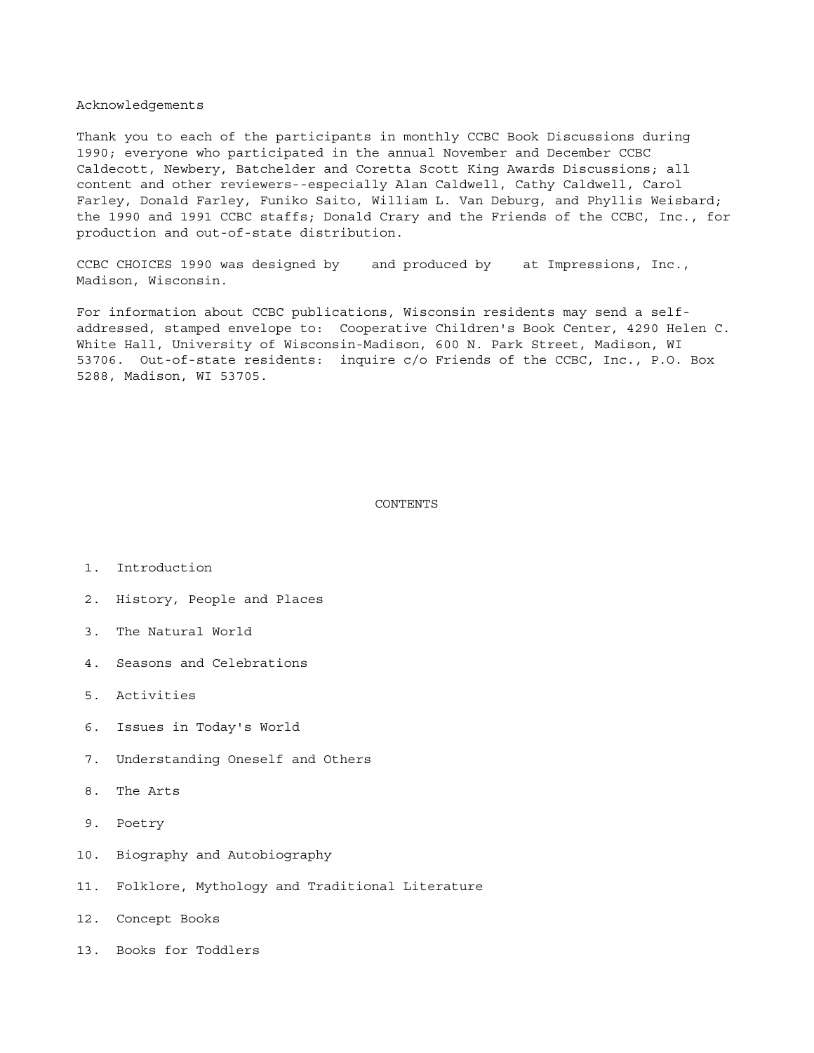## Acknowledgements

Thank you to each of the participants in monthly CCBC Book Discussions during 1990; everyone who participated in the annual November and December CCBC Caldecott, Newbery, Batchelder and Coretta Scott King Awards Discussions; all content and other reviewers--especially Alan Caldwell, Cathy Caldwell, Carol Farley, Donald Farley, Funiko Saito, William L. Van Deburg, and Phyllis Weisbard; the 1990 and 1991 CCBC staffs; Donald Crary and the Friends of the CCBC, Inc., for production and out-of-state distribution.

CCBC CHOICES 1990 was designed by    and produced by    at Impressions, Inc., Madison, Wisconsin.

For information about CCBC publications, Wisconsin residents may send a self-addressed, stamped envelope to: Cooperative Children's Book Center, 4290 Helen C. White Hall, University of Wisconsin-Madison, 600 N. Park Street, Madison, WI 53706. Out-of-state residents: inquire c/o Friends of the CCBC, Inc., P.O. Box 5288, Madison, WI 53705.

## CONTENTS

1. Introduction
2. History, People and Places
3. The Natural World
4. Seasons and Celebrations
5. Activities
6. Issues in Today's World
7. Understanding Oneself and Others
8. The Arts
9. Poetry
10. Biography and Autobiography
11. Folklore, Mythology and Traditional Literature
12. Concept Books
13. Books for Toddlers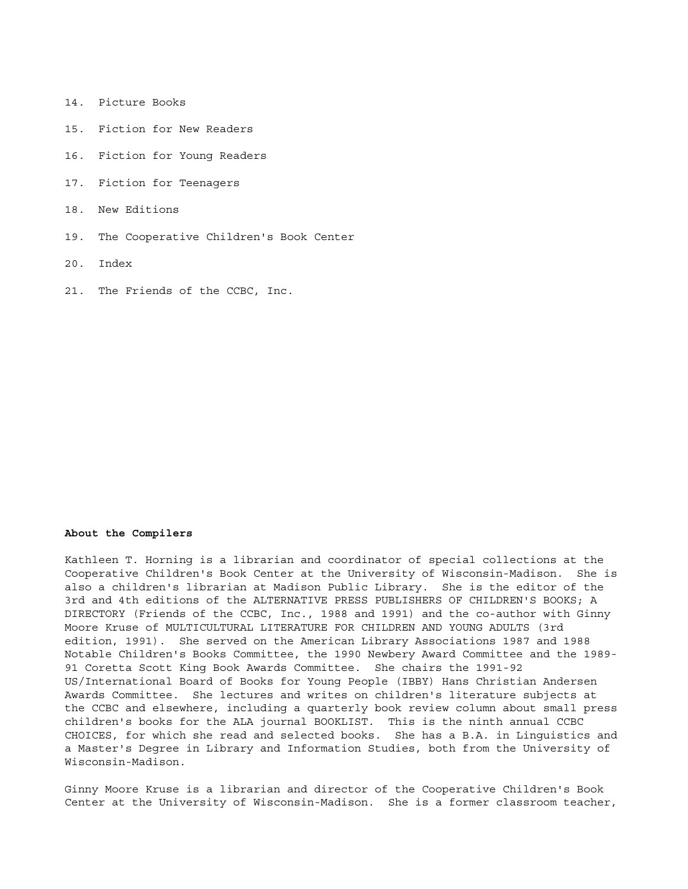14. Picture Books

15. Fiction for New Readers

16. Fiction for Young Readers

17. Fiction for Teenagers

18. New Editions

19. The Cooperative Children's Book Center

20. Index

21. The Friends of the CCBC, Inc.

**About the Compilers**

Kathleen T. Horning is a librarian and coordinator of special collections at the Cooperative Children's Book Center at the University of Wisconsin-Madison. She is also a children's librarian at Madison Public Library. She is the editor of the 3rd and 4th editions of the ALTERNATIVE PRESS PUBLISHERS OF CHILDREN'S BOOKS; A DIRECTORY (Friends of the CCBC, Inc., 1988 and 1991) and the co-author with Ginny Moore Kruse of MULTICULTURAL LITERATURE FOR CHILDREN AND YOUNG ADULTS (3rd edition, 1991). She served on the American Library Associations 1987 and 1988 Notable Children's Books Committee, the 1990 Newbery Award Committee and the 1989-91 Coretta Scott King Book Awards Committee. She chairs the 1991-92 US/International Board of Books for Young People (IBBY) Hans Christian Andersen Awards Committee. She lectures and writes on children's literature subjects at the CCBC and elsewhere, including a quarterly book review column about small press children's books for the ALA journal BOOKLIST. This is the ninth annual CCBC CHOICES, for which she read and selected books. She has a B.A. in Linguistics and a Master's Degree in Library and Information Studies, both from the University of Wisconsin-Madison.

Ginny Moore Kruse is a librarian and director of the Cooperative Children's Book Center at the University of Wisconsin-Madison. She is a former classroom teacher,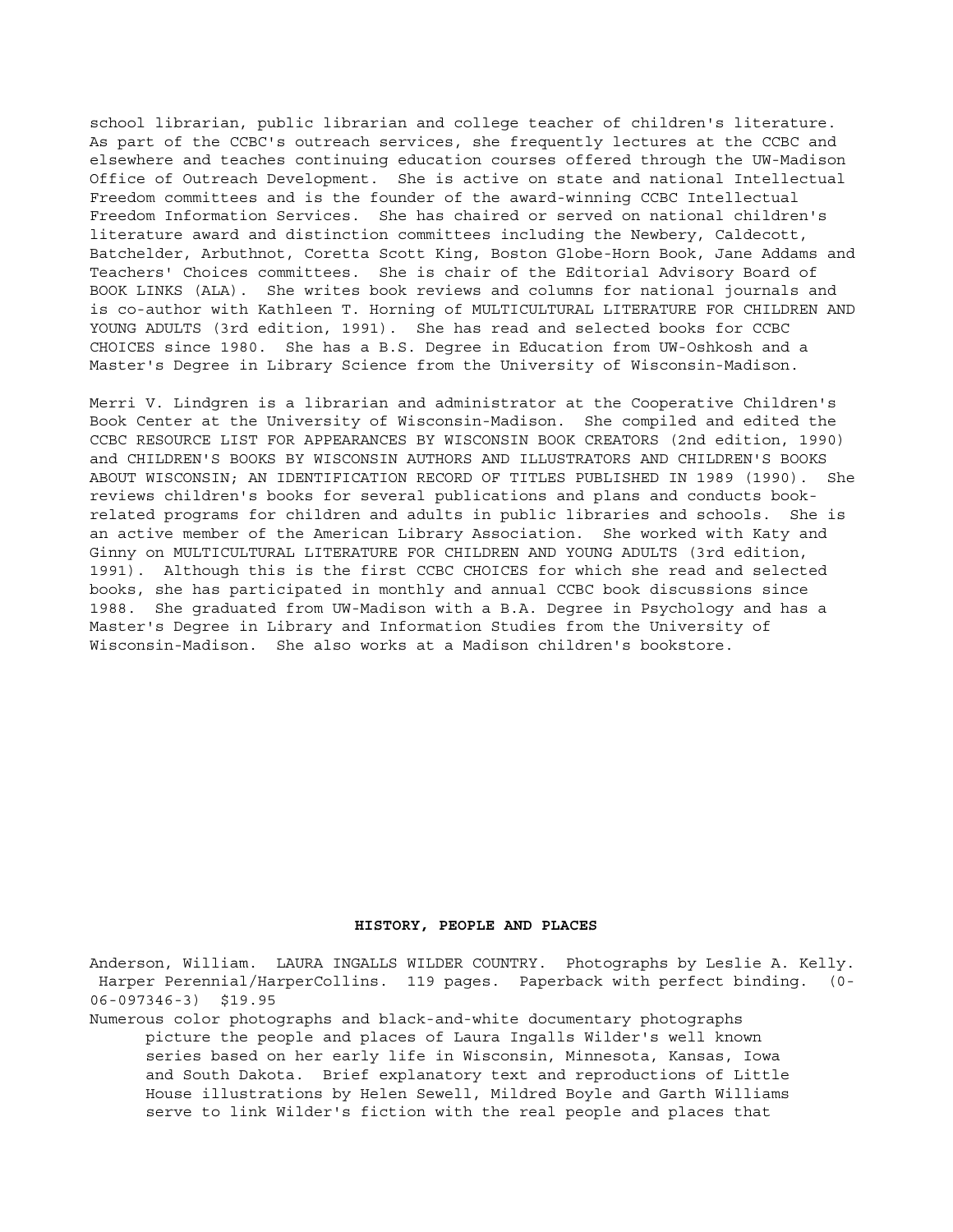school librarian, public librarian and college teacher of children's literature. As part of the CCBC's outreach services, she frequently lectures at the CCBC and elsewhere and teaches continuing education courses offered through the UW-Madison Office of Outreach Development. She is active on state and national Intellectual Freedom committees and is the founder of the award-winning CCBC Intellectual Freedom Information Services. She has chaired or served on national children's literature award and distinction committees including the Newbery, Caldecott, Batchelder, Arbuthnot, Coretta Scott King, Boston Globe-Horn Book, Jane Addams and Teachers' Choices committees. She is chair of the Editorial Advisory Board of BOOK LINKS (ALA). She writes book reviews and columns for national journals and is co-author with Kathleen T. Horning of MULTICULTURAL LITERATURE FOR CHILDREN AND YOUNG ADULTS (3rd edition, 1991). She has read and selected books for CCBC CHOICES since 1980. She has a B.S. Degree in Education from UW-Oshkosh and a Master's Degree in Library Science from the University of Wisconsin-Madison.

Merri V. Lindgren is a librarian and administrator at the Cooperative Children's Book Center at the University of Wisconsin-Madison. She compiled and edited the CCBC RESOURCE LIST FOR APPEARANCES BY WISCONSIN BOOK CREATORS (2nd edition, 1990) and CHILDREN'S BOOKS BY WISCONSIN AUTHORS AND ILLUSTRATORS AND CHILDREN'S BOOKS ABOUT WISCONSIN; AN IDENTIFICATION RECORD OF TITLES PUBLISHED IN 1989 (1990). She reviews children's books for several publications and plans and conducts book-related programs for children and adults in public libraries and schools. She is an active member of the American Library Association. She worked with Katy and Ginny on MULTICULTURAL LITERATURE FOR CHILDREN AND YOUNG ADULTS (3rd edition, 1991). Although this is the first CCBC CHOICES for which she read and selected books, she has participated in monthly and annual CCBC book discussions since 1988. She graduated from UW-Madison with a B.A. Degree in Psychology and has a Master's Degree in Library and Information Studies from the University of Wisconsin-Madison. She also works at a Madison children's bookstore.

## HISTORY, PEOPLE AND PLACES

Anderson, William. LAURA INGALLS WILDER COUNTRY. Photographs by Leslie A. Kelly. Harper Perennial/HarperCollins. 119 pages. Paperback with perfect binding. (0-06-097346-3) $19.95

Numerous color photographs and black-and-white documentary photographs picture the people and places of Laura Ingalls Wilder's well known series based on her early life in Wisconsin, Minnesota, Kansas, Iowa and South Dakota. Brief explanatory text and reproductions of Little House illustrations by Helen Sewell, Mildred Boyle and Garth Williams serve to link Wilder's fiction with the real people and places that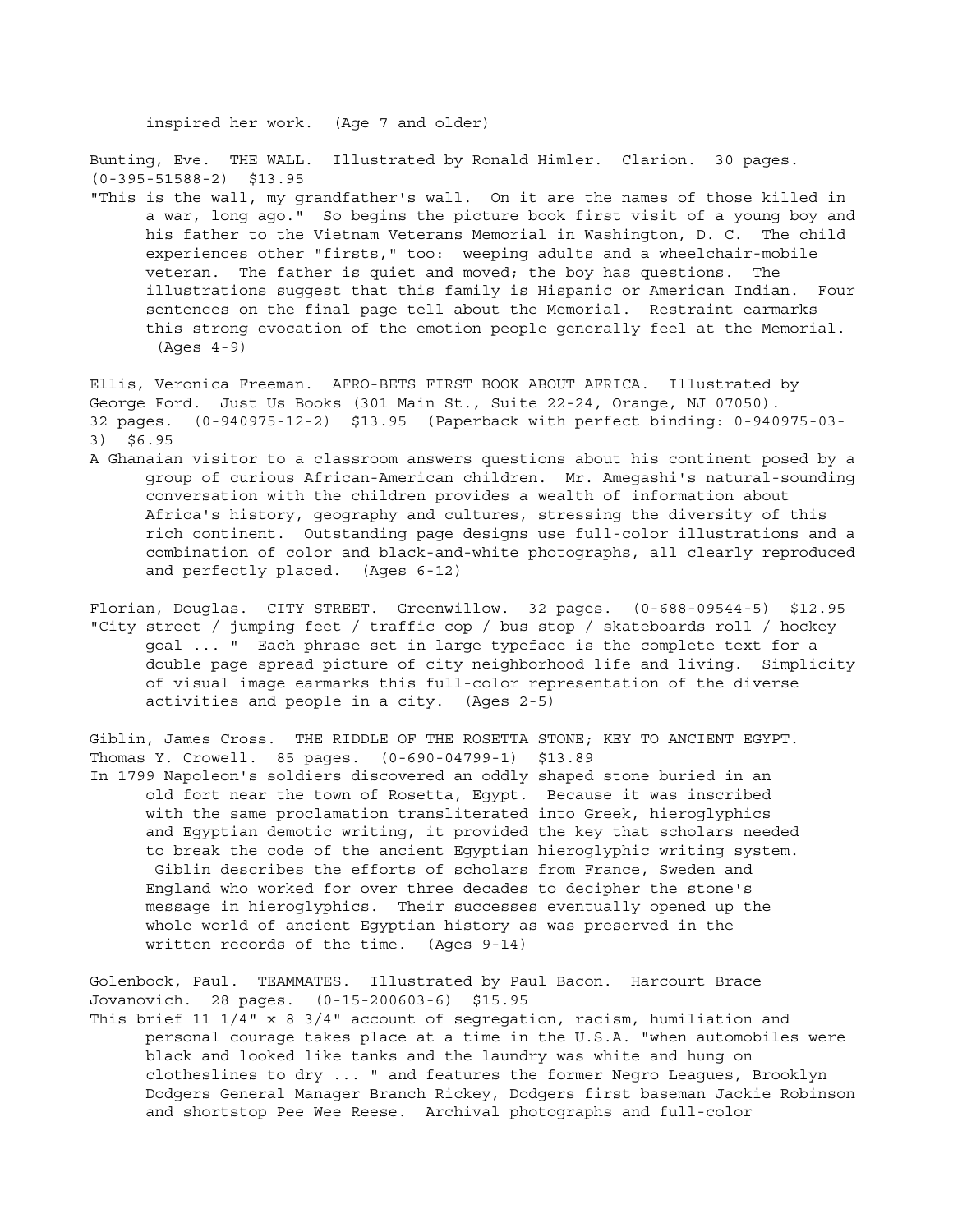inspired her work. (Age 7 and older)

Bunting, Eve. THE WALL. Illustrated by Ronald Himler. Clarion. 30 pages. (0-395-51588-2) $13.95

"This is the wall, my grandfather's wall. On it are the names of those killed in a war, long ago." So begins the picture book first visit of a young boy and his father to the Vietnam Veterans Memorial in Washington, D. C. The child experiences other "firsts," too: weeping adults and a wheelchair-mobile veteran. The father is quiet and moved; the boy has questions. The illustrations suggest that this family is Hispanic or American Indian. Four sentences on the final page tell about the Memorial. Restraint earmarks this strong evocation of the emotion people generally feel at the Memorial. (Ages 4-9)

Ellis, Veronica Freeman. AFRO-BETS FIRST BOOK ABOUT AFRICA. Illustrated by George Ford. Just Us Books (301 Main St., Suite 22-24, Orange, NJ 07050). 32 pages. (0-940975-12-2) $13.95 (Paperback with perfect binding: 0-940975-03-3) $6.95

A Ghanaian visitor to a classroom answers questions about his continent posed by a group of curious African-American children. Mr. Amegashi's natural-sounding conversation with the children provides a wealth of information about Africa's history, geography and cultures, stressing the diversity of this rich continent. Outstanding page designs use full-color illustrations and a combination of color and black-and-white photographs, all clearly reproduced and perfectly placed. (Ages 6-12)

Florian, Douglas. CITY STREET. Greenwillow. 32 pages. (0-688-09544-5) $12.95

"City street / jumping feet / traffic cop / bus stop / skateboards roll / hockey goal ... " Each phrase set in large typeface is the complete text for a double page spread picture of city neighborhood life and living. Simplicity of visual image earmarks this full-color representation of the diverse activities and people in a city. (Ages 2-5)

Giblin, James Cross. THE RIDDLE OF THE ROSETTA STONE; KEY TO ANCIENT EGYPT. Thomas Y. Crowell. 85 pages. (0-690-04799-1) $13.89

In 1799 Napoleon's soldiers discovered an oddly shaped stone buried in an old fort near the town of Rosetta, Egypt. Because it was inscribed with the same proclamation transliterated into Greek, hieroglyphics and Egyptian demotic writing, it provided the key that scholars needed to break the code of the ancient Egyptian hieroglyphic writing system. Giblin describes the efforts of scholars from France, Sweden and England who worked for over three decades to decipher the stone's message in hieroglyphics. Their successes eventually opened up the whole world of ancient Egyptian history as was preserved in the written records of the time. (Ages 9-14)

Golenbock, Paul. TEAMMATES. Illustrated by Paul Bacon. Harcourt Brace Jovanovich. 28 pages. (0-15-200603-6) $15.95

This brief 11 1/4" x 8 3/4" account of segregation, racism, humiliation and personal courage takes place at a time in the U.S.A. "when automobiles were black and looked like tanks and the laundry was white and hung on clotheslines to dry ... " and features the former Negro Leagues, Brooklyn Dodgers General Manager Branch Rickey, Dodgers first baseman Jackie Robinson and shortstop Pee Wee Reese. Archival photographs and full-color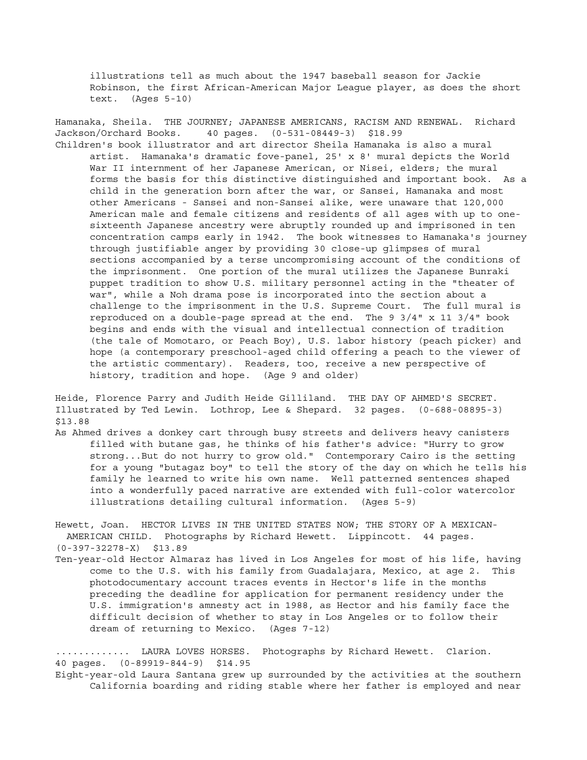illustrations tell as much about the 1947 baseball season for Jackie Robinson, the first African-American Major League player, as does the short text. (Ages 5-10)

Hamanaka, Sheila. THE JOURNEY; JAPANESE AMERICANS, RACISM AND RENEWAL. Richard Jackson/Orchard Books. 40 pages. (0-531-08449-3) $18.99

Children's book illustrator and art director Sheila Hamanaka is also a mural artist. Hamanaka's dramatic fove-panel, 25' x 8' mural depicts the World War II internment of her Japanese American, or Nisei, elders; the mural forms the basis for this distinctive distinguished and important book. As a child in the generation born after the war, or Sansei, Hamanaka and most other Americans - Sansei and non-Sansei alike, were unaware that 120,000 American male and female citizens and residents of all ages with up to one-sixteenth Japanese ancestry were abruptly rounded up and imprisoned in ten concentration camps early in 1942. The book witnesses to Hamanaka's journey through justifiable anger by providing 30 close-up glimpses of mural sections accompanied by a terse uncompromising account of the conditions of the imprisonment. One portion of the mural utilizes the Japanese Bunraki puppet tradition to show U.S. military personnel acting in the "theater of war", while a Noh drama pose is incorporated into the section about a challenge to the imprisonment in the U.S. Supreme Court. The full mural is reproduced on a double-page spread at the end. The 9 3/4" x 11 3/4" book begins and ends with the visual and intellectual connection of tradition (the tale of Momotaro, or Peach Boy), U.S. labor history (peach picker) and hope (a contemporary preschool-aged child offering a peach to the viewer of the artistic commentary). Readers, too, receive a new perspective of history, tradition and hope. (Age 9 and older)

Heide, Florence Parry and Judith Heide Gilliland. THE DAY OF AHMED'S SECRET. Illustrated by Ted Lewin. Lothrop, Lee & Shepard. 32 pages. (0-688-08895-3) $13.88

As Ahmed drives a donkey cart through busy streets and delivers heavy canisters filled with butane gas, he thinks of his father's advice: "Hurry to grow strong...But do not hurry to grow old." Contemporary Cairo is the setting for a young "butagaz boy" to tell the story of the day on which he tells his family he learned to write his own name. Well patterned sentences shaped into a wonderfully paced narrative are extended with full-color watercolor illustrations detailing cultural information. (Ages 5-9)

Hewett, Joan. HECTOR LIVES IN THE UNITED STATES NOW; THE STORY OF A MEXICAN-AMERICAN CHILD. Photographs by Richard Hewett. Lippincott. 44 pages. (0-397-32278-X) $13.89

Ten-year-old Hector Almaraz has lived in Los Angeles for most of his life, having come to the U.S. with his family from Guadalajara, Mexico, at age 2. This photodocumentary account traces events in Hector's life in the months preceding the deadline for application for permanent residency under the U.S. immigration's amnesty act in 1988, as Hector and his family face the difficult decision of whether to stay in Los Angeles or to follow their dream of returning to Mexico. (Ages 7-12)

............ LAURA LOVES HORSES. Photographs by Richard Hewett. Clarion. 40 pages. (0-89919-844-9) $14.95

Eight-year-old Laura Santana grew up surrounded by the activities at the southern California boarding and riding stable where her father is employed and near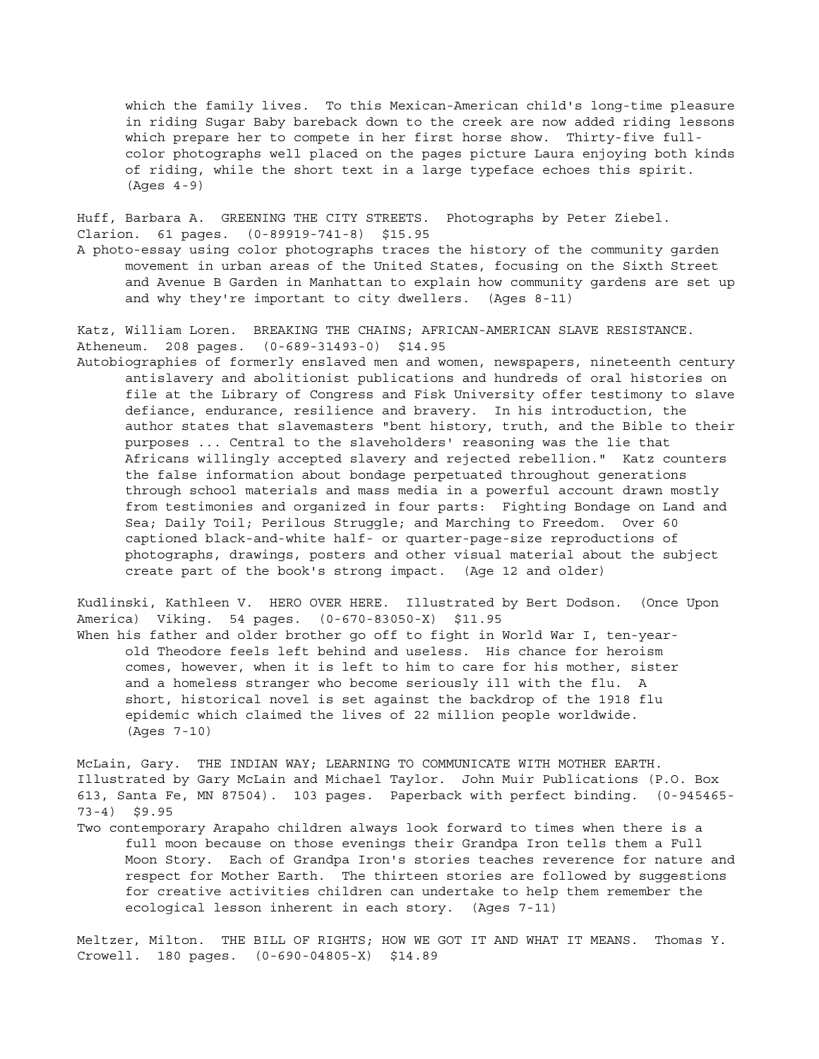which the family lives. To this Mexican-American child's long-time pleasure in riding Sugar Baby bareback down to the creek are now added riding lessons which prepare her to compete in her first horse show. Thirty-five full-color photographs well placed on the pages picture Laura enjoying both kinds of riding, while the short text in a large typeface echoes this spirit. (Ages 4-9)

Huff, Barbara A. GREENING THE CITY STREETS. Photographs by Peter Ziebel. Clarion. 61 pages. (0-89919-741-8) $15.95

A photo-essay using color photographs traces the history of the community garden movement in urban areas of the United States, focusing on the Sixth Street and Avenue B Garden in Manhattan to explain how community gardens are set up and why they're important to city dwellers. (Ages 8-11)

Katz, William Loren. BREAKING THE CHAINS; AFRICAN-AMERICAN SLAVE RESISTANCE. Atheneum. 208 pages. (0-689-31493-0) $14.95

Autobiographies of formerly enslaved men and women, newspapers, nineteenth century antislavery and abolitionist publications and hundreds of oral histories on file at the Library of Congress and Fisk University offer testimony to slave defiance, endurance, resilience and bravery. In his introduction, the author states that slavemasters "bent history, truth, and the Bible to their purposes ... Central to the slaveholders' reasoning was the lie that Africans willingly accepted slavery and rejected rebellion." Katz counters the false information about bondage perpetuated throughout generations through school materials and mass media in a powerful account drawn mostly from testimonies and organized in four parts: Fighting Bondage on Land and Sea; Daily Toil; Perilous Struggle; and Marching to Freedom. Over 60 captioned black-and-white half- or quarter-page-size reproductions of photographs, drawings, posters and other visual material about the subject create part of the book's strong impact. (Age 12 and older)

Kudlinski, Kathleen V. HERO OVER HERE. Illustrated by Bert Dodson. (Once Upon America) Viking. 54 pages. (0-670-83050-X) $11.95

When his father and older brother go off to fight in World War I, ten-year-old Theodore feels left behind and useless. His chance for heroism comes, however, when it is left to him to care for his mother, sister and a homeless stranger who become seriously ill with the flu. A short, historical novel is set against the backdrop of the 1918 flu epidemic which claimed the lives of 22 million people worldwide. (Ages 7-10)

McLain, Gary. THE INDIAN WAY; LEARNING TO COMMUNICATE WITH MOTHER EARTH. Illustrated by Gary McLain and Michael Taylor. John Muir Publications (P.O. Box 613, Santa Fe, MN 87504). 103 pages. Paperback with perfect binding. (0-945465-73-4) $9.95

Two contemporary Arapaho children always look forward to times when there is a full moon because on those evenings their Grandpa Iron tells them a Full Moon Story. Each of Grandpa Iron's stories teaches reverence for nature and respect for Mother Earth. The thirteen stories are followed by suggestions for creative activities children can undertake to help them remember the ecological lesson inherent in each story. (Ages 7-11)

Meltzer, Milton. THE BILL OF RIGHTS; HOW WE GOT IT AND WHAT IT MEANS. Thomas Y. Crowell. 180 pages. (0-690-04805-X) $14.89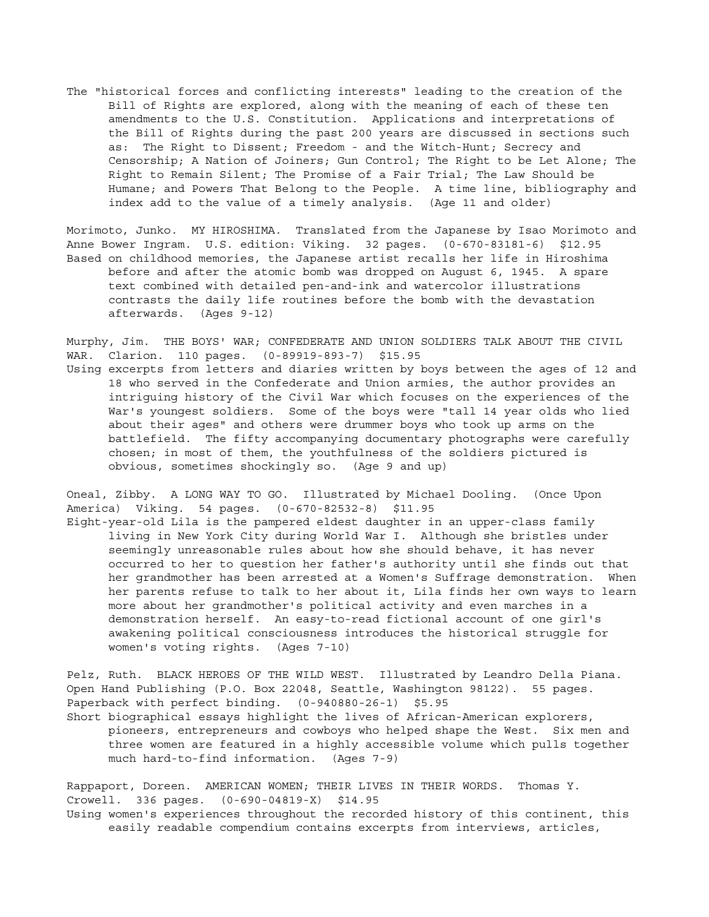The "historical forces and conflicting interests" leading to the creation of the Bill of Rights are explored, along with the meaning of each of these ten amendments to the U.S. Constitution. Applications and interpretations of the Bill of Rights during the past 200 years are discussed in sections such as: The Right to Dissent; Freedom - and the Witch-Hunt; Secrecy and Censorship; A Nation of Joiners; Gun Control; The Right to be Let Alone; The Right to Remain Silent; The Promise of a Fair Trial; The Law Should be Humane; and Powers That Belong to the People. A time line, bibliography and index add to the value of a timely analysis. (Age 11 and older)

Morimoto, Junko. MY HIROSHIMA. Translated from the Japanese by Isao Morimoto and Anne Bower Ingram. U.S. edition: Viking. 32 pages. (0-670-83181-6) $12.95
Based on childhood memories, the Japanese artist recalls her life in Hiroshima before and after the atomic bomb was dropped on August 6, 1945. A spare text combined with detailed pen-and-ink and watercolor illustrations contrasts the daily life routines before the bomb with the devastation afterwards. (Ages 9-12)

Murphy, Jim. THE BOYS' WAR; CONFEDERATE AND UNION SOLDIERS TALK ABOUT THE CIVIL WAR. Clarion. 110 pages. (0-89919-893-7) $15.95
Using excerpts from letters and diaries written by boys between the ages of 12 and 18 who served in the Confederate and Union armies, the author provides an intriguing history of the Civil War which focuses on the experiences of the War's youngest soldiers. Some of the boys were "tall 14 year olds who lied about their ages" and others were drummer boys who took up arms on the battlefield. The fifty accompanying documentary photographs were carefully chosen; in most of them, the youthfulness of the soldiers pictured is obvious, sometimes shockingly so. (Age 9 and up)

Oneal, Zibby. A LONG WAY TO GO. Illustrated by Michael Dooling. (Once Upon America) Viking. 54 pages. (0-670-82532-8) $11.95
Eight-year-old Lila is the pampered eldest daughter in an upper-class family living in New York City during World War I. Although she bristles under seemingly unreasonable rules about how she should behave, it has never occurred to her to question her father's authority until she finds out that her grandmother has been arrested at a Women's Suffrage demonstration. When her parents refuse to talk to her about it, Lila finds her own ways to learn more about her grandmother's political activity and even marches in a demonstration herself. An easy-to-read fictional account of one girl's awakening political consciousness introduces the historical struggle for women's voting rights. (Ages 7-10)

Pelz, Ruth. BLACK HEROES OF THE WILD WEST. Illustrated by Leandro Della Piana. Open Hand Publishing (P.O. Box 22048, Seattle, Washington 98122). 55 pages. Paperback with perfect binding. (0-940880-26-1) $5.95
Short biographical essays highlight the lives of African-American explorers, pioneers, entrepreneurs and cowboys who helped shape the West. Six men and three women are featured in a highly accessible volume which pulls together much hard-to-find information. (Ages 7-9)

Rappaport, Doreen. AMERICAN WOMEN; THEIR LIVES IN THEIR WORDS. Thomas Y. Crowell. 336 pages. (0-690-04819-X) $14.95
Using women's experiences throughout the recorded history of this continent, this easily readable compendium contains excerpts from interviews, articles,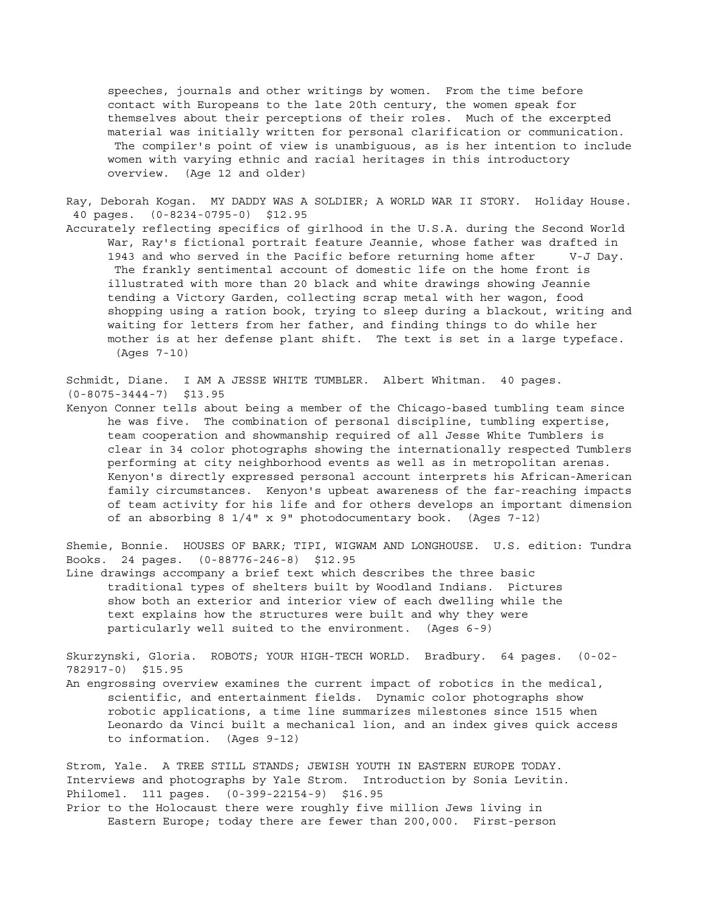speeches, journals and other writings by women. From the time before contact with Europeans to the late 20th century, the women speak for themselves about their perceptions of their roles. Much of the excerpted material was initially written for personal clarification or communication. The compiler's point of view is unambiguous, as is her intention to include women with varying ethnic and racial heritages in this introductory overview. (Age 12 and older)

Ray, Deborah Kogan. MY DADDY WAS A SOLDIER; A WORLD WAR II STORY. Holiday House. 40 pages. (0-8234-0795-0) $12.95

Accurately reflecting specifics of girlhood in the U.S.A. during the Second World War, Ray's fictional portrait feature Jeannie, whose father was drafted in 1943 and who served in the Pacific before returning home after V-J Day. The frankly sentimental account of domestic life on the home front is illustrated with more than 20 black and white drawings showing Jeannie tending a Victory Garden, collecting scrap metal with her wagon, food shopping using a ration book, trying to sleep during a blackout, writing and waiting for letters from her father, and finding things to do while her mother is at her defense plant shift. The text is set in a large typeface. (Ages 7-10)

Schmidt, Diane. I AM A JESSE WHITE TUMBLER. Albert Whitman. 40 pages. (0-8075-3444-7) $13.95

Kenyon Conner tells about being a member of the Chicago-based tumbling team since he was five. The combination of personal discipline, tumbling expertise, team cooperation and showmanship required of all Jesse White Tumblers is clear in 34 color photographs showing the internationally respected Tumblers performing at city neighborhood events as well as in metropolitan arenas. Kenyon's directly expressed personal account interprets his African-American family circumstances. Kenyon's upbeat awareness of the far-reaching impacts of team activity for his life and for others develops an important dimension of an absorbing 8 1/4" x 9" photodocumentary book. (Ages 7-12)

Shemie, Bonnie. HOUSES OF BARK; TIPI, WIGWAM AND LONGHOUSE. U.S. edition: Tundra Books. 24 pages. (0-88776-246-8) $12.95

Line drawings accompany a brief text which describes the three basic traditional types of shelters built by Woodland Indians. Pictures show both an exterior and interior view of each dwelling while the text explains how the structures were built and why they were particularly well suited to the environment. (Ages 6-9)

Skurzynski, Gloria. ROBOTS; YOUR HIGH-TECH WORLD. Bradbury. 64 pages. (0-02-782917-0) $15.95

An engrossing overview examines the current impact of robotics in the medical, scientific, and entertainment fields. Dynamic color photographs show robotic applications, a time line summarizes milestones since 1515 when Leonardo da Vinci built a mechanical lion, and an index gives quick access to information. (Ages 9-12)

Strom, Yale. A TREE STILL STANDS; JEWISH YOUTH IN EASTERN EUROPE TODAY. Interviews and photographs by Yale Strom. Introduction by Sonia Levitin. Philomel. 111 pages. (0-399-22154-9) $16.95

Prior to the Holocaust there were roughly five million Jews living in Eastern Europe; today there are fewer than 200,000. First-person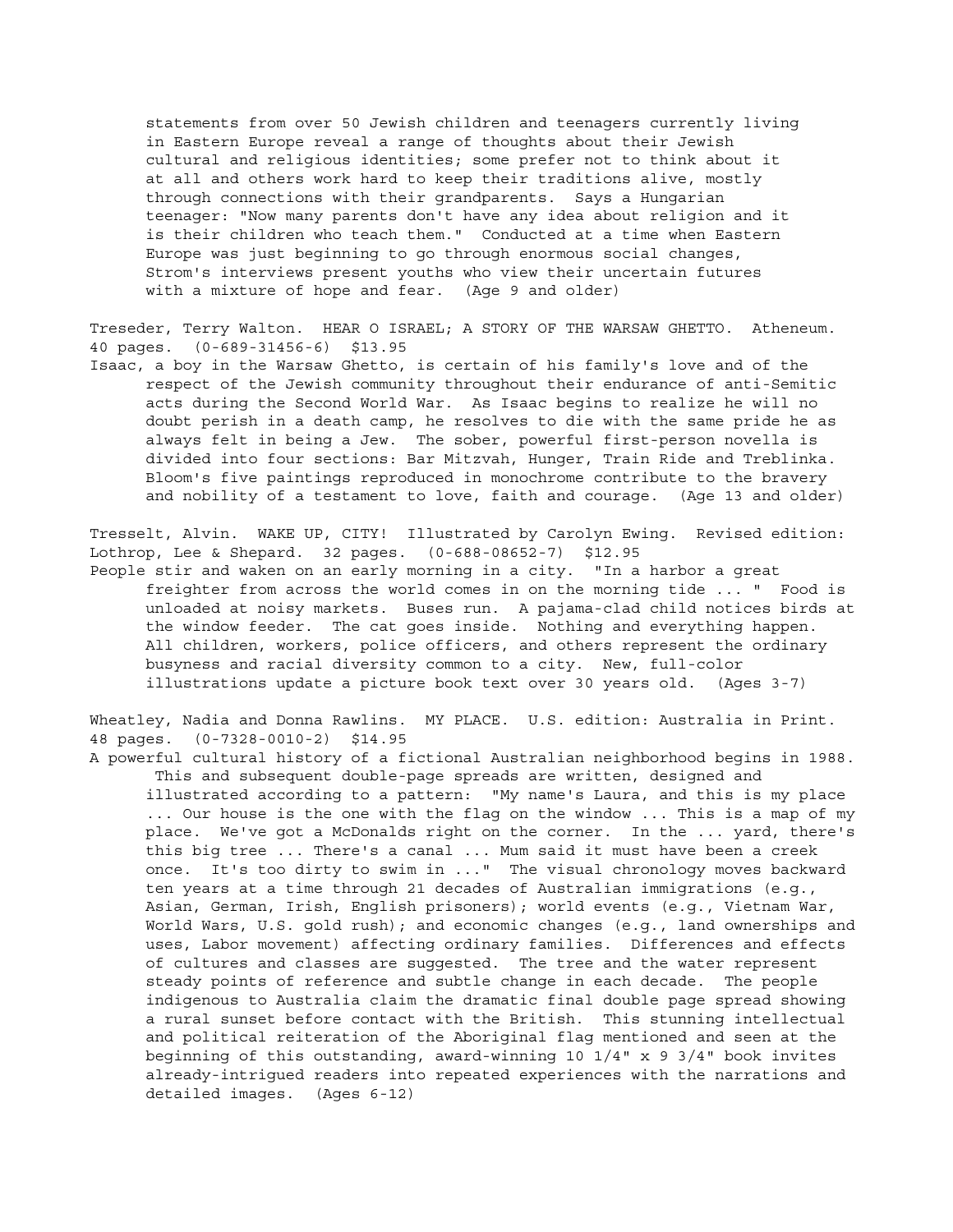statements from over 50 Jewish children and teenagers currently living in Eastern Europe reveal a range of thoughts about their Jewish cultural and religious identities; some prefer not to think about it at all and others work hard to keep their traditions alive, mostly through connections with their grandparents. Says a Hungarian teenager: "Now many parents don't have any idea about religion and it is their children who teach them." Conducted at a time when Eastern Europe was just beginning to go through enormous social changes, Strom's interviews present youths who view their uncertain futures with a mixture of hope and fear. (Age 9 and older)

Treseder, Terry Walton. HEAR O ISRAEL; A STORY OF THE WARSAW GHETTO. Atheneum. 40 pages. (0-689-31456-6) $13.95

Isaac, a boy in the Warsaw Ghetto, is certain of his family's love and of the respect of the Jewish community throughout their endurance of anti-Semitic acts during the Second World War. As Isaac begins to realize he will no doubt perish in a death camp, he resolves to die with the same pride he as always felt in being a Jew. The sober, powerful first-person novella is divided into four sections: Bar Mitzvah, Hunger, Train Ride and Treblinka. Bloom's five paintings reproduced in monochrome contribute to the bravery and nobility of a testament to love, faith and courage. (Age 13 and older)

Tresselt, Alvin. WAKE UP, CITY! Illustrated by Carolyn Ewing. Revised edition: Lothrop, Lee & Shepard. 32 pages. (0-688-08652-7) $12.95

People stir and waken on an early morning in a city. "In a harbor a great freighter from across the world comes in on the morning tide ... " Food is unloaded at noisy markets. Buses run. A pajama-clad child notices birds at the window feeder. The cat goes inside. Nothing and everything happen. All children, workers, police officers, and others represent the ordinary busyness and racial diversity common to a city. New, full-color illustrations update a picture book text over 30 years old. (Ages 3-7)

Wheatley, Nadia and Donna Rawlins. MY PLACE. U.S. edition: Australia in Print. 48 pages. (0-7328-0010-2) $14.95

A powerful cultural history of a fictional Australian neighborhood begins in 1988. This and subsequent double-page spreads are written, designed and illustrated according to a pattern: "My name's Laura, and this is my place ... Our house is the one with the flag on the window ... This is a map of my place. We've got a McDonalds right on the corner. In the ... yard, there's this big tree ... There's a canal ... Mum said it must have been a creek once. It's too dirty to swim in ..." The visual chronology moves backward ten years at a time through 21 decades of Australian immigrations (e.g., Asian, German, Irish, English prisoners); world events (e.g., Vietnam War, World Wars, U.S. gold rush); and economic changes (e.g., land ownerships and uses, Labor movement) affecting ordinary families. Differences and effects of cultures and classes are suggested. The tree and the water represent steady points of reference and subtle change in each decade. The people indigenous to Australia claim the dramatic final double page spread showing a rural sunset before contact with the British. This stunning intellectual and political reiteration of the Aboriginal flag mentioned and seen at the beginning of this outstanding, award-winning 10 1/4" x 9 3/4" book invites already-intrigued readers into repeated experiences with the narrations and detailed images. (Ages 6-12)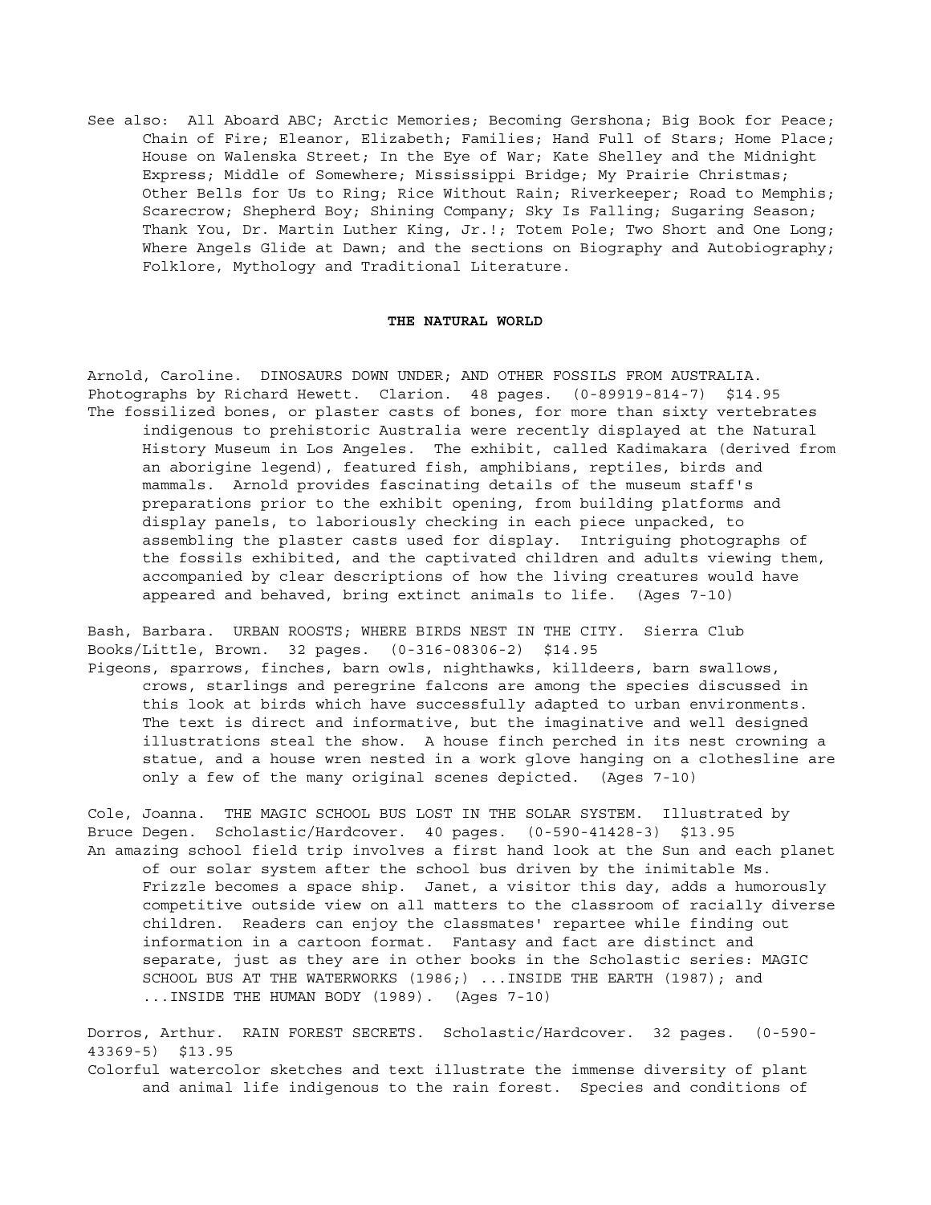See also: All Aboard ABC; Arctic Memories; Becoming Gershona; Big Book for Peace; Chain of Fire; Eleanor, Elizabeth; Families; Hand Full of Stars; Home Place; House on Walenska Street; In the Eye of War; Kate Shelley and the Midnight Express; Middle of Somewhere; Mississippi Bridge; My Prairie Christmas; Other Bells for Us to Ring; Rice Without Rain; Riverkeeper; Road to Memphis; Scarecrow; Shepherd Boy; Shining Company; Sky Is Falling; Sugaring Season; Thank You, Dr. Martin Luther King, Jr.!; Totem Pole; Two Short and One Long; Where Angels Glide at Dawn; and the sections on Biography and Autobiography; Folklore, Mythology and Traditional Literature.

## THE NATURAL WORLD

Arnold, Caroline. DINOSAURS DOWN UNDER; AND OTHER FOSSILS FROM AUSTRALIA. Photographs by Richard Hewett. Clarion. 48 pages. (0-89919-814-7) $14.95

The fossilized bones, or plaster casts of bones, for more than sixty vertebrates indigenous to prehistoric Australia were recently displayed at the Natural History Museum in Los Angeles. The exhibit, called Kadimakara (derived from an aborigine legend), featured fish, amphibians, reptiles, birds and mammals. Arnold provides fascinating details of the museum staff's preparations prior to the exhibit opening, from building platforms and display panels, to laboriously checking in each piece unpacked, to assembling the plaster casts used for display. Intriguing photographs of the fossils exhibited, and the captivated children and adults viewing them, accompanied by clear descriptions of how the living creatures would have appeared and behaved, bring extinct animals to life. (Ages 7-10)

Bash, Barbara. URBAN ROOSTS; WHERE BIRDS NEST IN THE CITY. Sierra Club Books/Little, Brown. 32 pages. (0-316-08306-2) $14.95

Pigeons, sparrows, finches, barn owls, nighthawks, killdeers, barn swallows, crows, starlings and peregrine falcons are among the species discussed in this look at birds which have successfully adapted to urban environments. The text is direct and informative, but the imaginative and well designed illustrations steal the show. A house finch perched in its nest crowning a statue, and a house wren nested in a work glove hanging on a clothesline are only a few of the many original scenes depicted. (Ages 7-10)

Cole, Joanna. THE MAGIC SCHOOL BUS LOST IN THE SOLAR SYSTEM. Illustrated by Bruce Degen. Scholastic/Hardcover. 40 pages. (0-590-41428-3) $13.95

An amazing school field trip involves a first hand look at the Sun and each planet of our solar system after the school bus driven by the inimitable Ms. Frizzle becomes a space ship. Janet, a visitor this day, adds a humorously competitive outside view on all matters to the classroom of racially diverse children. Readers can enjoy the classmates' repartee while finding out information in a cartoon format. Fantasy and fact are distinct and separate, just as they are in other books in the Scholastic series: MAGIC SCHOOL BUS AT THE WATERWORKS (1986;) ...INSIDE THE EARTH (1987); and ...INSIDE THE HUMAN BODY (1989). (Ages 7-10)

Dorros, Arthur. RAIN FOREST SECRETS. Scholastic/Hardcover. 32 pages. (0-590-43369-5) $13.95

Colorful watercolor sketches and text illustrate the immense diversity of plant and animal life indigenous to the rain forest. Species and conditions of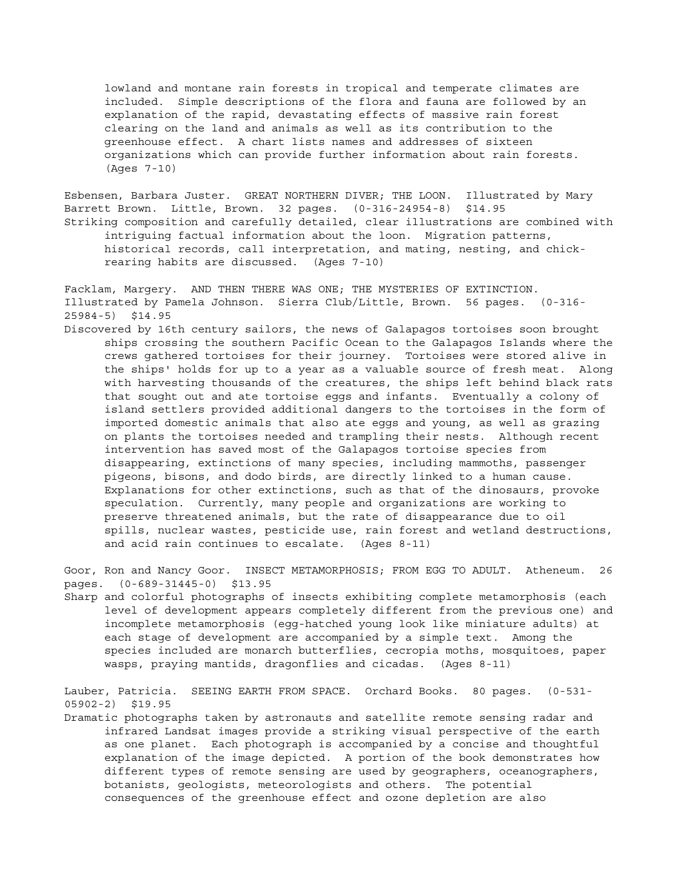lowland and montane rain forests in tropical and temperate climates are included. Simple descriptions of the flora and fauna are followed by an explanation of the rapid, devastating effects of massive rain forest clearing on the land and animals as well as its contribution to the greenhouse effect. A chart lists names and addresses of sixteen organizations which can provide further information about rain forests. (Ages 7-10)

Esbensen, Barbara Juster. GREAT NORTHERN DIVER; THE LOON. Illustrated by Mary Barrett Brown. Little, Brown. 32 pages. (0-316-24954-8) $14.95

Striking composition and carefully detailed, clear illustrations are combined with intriguing factual information about the loon. Migration patterns, historical records, call interpretation, and mating, nesting, and chick-rearing habits are discussed. (Ages 7-10)

Facklam, Margery. AND THEN THERE WAS ONE; THE MYSTERIES OF EXTINCTION. Illustrated by Pamela Johnson. Sierra Club/Little, Brown. 56 pages. (0-316-25984-5) $14.95

Discovered by 16th century sailors, the news of Galapagos tortoises soon brought ships crossing the southern Pacific Ocean to the Galapagos Islands where the crews gathered tortoises for their journey. Tortoises were stored alive in the ships' holds for up to a year as a valuable source of fresh meat. Along with harvesting thousands of the creatures, the ships left behind black rats that sought out and ate tortoise eggs and infants. Eventually a colony of island settlers provided additional dangers to the tortoises in the form of imported domestic animals that also ate eggs and young, as well as grazing on plants the tortoises needed and trampling their nests. Although recent intervention has saved most of the Galapagos tortoise species from disappearing, extinctions of many species, including mammoths, passenger pigeons, bisons, and dodo birds, are directly linked to a human cause. Explanations for other extinctions, such as that of the dinosaurs, provoke speculation. Currently, many people and organizations are working to preserve threatened animals, but the rate of disappearance due to oil spills, nuclear wastes, pesticide use, rain forest and wetland destructions, and acid rain continues to escalate. (Ages 8-11)

Goor, Ron and Nancy Goor. INSECT METAMORPHOSIS; FROM EGG TO ADULT. Atheneum. 26 pages. (0-689-31445-0) $13.95

Sharp and colorful photographs of insects exhibiting complete metamorphosis (each level of development appears completely different from the previous one) and incomplete metamorphosis (egg-hatched young look like miniature adults) at each stage of development are accompanied by a simple text. Among the species included are monarch butterflies, cecropia moths, mosquitoes, paper wasps, praying mantids, dragonflies and cicadas. (Ages 8-11)

Lauber, Patricia. SEEING EARTH FROM SPACE. Orchard Books. 80 pages. (0-531-05902-2) $19.95

Dramatic photographs taken by astronauts and satellite remote sensing radar and infrared Landsat images provide a striking visual perspective of the earth as one planet. Each photograph is accompanied by a concise and thoughtful explanation of the image depicted. A portion of the book demonstrates how different types of remote sensing are used by geographers, oceanographers, botanists, geologists, meteorologists and others. The potential consequences of the greenhouse effect and ozone depletion are also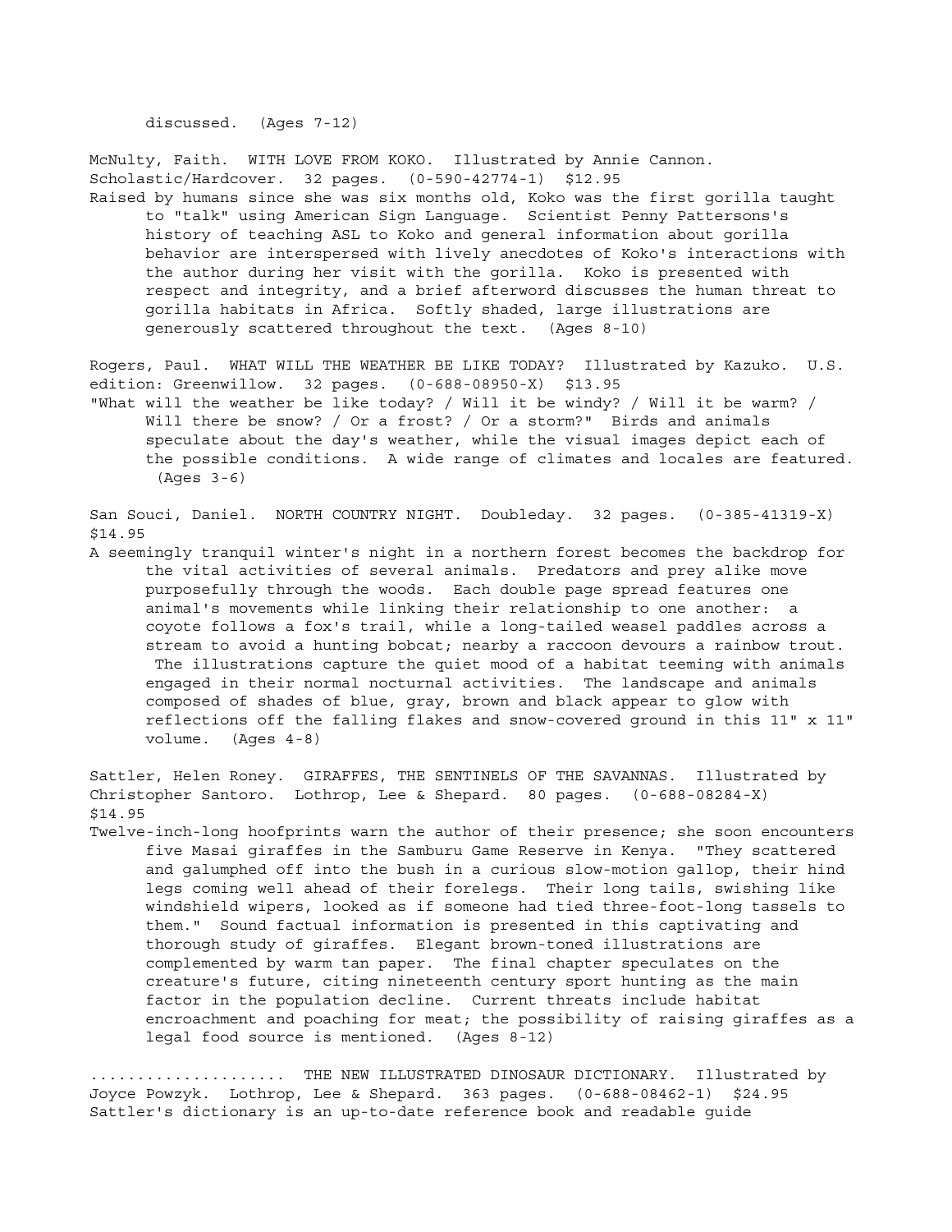discussed. (Ages 7-12)

McNulty, Faith. WITH LOVE FROM KOKO. Illustrated by Annie Cannon. Scholastic/Hardcover. 32 pages. (0-590-42774-1) $12.95

Raised by humans since she was six months old, Koko was the first gorilla taught to "talk" using American Sign Language. Scientist Penny Pattersons's history of teaching ASL to Koko and general information about gorilla behavior are interspersed with lively anecdotes of Koko's interactions with the author during her visit with the gorilla. Koko is presented with respect and integrity, and a brief afterword discusses the human threat to gorilla habitats in Africa. Softly shaded, large illustrations are generously scattered throughout the text. (Ages 8-10)

Rogers, Paul. WHAT WILL THE WEATHER BE LIKE TODAY? Illustrated by Kazuko. U.S. edition: Greenwillow. 32 pages. (0-688-08950-X) $13.95

"What will the weather be like today? / Will it be windy? / Will it be warm? / Will there be snow? / Or a frost? / Or a storm?" Birds and animals speculate about the day's weather, while the visual images depict each of the possible conditions. A wide range of climates and locales are featured. (Ages 3-6)

San Souci, Daniel. NORTH COUNTRY NIGHT. Doubleday. 32 pages. (0-385-41319-X) $14.95

A seemingly tranquil winter's night in a northern forest becomes the backdrop for the vital activities of several animals. Predators and prey alike move purposefully through the woods. Each double page spread features one animal's movements while linking their relationship to one another: a coyote follows a fox's trail, while a long-tailed weasel paddles across a stream to avoid a hunting bobcat; nearby a raccoon devours a rainbow trout. The illustrations capture the quiet mood of a habitat teeming with animals engaged in their normal nocturnal activities. The landscape and animals composed of shades of blue, gray, brown and black appear to glow with reflections off the falling flakes and snow-covered ground in this 11" x 11" volume. (Ages 4-8)

Sattler, Helen Roney. GIRAFFES, THE SENTINELS OF THE SAVANNAS. Illustrated by Christopher Santoro. Lothrop, Lee & Shepard. 80 pages. (0-688-08284-X) $14.95

Twelve-inch-long hoofprints warn the author of their presence; she soon encounters five Masai giraffes in the Samburu Game Reserve in Kenya. "They scattered and galumphed off into the bush in a curious slow-motion gallop, their hind legs coming well ahead of their forelegs. Their long tails, swishing like windshield wipers, looked as if someone had tied three-foot-long tassels to them." Sound factual information is presented in this captivating and thorough study of giraffes. Elegant brown-toned illustrations are complemented by warm tan paper. The final chapter speculates on the creature's future, citing nineteenth century sport hunting as the main factor in the population decline. Current threats include habitat encroachment and poaching for meat; the possibility of raising giraffes as a legal food source is mentioned. (Ages 8-12)

..................... THE NEW ILLUSTRATED DINOSAUR DICTIONARY. Illustrated by Joyce Powzyk. Lothrop, Lee & Shepard. 363 pages. (0-688-08462-1) $24.95

Sattler's dictionary is an up-to-date reference book and readable guide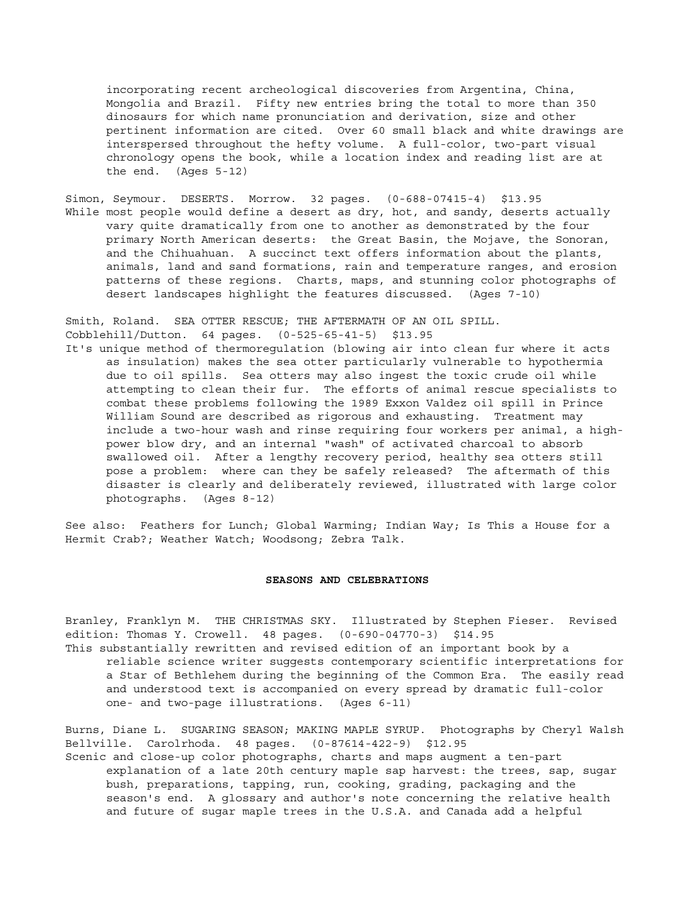incorporating recent archeological discoveries from Argentina, China, Mongolia and Brazil. Fifty new entries bring the total to more than 350 dinosaurs for which name pronunciation and derivation, size and other pertinent information are cited. Over 60 small black and white drawings are interspersed throughout the hefty volume. A full-color, two-part visual chronology opens the book, while a location index and reading list are at the end. (Ages 5-12)

Simon, Seymour. DESERTS. Morrow. 32 pages. (0-688-07415-4) $13.95
While most people would define a desert as dry, hot, and sandy, deserts actually vary quite dramatically from one to another as demonstrated by the four primary North American deserts: the Great Basin, the Mojave, the Sonoran, and the Chihuahuan. A succinct text offers information about the plants, animals, land and sand formations, rain and temperature ranges, and erosion patterns of these regions. Charts, maps, and stunning color photographs of desert landscapes highlight the features discussed. (Ages 7-10)

Smith, Roland. SEA OTTER RESCUE; THE AFTERMATH OF AN OIL SPILL. Cobblehill/Dutton. 64 pages. (0-525-65-41-5) $13.95
It's unique method of thermoregulation (blowing air into clean fur where it acts as insulation) makes the sea otter particularly vulnerable to hypothermia due to oil spills. Sea otters may also ingest the toxic crude oil while attempting to clean their fur. The efforts of animal rescue specialists to combat these problems following the 1989 Exxon Valdez oil spill in Prince William Sound are described as rigorous and exhausting. Treatment may include a two-hour wash and rinse requiring four workers per animal, a high-power blow dry, and an internal "wash" of activated charcoal to absorb swallowed oil. After a lengthy recovery period, healthy sea otters still pose a problem: where can they be safely released? The aftermath of this disaster is clearly and deliberately reviewed, illustrated with large color photographs. (Ages 8-12)

See also: Feathers for Lunch; Global Warming; Indian Way; Is This a House for a Hermit Crab?; Weather Watch; Woodsong; Zebra Talk.

## SEASONS AND CELEBRATIONS

Branley, Franklyn M. THE CHRISTMAS SKY. Illustrated by Stephen Fieser. Revised edition: Thomas Y. Crowell. 48 pages. (0-690-04770-3) $14.95
This substantially rewritten and revised edition of an important book by a reliable science writer suggests contemporary scientific interpretations for a Star of Bethlehem during the beginning of the Common Era. The easily read and understood text is accompanied on every spread by dramatic full-color one- and two-page illustrations. (Ages 6-11)

Burns, Diane L. SUGARING SEASON; MAKING MAPLE SYRUP. Photographs by Cheryl Walsh Bellville. Carolrhoda. 48 pages. (0-87614-422-9) $12.95
Scenic and close-up color photographs, charts and maps augment a ten-part explanation of a late 20th century maple sap harvest: the trees, sap, sugar bush, preparations, tapping, run, cooking, grading, packaging and the season's end. A glossary and author's note concerning the relative health and future of sugar maple trees in the U.S.A. and Canada add a helpful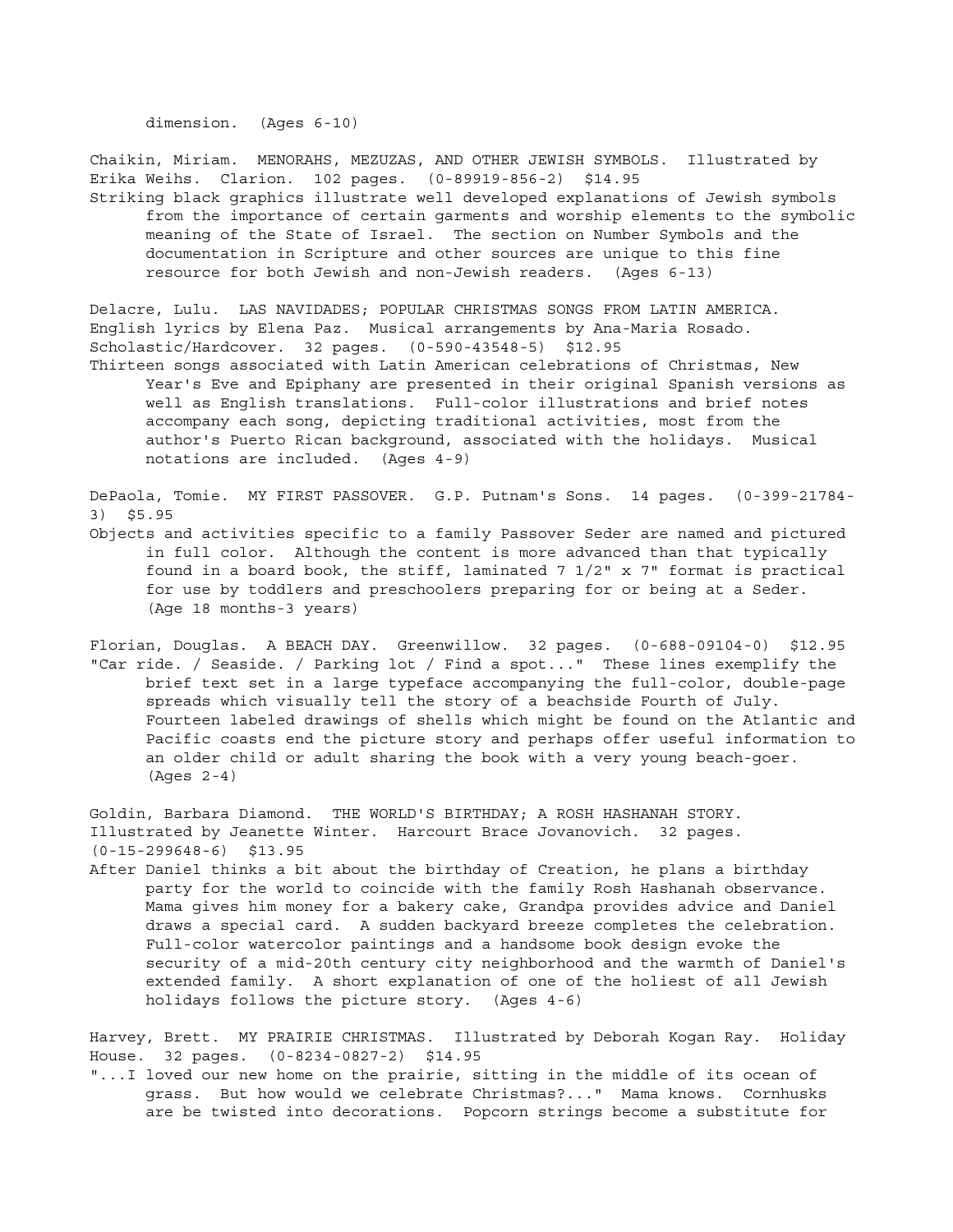dimension. (Ages 6-10)

Chaikin, Miriam. MENORAHS, MEZUZAS, AND OTHER JEWISH SYMBOLS. Illustrated by Erika Weihs. Clarion. 102 pages. (0-89919-856-2) $14.95

Striking black graphics illustrate well developed explanations of Jewish symbols from the importance of certain garments and worship elements to the symbolic meaning of the State of Israel. The section on Number Symbols and the documentation in Scripture and other sources are unique to this fine resource for both Jewish and non-Jewish readers. (Ages 6-13)

Delacre, Lulu. LAS NAVIDADES; POPULAR CHRISTMAS SONGS FROM LATIN AMERICA. English lyrics by Elena Paz. Musical arrangements by Ana-Maria Rosado. Scholastic/Hardcover. 32 pages. (0-590-43548-5) $12.95

Thirteen songs associated with Latin American celebrations of Christmas, New Year's Eve and Epiphany are presented in their original Spanish versions as well as English translations. Full-color illustrations and brief notes accompany each song, depicting traditional activities, most from the author's Puerto Rican background, associated with the holidays. Musical notations are included. (Ages 4-9)

DePaola, Tomie. MY FIRST PASSOVER. G.P. Putnam's Sons. 14 pages. (0-399-21784-3) $5.95

Objects and activities specific to a family Passover Seder are named and pictured in full color. Although the content is more advanced than that typically found in a board book, the stiff, laminated 7 1/2" x 7" format is practical for use by toddlers and preschoolers preparing for or being at a Seder. (Age 18 months-3 years)

Florian, Douglas. A BEACH DAY. Greenwillow. 32 pages. (0-688-09104-0) $12.95

"Car ride. / Seaside. / Parking lot / Find a spot..." These lines exemplify the brief text set in a large typeface accompanying the full-color, double-page spreads which visually tell the story of a beachside Fourth of July. Fourteen labeled drawings of shells which might be found on the Atlantic and Pacific coasts end the picture story and perhaps offer useful information to an older child or adult sharing the book with a very young beach-goer. (Ages 2-4)

Goldin, Barbara Diamond. THE WORLD'S BIRTHDAY; A ROSH HASHANAH STORY. Illustrated by Jeanette Winter. Harcourt Brace Jovanovich. 32 pages. (0-15-299648-6) $13.95

After Daniel thinks a bit about the birthday of Creation, he plans a birthday party for the world to coincide with the family Rosh Hashanah observance. Mama gives him money for a bakery cake, Grandpa provides advice and Daniel draws a special card. A sudden backyard breeze completes the celebration. Full-color watercolor paintings and a handsome book design evoke the security of a mid-20th century city neighborhood and the warmth of Daniel's extended family. A short explanation of one of the holiest of all Jewish holidays follows the picture story. (Ages 4-6)

Harvey, Brett. MY PRAIRIE CHRISTMAS. Illustrated by Deborah Kogan Ray. Holiday House. 32 pages. (0-8234-0827-2) $14.95

"...I loved our new home on the prairie, sitting in the middle of its ocean of grass. But how would we celebrate Christmas?..." Mama knows. Cornhusks are be twisted into decorations. Popcorn strings become a substitute for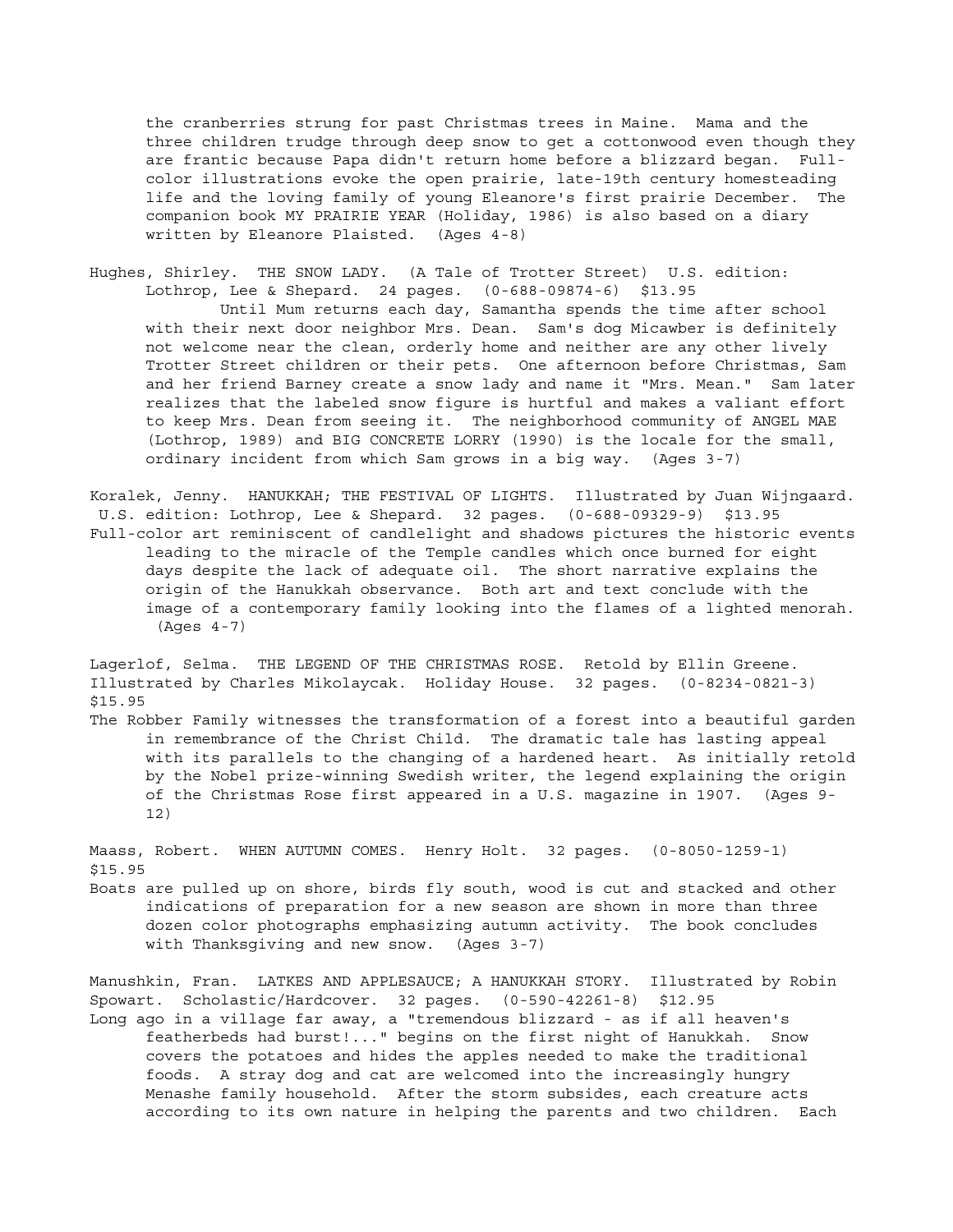the cranberries strung for past Christmas trees in Maine. Mama and the three children trudge through deep snow to get a cottonwood even though they are frantic because Papa didn't return home before a blizzard began. Full-color illustrations evoke the open prairie, late-19th century homesteading life and the loving family of young Eleanore's first prairie December. The companion book MY PRAIRIE YEAR (Holiday, 1986) is also based on a diary written by Eleanore Plaisted. (Ages 4-8)

Hughes, Shirley. THE SNOW LADY. (A Tale of Trotter Street) U.S. edition: Lothrop, Lee & Shepard. 24 pages. (0-688-09874-6) $13.95
Until Mum returns each day, Samantha spends the time after school with their next door neighbor Mrs. Dean. Sam's dog Micawber is definitely not welcome near the clean, orderly home and neither are any other lively Trotter Street children or their pets. One afternoon before Christmas, Sam and her friend Barney create a snow lady and name it "Mrs. Mean." Sam later realizes that the labeled snow figure is hurtful and makes a valiant effort to keep Mrs. Dean from seeing it. The neighborhood community of ANGEL MAE (Lothrop, 1989) and BIG CONCRETE LORRY (1990) is the locale for the small, ordinary incident from which Sam grows in a big way. (Ages 3-7)

Koralek, Jenny. HANUKKAH; THE FESTIVAL OF LIGHTS. Illustrated by Juan Wijngaard. U.S. edition: Lothrop, Lee & Shepard. 32 pages. (0-688-09329-9) $13.95
Full-color art reminiscent of candlelight and shadows pictures the historic events leading to the miracle of the Temple candles which once burned for eight days despite the lack of adequate oil. The short narrative explains the origin of the Hanukkah observance. Both art and text conclude with the image of a contemporary family looking into the flames of a lighted menorah. (Ages 4-7)

Lagerlof, Selma. THE LEGEND OF THE CHRISTMAS ROSE. Retold by Ellin Greene. Illustrated by Charles Mikolaycak. Holiday House. 32 pages. (0-8234-0821-3) $15.95
The Robber Family witnesses the transformation of a forest into a beautiful garden in remembrance of the Christ Child. The dramatic tale has lasting appeal with its parallels to the changing of a hardened heart. As initially retold by the Nobel prize-winning Swedish writer, the legend explaining the origin of the Christmas Rose first appeared in a U.S. magazine in 1907. (Ages 9-12)

Maass, Robert. WHEN AUTUMN COMES. Henry Holt. 32 pages. (0-8050-1259-1) $15.95
Boats are pulled up on shore, birds fly south, wood is cut and stacked and other indications of preparation for a new season are shown in more than three dozen color photographs emphasizing autumn activity. The book concludes with Thanksgiving and new snow. (Ages 3-7)

Manushkin, Fran. LATKES AND APPLESAUCE; A HANUKKAH STORY. Illustrated by Robin Spowart. Scholastic/Hardcover. 32 pages. (0-590-42261-8) $12.95
Long ago in a village far away, a "tremendous blizzard - as if all heaven's featherbeds had burst!..." begins on the first night of Hanukkah. Snow covers the potatoes and hides the apples needed to make the traditional foods. A stray dog and cat are welcomed into the increasingly hungry Menashe family household. After the storm subsides, each creature acts according to its own nature in helping the parents and two children. Each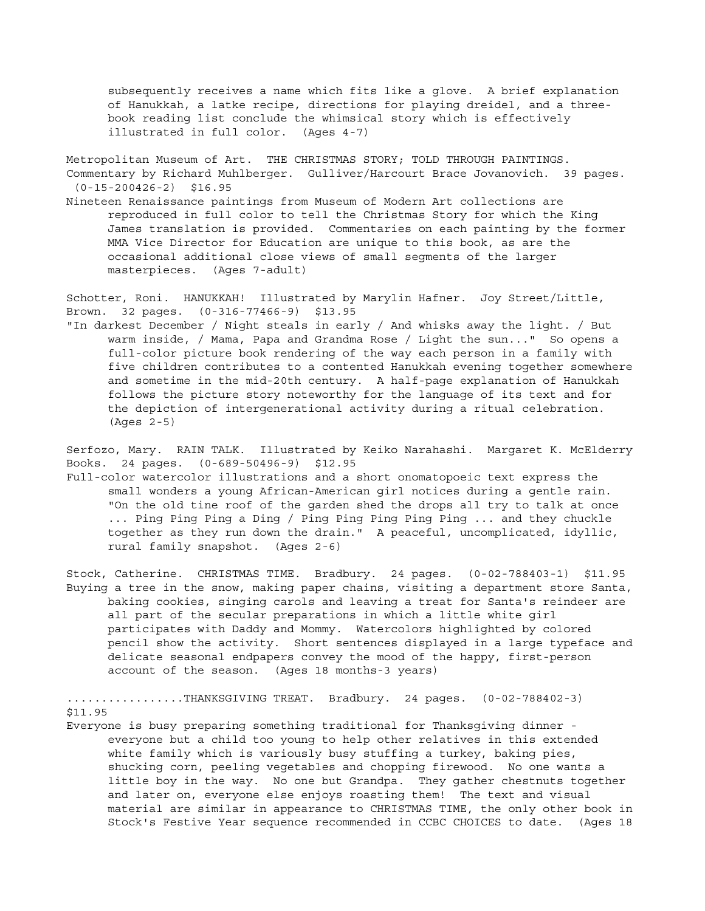subsequently receives a name which fits like a glove. A brief explanation of Hanukkah, a latke recipe, directions for playing dreidel, and a three-book reading list conclude the whimsical story which is effectively illustrated in full color. (Ages 4-7)

Metropolitan Museum of Art. THE CHRISTMAS STORY; TOLD THROUGH PAINTINGS. Commentary by Richard Muhlberger. Gulliver/Harcourt Brace Jovanovich. 39 pages. (0-15-200426-2) $16.95

Nineteen Renaissance paintings from Museum of Modern Art collections are reproduced in full color to tell the Christmas Story for which the King James translation is provided. Commentaries on each painting by the former MMA Vice Director for Education are unique to this book, as are the occasional additional close views of small segments of the larger masterpieces. (Ages 7-adult)

Schotter, Roni. HANUKKAH! Illustrated by Marylin Hafner. Joy Street/Little, Brown. 32 pages. (0-316-77466-9) $13.95

"In darkest December / Night steals in early / And whisks away the light. / But warm inside, / Mama, Papa and Grandma Rose / Light the sun..." So opens a full-color picture book rendering of the way each person in a family with five children contributes to a contented Hanukkah evening together somewhere and sometime in the mid-20th century. A half-page explanation of Hanukkah follows the picture story noteworthy for the language of its text and for the depiction of intergenerational activity during a ritual celebration. (Ages 2-5)

Serfozo, Mary. RAIN TALK. Illustrated by Keiko Narahashi. Margaret K. McElderry Books. 24 pages. (0-689-50496-9) $12.95

Full-color watercolor illustrations and a short onomatopoeic text express the small wonders a young African-American girl notices during a gentle rain. "On the old tine roof of the garden shed the drops all try to talk at once ... Ping Ping Ping a Ding / Ping Ping Ping Ping Ping ... and they chuckle together as they run down the drain." A peaceful, uncomplicated, idyllic, rural family snapshot. (Ages 2-6)

Stock, Catherine. CHRISTMAS TIME. Bradbury. 24 pages. (0-02-788403-1) $11.95

Buying a tree in the snow, making paper chains, visiting a department store Santa, baking cookies, singing carols and leaving a treat for Santa's reindeer are all part of the secular preparations in which a little white girl participates with Daddy and Mommy. Watercolors highlighted by colored pencil show the activity. Short sentences displayed in a large typeface and delicate seasonal endpapers convey the mood of the happy, first-person account of the season. (Ages 18 months-3 years)

.................THANKSGIVING TREAT. Bradbury. 24 pages. (0-02-788402-3) $11.95

Everyone is busy preparing something traditional for Thanksgiving dinner - everyone but a child too young to help other relatives in this extended white family which is variously busy stuffing a turkey, baking pies, shucking corn, peeling vegetables and chopping firewood. No one wants a little boy in the way. No one but Grandpa. They gather chestnuts together and later on, everyone else enjoys roasting them! The text and visual material are similar in appearance to CHRISTMAS TIME, the only other book in Stock's Festive Year sequence recommended in CCBC CHOICES to date. (Ages 18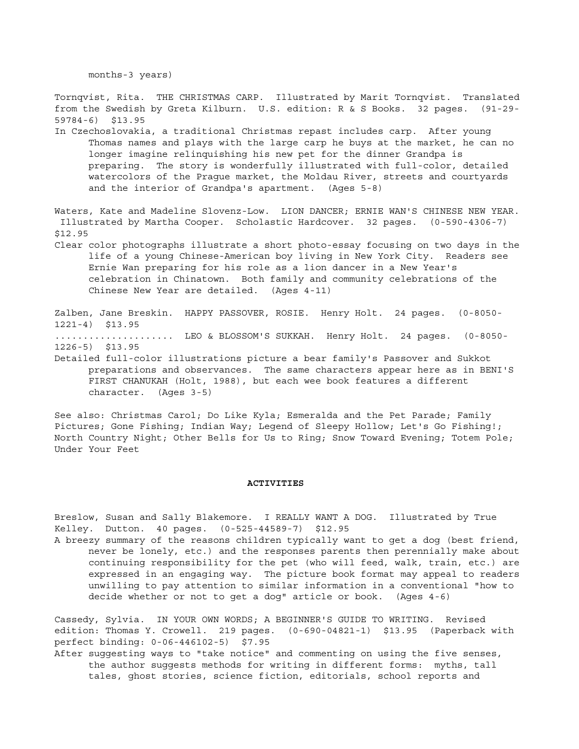months-3 years)

Tornqvist, Rita. THE CHRISTMAS CARP. Illustrated by Marit Tornqvist. Translated from the Swedish by Greta Kilburn. U.S. edition: R & S Books. 32 pages. (91-29-59784-6) $13.95

In Czechoslovakia, a traditional Christmas repast includes carp. After young Thomas names and plays with the large carp he buys at the market, he can no longer imagine relinquishing his new pet for the dinner Grandpa is preparing. The story is wonderfully illustrated with full-color, detailed watercolors of the Prague market, the Moldau River, streets and courtyards and the interior of Grandpa's apartment. (Ages 5-8)

Waters, Kate and Madeline Slovenz-Low. LION DANCER; ERNIE WAN'S CHINESE NEW YEAR. Illustrated by Martha Cooper. Scholastic Hardcover. 32 pages. (0-590-4306-7) $12.95

Clear color photographs illustrate a short photo-essay focusing on two days in the life of a young Chinese-American boy living in New York City. Readers see Ernie Wan preparing for his role as a lion dancer in a New Year's celebration in Chinatown. Both family and community celebrations of the Chinese New Year are detailed. (Ages 4-11)

Zalben, Jane Breskin. HAPPY PASSOVER, ROSIE. Henry Holt. 24 pages. (0-8050-1221-4) $13.95

.................... LEO & BLOSSOM'S SUKKAH. Henry Holt. 24 pages. (0-8050-1226-5) $13.95

Detailed full-color illustrations picture a bear family's Passover and Sukkot preparations and observances. The same characters appear here as in BENI'S FIRST CHANUKAH (Holt, 1988), but each wee book features a different character. (Ages 3-5)

See also: Christmas Carol; Do Like Kyla; Esmeralda and the Pet Parade; Family Pictures; Gone Fishing; Indian Way; Legend of Sleepy Hollow; Let's Go Fishing!; North Country Night; Other Bells for Us to Ring; Snow Toward Evening; Totem Pole; Under Your Feet

## ACTIVITIES

Breslow, Susan and Sally Blakemore. I REALLY WANT A DOG. Illustrated by True Kelley. Dutton. 40 pages. (0-525-44589-7) $12.95

A breezy summary of the reasons children typically want to get a dog (best friend, never be lonely, etc.) and the responses parents then perennially make about continuing responsibility for the pet (who will feed, walk, train, etc.) are expressed in an engaging way. The picture book format may appeal to readers unwilling to pay attention to similar information in a conventional "how to decide whether or not to get a dog" article or book. (Ages 4-6)

Cassedy, Sylvia. IN YOUR OWN WORDS; A BEGINNER'S GUIDE TO WRITING. Revised edition: Thomas Y. Crowell. 219 pages. (0-690-04821-1) $13.95 (Paperback with perfect binding: 0-06-446102-5) $7.95

After suggesting ways to "take notice" and commenting on using the five senses, the author suggests methods for writing in different forms: myths, tall tales, ghost stories, science fiction, editorials, school reports and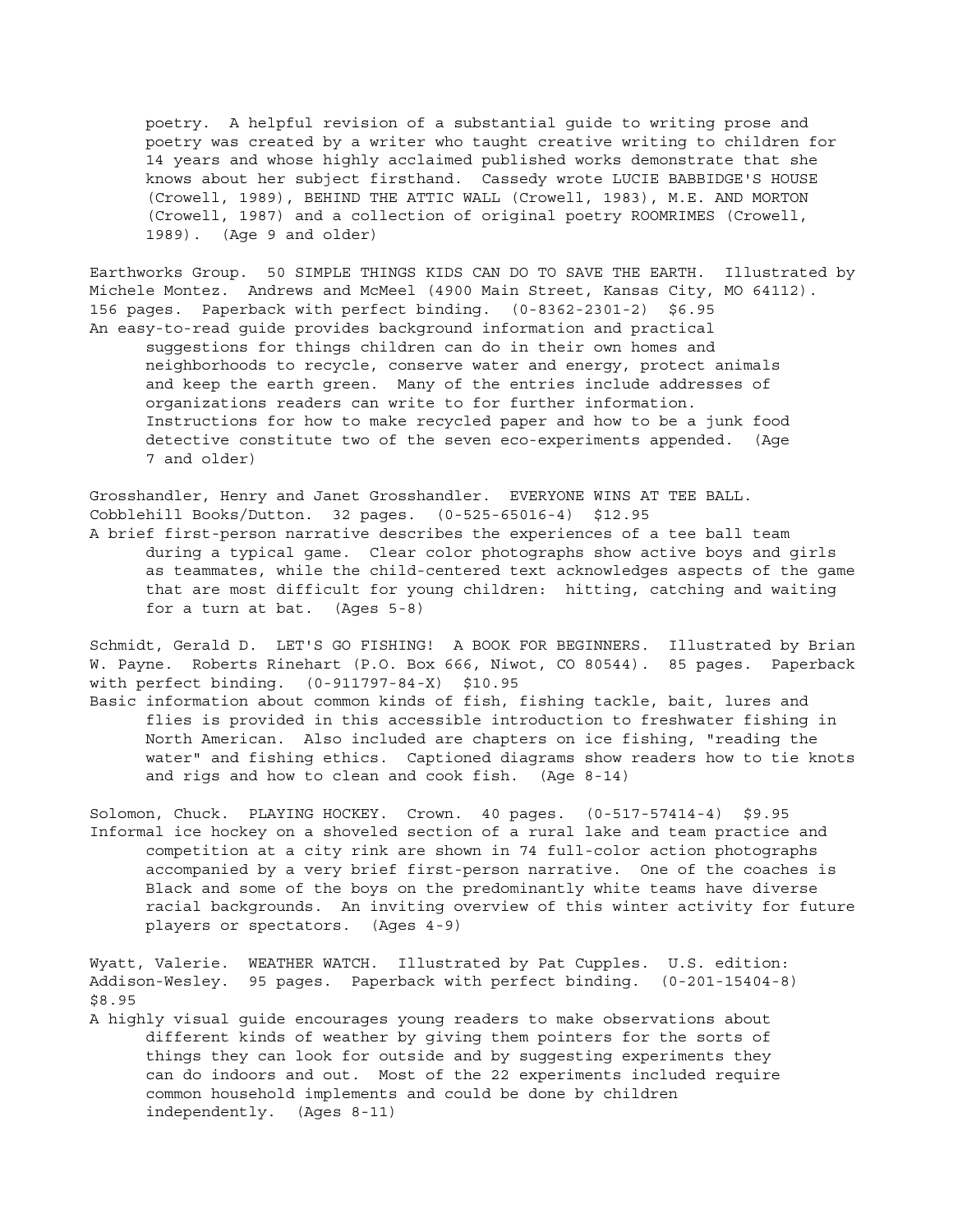poetry. A helpful revision of a substantial guide to writing prose and poetry was created by a writer who taught creative writing to children for 14 years and whose highly acclaimed published works demonstrate that she knows about her subject firsthand. Cassedy wrote LUCIE BABBIDGE'S HOUSE (Crowell, 1989), BEHIND THE ATTIC WALL (Crowell, 1983), M.E. AND MORTON (Crowell, 1987) and a collection of original poetry ROOMRIMES (Crowell, 1989). (Age 9 and older)

Earthworks Group. 50 SIMPLE THINGS KIDS CAN DO TO SAVE THE EARTH. Illustrated by Michele Montez. Andrews and McMeel (4900 Main Street, Kansas City, MO 64112). 156 pages. Paperback with perfect binding. (0-8362-2301-2) $6.95

An easy-to-read guide provides background information and practical suggestions for things children can do in their own homes and neighborhoods to recycle, conserve water and energy, protect animals and keep the earth green. Many of the entries include addresses of organizations readers can write to for further information. Instructions for how to make recycled paper and how to be a junk food detective constitute two of the seven eco-experiments appended. (Age 7 and older)

Grosshandler, Henry and Janet Grosshandler. EVERYONE WINS AT TEE BALL. Cobblehill Books/Dutton. 32 pages. (0-525-65016-4) $12.95

A brief first-person narrative describes the experiences of a tee ball team during a typical game. Clear color photographs show active boys and girls as teammates, while the child-centered text acknowledges aspects of the game that are most difficult for young children: hitting, catching and waiting for a turn at bat. (Ages 5-8)

Schmidt, Gerald D. LET'S GO FISHING! A BOOK FOR BEGINNERS. Illustrated by Brian W. Payne. Roberts Rinehart (P.O. Box 666, Niwot, CO 80544). 85 pages. Paperback with perfect binding. (0-911797-84-X) $10.95

Basic information about common kinds of fish, fishing tackle, bait, lures and flies is provided in this accessible introduction to freshwater fishing in North American. Also included are chapters on ice fishing, "reading the water" and fishing ethics. Captioned diagrams show readers how to tie knots and rigs and how to clean and cook fish. (Age 8-14)

Solomon, Chuck. PLAYING HOCKEY. Crown. 40 pages. (0-517-57414-4) $9.95

Informal ice hockey on a shoveled section of a rural lake and team practice and competition at a city rink are shown in 74 full-color action photographs accompanied by a very brief first-person narrative. One of the coaches is Black and some of the boys on the predominantly white teams have diverse racial backgrounds. An inviting overview of this winter activity for future players or spectators. (Ages 4-9)

Wyatt, Valerie. WEATHER WATCH. Illustrated by Pat Cupples. U.S. edition: Addison-Wesley. 95 pages. Paperback with perfect binding. (0-201-15404-8) $8.95

A highly visual guide encourages young readers to make observations about different kinds of weather by giving them pointers for the sorts of things they can look for outside and by suggesting experiments they can do indoors and out. Most of the 22 experiments included require common household implements and could be done by children independently. (Ages 8-11)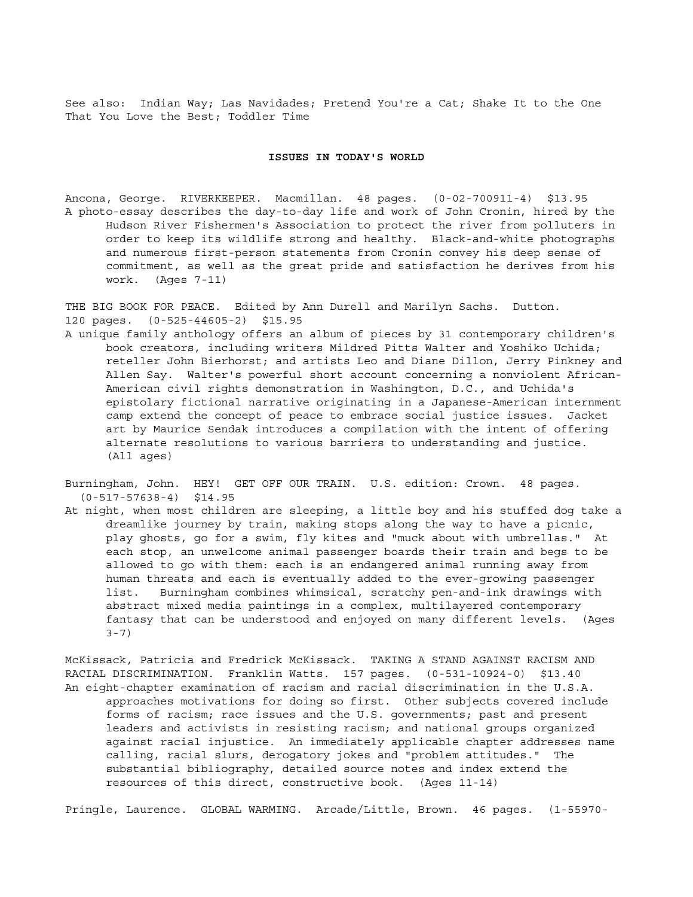See also: Indian Way; Las Navidades; Pretend You're a Cat; Shake It to the One That You Love the Best; Toddler Time

## ISSUES IN TODAY'S WORLD

Ancona, George. RIVERKEEPER. Macmillan. 48 pages. (0-02-700911-4) $13.95
A photo-essay describes the day-to-day life and work of John Cronin, hired by the Hudson River Fishermen's Association to protect the river from polluters in order to keep its wildlife strong and healthy. Black-and-white photographs and numerous first-person statements from Cronin convey his deep sense of commitment, as well as the great pride and satisfaction he derives from his work. (Ages 7-11)

THE BIG BOOK FOR PEACE. Edited by Ann Durell and Marilyn Sachs. Dutton. 120 pages. (0-525-44605-2) $15.95
A unique family anthology offers an album of pieces by 31 contemporary children's book creators, including writers Mildred Pitts Walter and Yoshiko Uchida; reteller John Bierhorst; and artists Leo and Diane Dillon, Jerry Pinkney and Allen Say. Walter's powerful short account concerning a nonviolent African-American civil rights demonstration in Washington, D.C., and Uchida's epistolary fictional narrative originating in a Japanese-American internment camp extend the concept of peace to embrace social justice issues. Jacket art by Maurice Sendak introduces a compilation with the intent of offering alternate resolutions to various barriers to understanding and justice. (All ages)

Burningham, John. HEY! GET OFF OUR TRAIN. U.S. edition: Crown. 48 pages. (0-517-57638-4) $14.95
At night, when most children are sleeping, a little boy and his stuffed dog take a dreamlike journey by train, making stops along the way to have a picnic, play ghosts, go for a swim, fly kites and "muck about with umbrellas." At each stop, an unwelcome animal passenger boards their train and begs to be allowed to go with them: each is an endangered animal running away from human threats and each is eventually added to the ever-growing passenger list. Burningham combines whimsical, scratchy pen-and-ink drawings with abstract mixed media paintings in a complex, multilayered contemporary fantasy that can be understood and enjoyed on many different levels. (Ages 3-7)

McKissack, Patricia and Fredrick McKissack. TAKING A STAND AGAINST RACISM AND RACIAL DISCRIMINATION. Franklin Watts. 157 pages. (0-531-10924-0) $13.40
An eight-chapter examination of racism and racial discrimination in the U.S.A. approaches motivations for doing so first. Other subjects covered include forms of racism; race issues and the U.S. governments; past and present leaders and activists in resisting racism; and national groups organized against racial injustice. An immediately applicable chapter addresses name calling, racial slurs, derogatory jokes and "problem attitudes." The substantial bibliography, detailed source notes and index extend the resources of this direct, constructive book. (Ages 11-14)

Pringle, Laurence. GLOBAL WARMING. Arcade/Little, Brown. 46 pages. (1-55970-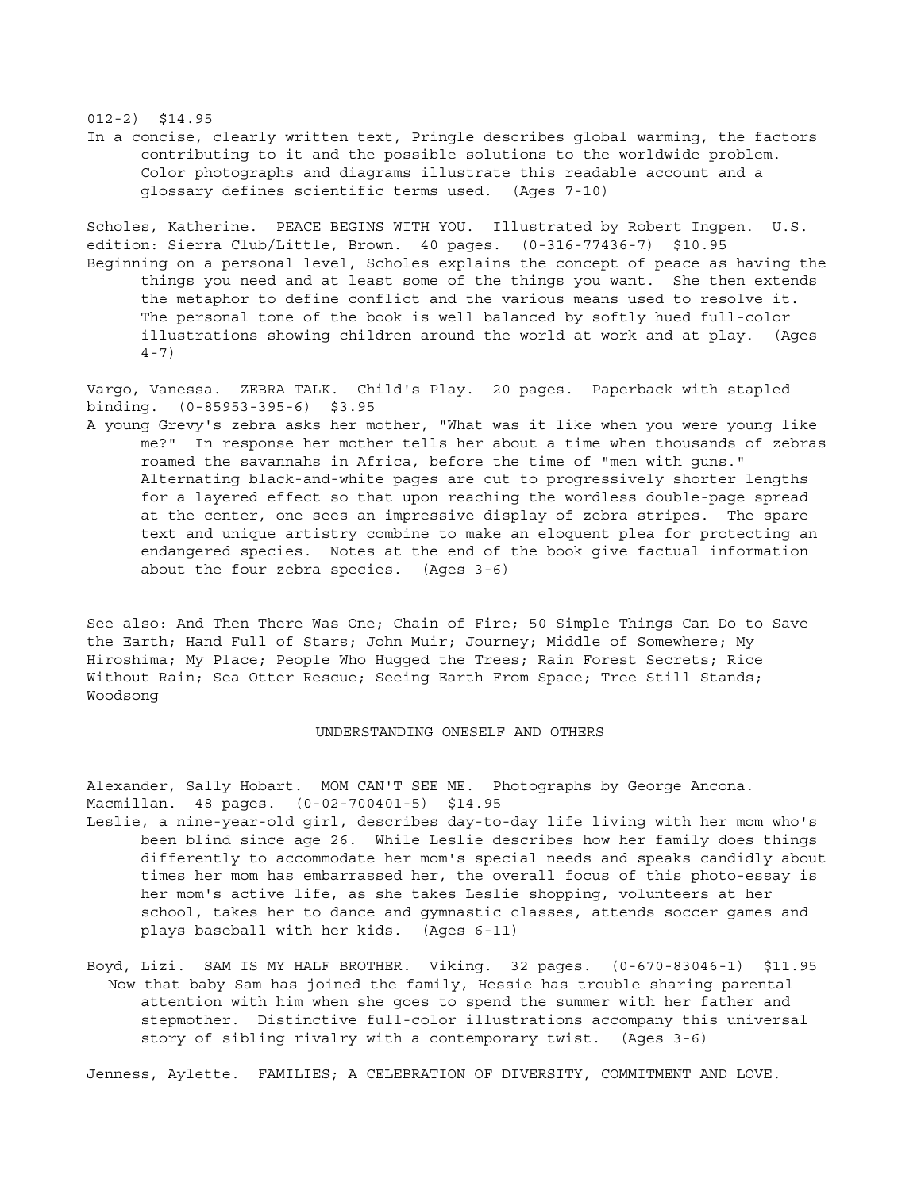012-2) $14.95

In a concise, clearly written text, Pringle describes global warming, the factors contributing to it and the possible solutions to the worldwide problem. Color photographs and diagrams illustrate this readable account and a glossary defines scientific terms used. (Ages 7-10)

Scholes, Katherine. PEACE BEGINS WITH YOU. Illustrated by Robert Ingpen. U.S. edition: Sierra Club/Little, Brown. 40 pages. (0-316-77436-7) $10.95

Beginning on a personal level, Scholes explains the concept of peace as having the things you need and at least some of the things you want. She then extends the metaphor to define conflict and the various means used to resolve it. The personal tone of the book is well balanced by softly hued full-color illustrations showing children around the world at work and at play. (Ages 4-7)

Vargo, Vanessa. ZEBRA TALK. Child's Play. 20 pages. Paperback with stapled binding. (0-85953-395-6) $3.95

A young Grevy's zebra asks her mother, "What was it like when you were young like me?" In response her mother tells her about a time when thousands of zebras roamed the savannahs in Africa, before the time of "men with guns." Alternating black-and-white pages are cut to progressively shorter lengths for a layered effect so that upon reaching the wordless double-page spread at the center, one sees an impressive display of zebra stripes. The spare text and unique artistry combine to make an eloquent plea for protecting an endangered species. Notes at the end of the book give factual information about the four zebra species. (Ages 3-6)

See also: And Then There Was One; Chain of Fire; 50 Simple Things Can Do to Save the Earth; Hand Full of Stars; John Muir; Journey; Middle of Somewhere; My Hiroshima; My Place; People Who Hugged the Trees; Rain Forest Secrets; Rice Without Rain; Sea Otter Rescue; Seeing Earth From Space; Tree Still Stands; Woodsong

## UNDERSTANDING ONESELF AND OTHERS

Alexander, Sally Hobart. MOM CAN'T SEE ME. Photographs by George Ancona. Macmillan. 48 pages. (0-02-700401-5) $14.95

Leslie, a nine-year-old girl, describes day-to-day life living with her mom who's been blind since age 26. While Leslie describes how her family does things differently to accommodate her mom's special needs and speaks candidly about times her mom has embarrassed her, the overall focus of this photo-essay is her mom's active life, as she takes Leslie shopping, volunteers at her school, takes her to dance and gymnastic classes, attends soccer games and plays baseball with her kids. (Ages 6-11)

Boyd, Lizi. SAM IS MY HALF BROTHER. Viking. 32 pages. (0-670-83046-1) $11.95

Now that baby Sam has joined the family, Hessie has trouble sharing parental attention with him when she goes to spend the summer with her father and stepmother. Distinctive full-color illustrations accompany this universal story of sibling rivalry with a contemporary twist. (Ages 3-6)

Jenness, Aylette. FAMILIES; A CELEBRATION OF DIVERSITY, COMMITMENT AND LOVE.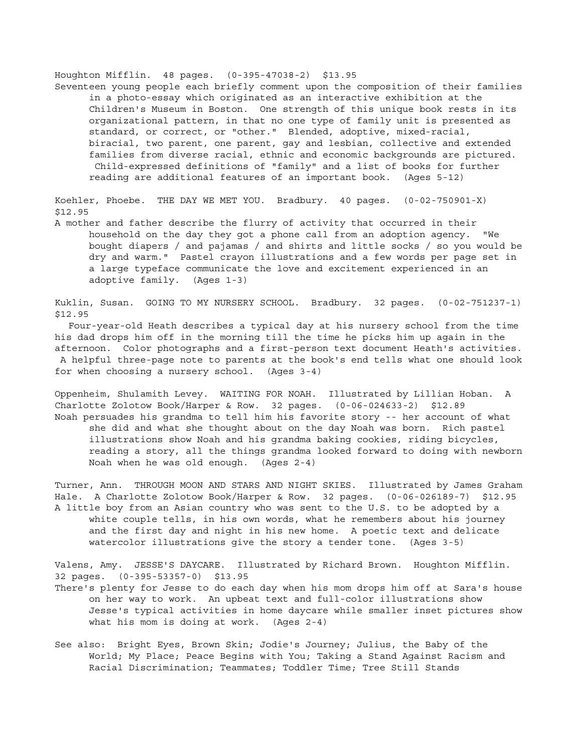Houghton Mifflin. 48 pages. (0-395-47038-2) $13.95

Seventeen young people each briefly comment upon the composition of their families in a photo-essay which originated as an interactive exhibition at the Children's Museum in Boston. One strength of this unique book rests in its organizational pattern, in that no one type of family unit is presented as standard, or correct, or "other." Blended, adoptive, mixed-racial, biracial, two parent, one parent, gay and lesbian, collective and extended families from diverse racial, ethnic and economic backgrounds are pictured. Child-expressed definitions of "family" and a list of books for further reading are additional features of an important book. (Ages 5-12)

Koehler, Phoebe. THE DAY WE MET YOU. Bradbury. 40 pages. (0-02-750901-X) $12.95

A mother and father describe the flurry of activity that occurred in their household on the day they got a phone call from an adoption agency. "We bought diapers / and pajamas / and shirts and little socks / so you would be dry and warm." Pastel crayon illustrations and a few words per page set in a large typeface communicate the love and excitement experienced in an adoptive family. (Ages 1-3)

Kuklin, Susan. GOING TO MY NURSERY SCHOOL. Bradbury. 32 pages. (0-02-751237-1) $12.95

Four-year-old Heath describes a typical day at his nursery school from the time his dad drops him off in the morning till the time he picks him up again in the afternoon. Color photographs and a first-person text document Heath's activities. A helpful three-page note to parents at the book's end tells what one should look for when choosing a nursery school. (Ages 3-4)

Oppenheim, Shulamith Levey. WAITING FOR NOAH. Illustrated by Lillian Hoban. A Charlotte Zolotow Book/Harper & Row. 32 pages. (0-06-024633-2) $12.89

Noah persuades his grandma to tell him his favorite story -- her account of what she did and what she thought about on the day Noah was born. Rich pastel illustrations show Noah and his grandma baking cookies, riding bicycles, reading a story, all the things grandma looked forward to doing with newborn Noah when he was old enough. (Ages 2-4)

Turner, Ann. THROUGH MOON AND STARS AND NIGHT SKIES. Illustrated by James Graham Hale. A Charlotte Zolotow Book/Harper & Row. 32 pages. (0-06-026189-7) $12.95

A little boy from an Asian country who was sent to the U.S. to be adopted by a white couple tells, in his own words, what he remembers about his journey and the first day and night in his new home. A poetic text and delicate watercolor illustrations give the story a tender tone. (Ages 3-5)

Valens, Amy. JESSE'S DAYCARE. Illustrated by Richard Brown. Houghton Mifflin. 32 pages. (0-395-53357-0) $13.95

There's plenty for Jesse to do each day when his mom drops him off at Sara's house on her way to work. An upbeat text and full-color illustrations show Jesse's typical activities in home daycare while smaller inset pictures show what his mom is doing at work. (Ages 2-4)

See also: Bright Eyes, Brown Skin; Jodie's Journey; Julius, the Baby of the World; My Place; Peace Begins with You; Taking a Stand Against Racism and Racial Discrimination; Teammates; Toddler Time; Tree Still Stands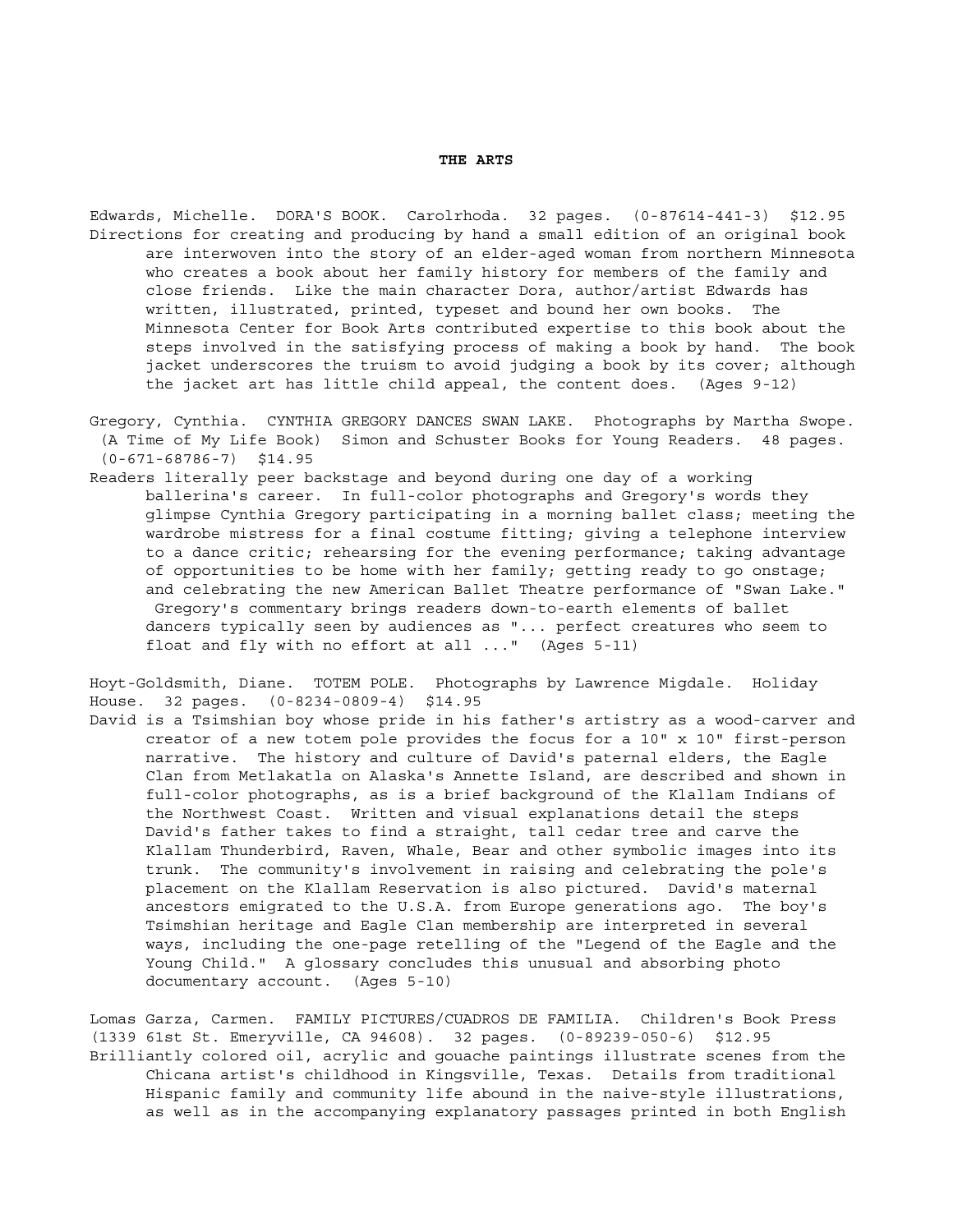## THE ARTS

Edwards, Michelle. DORA'S BOOK. Carolrhoda. 32 pages. (0-87614-441-3) $12.95
Directions for creating and producing by hand a small edition of an original book are interwoven into the story of an elder-aged woman from northern Minnesota who creates a book about her family history for members of the family and close friends. Like the main character Dora, author/artist Edwards has written, illustrated, printed, typeset and bound her own books. The Minnesota Center for Book Arts contributed expertise to this book about the steps involved in the satisfying process of making a book by hand. The book jacket underscores the truism to avoid judging a book by its cover; although the jacket art has little child appeal, the content does. (Ages 9-12)

Gregory, Cynthia. CYNTHIA GREGORY DANCES SWAN LAKE. Photographs by Martha Swope. (A Time of My Life Book) Simon and Schuster Books for Young Readers. 48 pages. (0-671-68786-7) $14.95
Readers literally peer backstage and beyond during one day of a working ballerina's career. In full-color photographs and Gregory's words they glimpse Cynthia Gregory participating in a morning ballet class; meeting the wardrobe mistress for a final costume fitting; giving a telephone interview to a dance critic; rehearsing for the evening performance; taking advantage of opportunities to be home with her family; getting ready to go onstage; and celebrating the new American Ballet Theatre performance of "Swan Lake." Gregory's commentary brings readers down-to-earth elements of ballet dancers typically seen by audiences as "... perfect creatures who seem to float and fly with no effort at all ..." (Ages 5-11)

Hoyt-Goldsmith, Diane. TOTEM POLE. Photographs by Lawrence Migdale. Holiday House. 32 pages. (0-8234-0809-4) $14.95
David is a Tsimshian boy whose pride in his father's artistry as a wood-carver and creator of a new totem pole provides the focus for a 10" x 10" first-person narrative. The history and culture of David's paternal elders, the Eagle Clan from Metlakatla on Alaska's Annette Island, are described and shown in full-color photographs, as is a brief background of the Klallam Indians of the Northwest Coast. Written and visual explanations detail the steps David's father takes to find a straight, tall cedar tree and carve the Klallam Thunderbird, Raven, Whale, Bear and other symbolic images into its trunk. The community's involvement in raising and celebrating the pole's placement on the Klallam Reservation is also pictured. David's maternal ancestors emigrated to the U.S.A. from Europe generations ago. The boy's Tsimshian heritage and Eagle Clan membership are interpreted in several ways, including the one-page retelling of the "Legend of the Eagle and the Young Child." A glossary concludes this unusual and absorbing photo documentary account. (Ages 5-10)

Lomas Garza, Carmen. FAMILY PICTURES/CUADROS DE FAMILIA. Children's Book Press (1339 61st St. Emeryville, CA 94608). 32 pages. (0-89239-050-6) $12.95
Brilliantly colored oil, acrylic and gouache paintings illustrate scenes from the Chicana artist's childhood in Kingsville, Texas. Details from traditional Hispanic family and community life abound in the naive-style illustrations, as well as in the accompanying explanatory passages printed in both English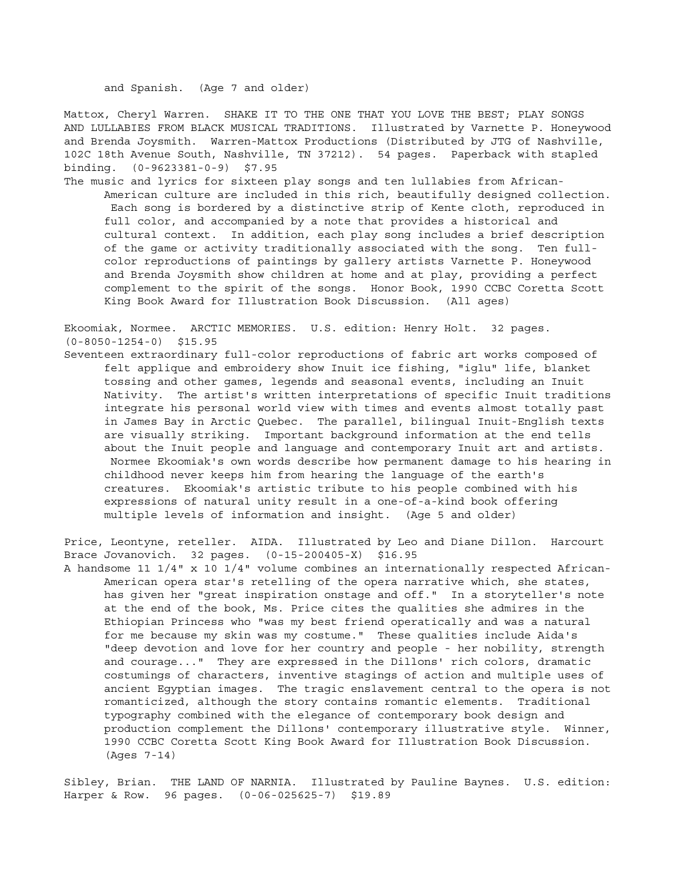and Spanish. (Age 7 and older)

Mattox, Cheryl Warren. SHAKE IT TO THE ONE THAT YOU LOVE THE BEST; PLAY SONGS AND LULLABIES FROM BLACK MUSICAL TRADITIONS. Illustrated by Varnette P. Honeywood and Brenda Joysmith. Warren-Mattox Productions (Distributed by JTG of Nashville, 102C 18th Avenue South, Nashville, TN 37212). 54 pages. Paperback with stapled binding. (0-9623381-0-9) $7.95

The music and lyrics for sixteen play songs and ten lullabies from African-American culture are included in this rich, beautifully designed collection. Each song is bordered by a distinctive strip of Kente cloth, reproduced in full color, and accompanied by a note that provides a historical and cultural context. In addition, each play song includes a brief description of the game or activity traditionally associated with the song. Ten full-color reproductions of paintings by gallery artists Varnette P. Honeywood and Brenda Joysmith show children at home and at play, providing a perfect complement to the spirit of the songs. Honor Book, 1990 CCBC Coretta Scott King Book Award for Illustration Book Discussion. (All ages)

Ekoomiak, Normee. ARCTIC MEMORIES. U.S. edition: Henry Holt. 32 pages. (0-8050-1254-0) $15.95

Seventeen extraordinary full-color reproductions of fabric art works composed of felt applique and embroidery show Inuit ice fishing, "iglu" life, blanket tossing and other games, legends and seasonal events, including an Inuit Nativity. The artist's written interpretations of specific Inuit traditions integrate his personal world view with times and events almost totally past in James Bay in Arctic Quebec. The parallel, bilingual Inuit-English texts are visually striking. Important background information at the end tells about the Inuit people and language and contemporary Inuit art and artists. Normee Ekoomiak's own words describe how permanent damage to his hearing in childhood never keeps him from hearing the language of the earth's creatures. Ekoomiak's artistic tribute to his people combined with his expressions of natural unity result in a one-of-a-kind book offering multiple levels of information and insight. (Age 5 and older)

Price, Leontyne, reteller. AIDA. Illustrated by Leo and Diane Dillon. Harcourt Brace Jovanovich. 32 pages. (0-15-200405-X) $16.95

A handsome 11 1/4" x 10 1/4" volume combines an internationally respected African-American opera star's retelling of the opera narrative which, she states, has given her "great inspiration onstage and off." In a storyteller's note at the end of the book, Ms. Price cites the qualities she admires in the Ethiopian Princess who "was my best friend operatically and was a natural for me because my skin was my costume." These qualities include Aida's "deep devotion and love for her country and people - her nobility, strength and courage..." They are expressed in the Dillons' rich colors, dramatic costumings of characters, inventive stagings of action and multiple uses of ancient Egyptian images. The tragic enslavement central to the opera is not romanticized, although the story contains romantic elements. Traditional typography combined with the elegance of contemporary book design and production complement the Dillons' contemporary illustrative style. Winner, 1990 CCBC Coretta Scott King Book Award for Illustration Book Discussion. (Ages 7-14)

Sibley, Brian. THE LAND OF NARNIA. Illustrated by Pauline Baynes. U.S. edition: Harper & Row. 96 pages. (0-06-025625-7) $19.89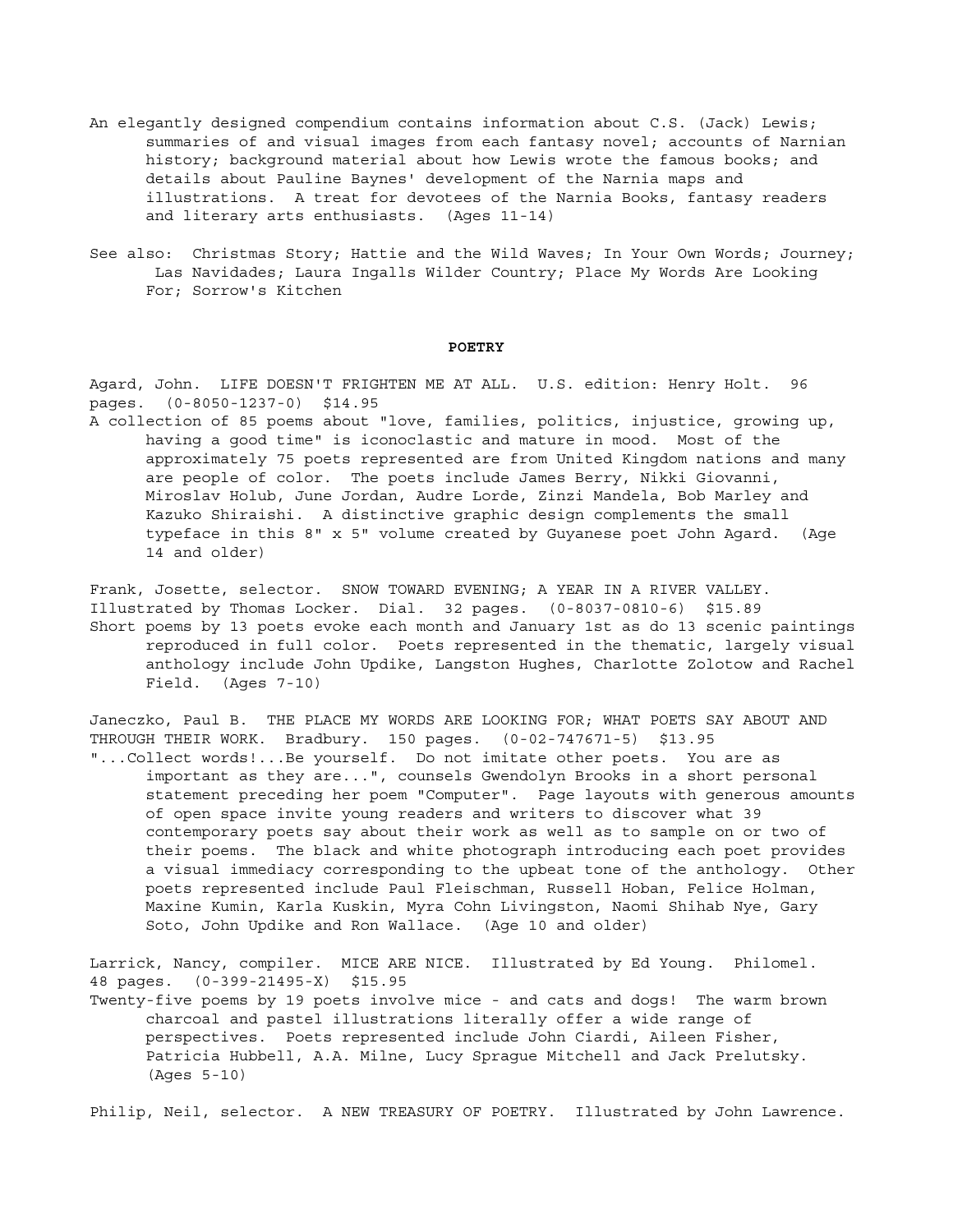An elegantly designed compendium contains information about C.S. (Jack) Lewis; summaries of and visual images from each fantasy novel; accounts of Narnian history; background material about how Lewis wrote the famous books; and details about Pauline Baynes' development of the Narnia maps and illustrations. A treat for devotees of the Narnia Books, fantasy readers and literary arts enthusiasts. (Ages 11-14)

See also: Christmas Story; Hattie and the Wild Waves; In Your Own Words; Journey; Las Navidades; Laura Ingalls Wilder Country; Place My Words Are Looking For; Sorrow's Kitchen

## POETRY

Agard, John. LIFE DOESN'T FRIGHTEN ME AT ALL. U.S. edition: Henry Holt. 96 pages. (0-8050-1237-0) $14.95

A collection of 85 poems about "love, families, politics, injustice, growing up, having a good time" is iconoclastic and mature in mood. Most of the approximately 75 poets represented are from United Kingdom nations and many are people of color. The poets include James Berry, Nikki Giovanni, Miroslav Holub, June Jordan, Audre Lorde, Zinzi Mandela, Bob Marley and Kazuko Shiraishi. A distinctive graphic design complements the small typeface in this 8" x 5" volume created by Guyanese poet John Agard. (Age 14 and older)

Frank, Josette, selector. SNOW TOWARD EVENING; A YEAR IN A RIVER VALLEY. Illustrated by Thomas Locker. Dial. 32 pages. (0-8037-0810-6) $15.89

Short poems by 13 poets evoke each month and January 1st as do 13 scenic paintings reproduced in full color. Poets represented in the thematic, largely visual anthology include John Updike, Langston Hughes, Charlotte Zolotow and Rachel Field. (Ages 7-10)

Janeczko, Paul B. THE PLACE MY WORDS ARE LOOKING FOR; WHAT POETS SAY ABOUT AND THROUGH THEIR WORK. Bradbury. 150 pages. (0-02-747671-5) $13.95

"...Collect words!...Be yourself. Do not imitate other poets. You are as important as they are...", counsels Gwendolyn Brooks in a short personal statement preceding her poem "Computer". Page layouts with generous amounts of open space invite young readers and writers to discover what 39 contemporary poets say about their work as well as to sample on or two of their poems. The black and white photograph introducing each poet provides a visual immediacy corresponding to the upbeat tone of the anthology. Other poets represented include Paul Fleischman, Russell Hoban, Felice Holman, Maxine Kumin, Karla Kuskin, Myra Cohn Livingston, Naomi Shihab Nye, Gary Soto, John Updike and Ron Wallace. (Age 10 and older)

Larrick, Nancy, compiler. MICE ARE NICE. Illustrated by Ed Young. Philomel. 48 pages. (0-399-21495-X) $15.95

Twenty-five poems by 19 poets involve mice - and cats and dogs! The warm brown charcoal and pastel illustrations literally offer a wide range of perspectives. Poets represented include John Ciardi, Aileen Fisher, Patricia Hubbell, A.A. Milne, Lucy Sprague Mitchell and Jack Prelutsky. (Ages 5-10)

Philip, Neil, selector. A NEW TREASURY OF POETRY. Illustrated by John Lawrence.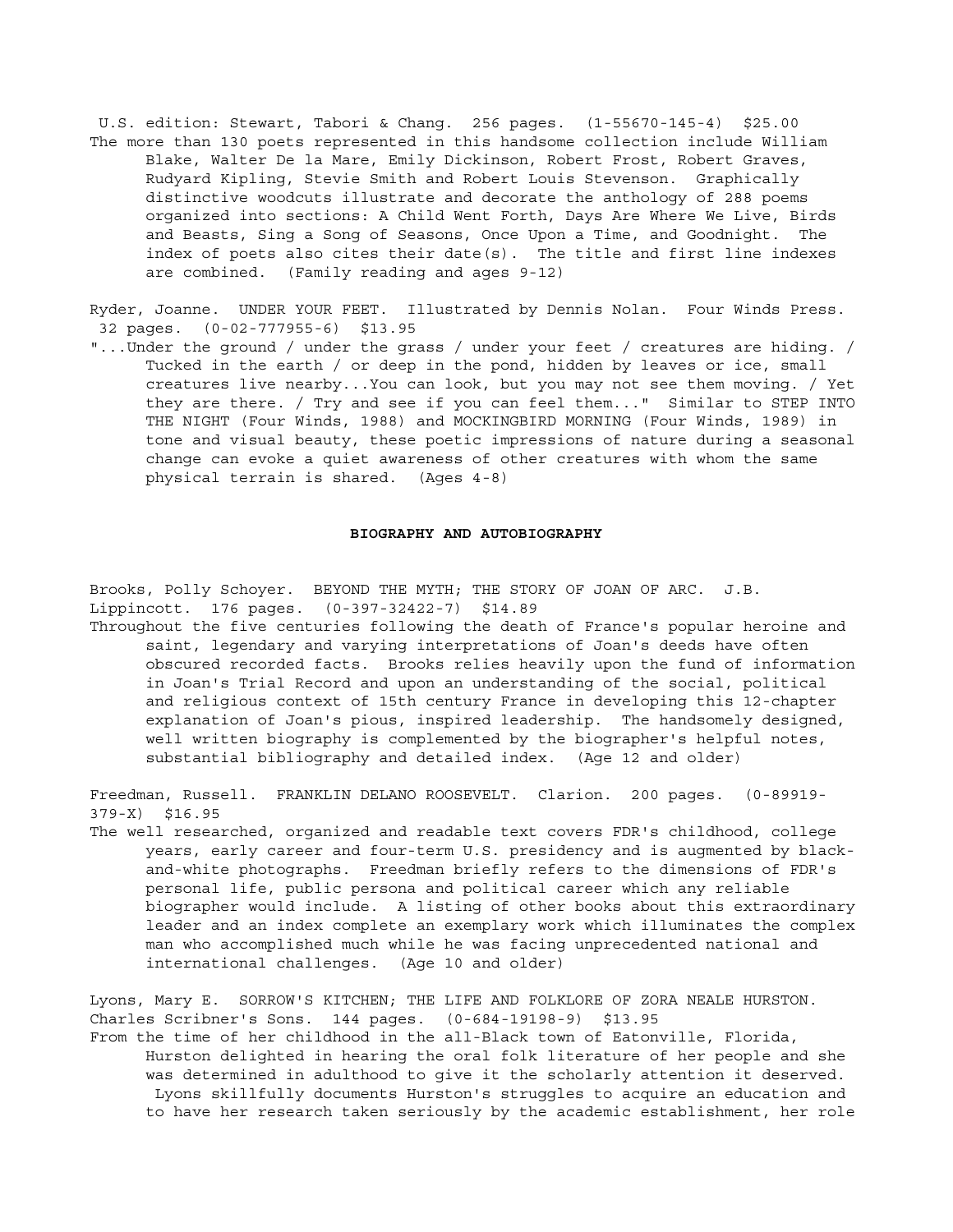U.S. edition: Stewart, Tabori & Chang. 256 pages. (1-55670-145-4) $25.00

The more than 130 poets represented in this handsome collection include William Blake, Walter De la Mare, Emily Dickinson, Robert Frost, Robert Graves, Rudyard Kipling, Stevie Smith and Robert Louis Stevenson. Graphically distinctive woodcuts illustrate and decorate the anthology of 288 poems organized into sections: A Child Went Forth, Days Are Where We Live, Birds and Beasts, Sing a Song of Seasons, Once Upon a Time, and Goodnight. The index of poets also cites their date(s). The title and first line indexes are combined. (Family reading and ages 9-12)

Ryder, Joanne. UNDER YOUR FEET. Illustrated by Dennis Nolan. Four Winds Press. 32 pages. (0-02-777955-6) $13.95

"...Under the ground / under the grass / under your feet / creatures are hiding. / Tucked in the earth / or deep in the pond, hidden by leaves or ice, small creatures live nearby...You can look, but you may not see them moving. / Yet they are there. / Try and see if you can feel them..." Similar to STEP INTO THE NIGHT (Four Winds, 1988) and MOCKINGBIRD MORNING (Four Winds, 1989) in tone and visual beauty, these poetic impressions of nature during a seasonal change can evoke a quiet awareness of other creatures with whom the same physical terrain is shared. (Ages 4-8)

**BIOGRAPHY AND AUTOBIOGRAPHY**

Brooks, Polly Schoyer. BEYOND THE MYTH; THE STORY OF JOAN OF ARC. J.B. Lippincott. 176 pages. (0-397-32422-7) $14.89

Throughout the five centuries following the death of France's popular heroine and saint, legendary and varying interpretations of Joan's deeds have often obscured recorded facts. Brooks relies heavily upon the fund of information in Joan's Trial Record and upon an understanding of the social, political and religious context of 15th century France in developing this 12-chapter explanation of Joan's pious, inspired leadership. The handsomely designed, well written biography is complemented by the biographer's helpful notes, substantial bibliography and detailed index. (Age 12 and older)

Freedman, Russell. FRANKLIN DELANO ROOSEVELT. Clarion. 200 pages. (0-89919-379-X) $16.95

The well researched, organized and readable text covers FDR's childhood, college years, early career and four-term U.S. presidency and is augmented by black-and-white photographs. Freedman briefly refers to the dimensions of FDR's personal life, public persona and political career which any reliable biographer would include. A listing of other books about this extraordinary leader and an index complete an exemplary work which illuminates the complex man who accomplished much while he was facing unprecedented national and international challenges. (Age 10 and older)

Lyons, Mary E. SORROW'S KITCHEN; THE LIFE AND FOLKLORE OF ZORA NEALE HURSTON. Charles Scribner's Sons. 144 pages. (0-684-19198-9) $13.95

From the time of her childhood in the all-Black town of Eatonville, Florida, Hurston delighted in hearing the oral folk literature of her people and she was determined in adulthood to give it the scholarly attention it deserved. Lyons skillfully documents Hurston's struggles to acquire an education and to have her research taken seriously by the academic establishment, her role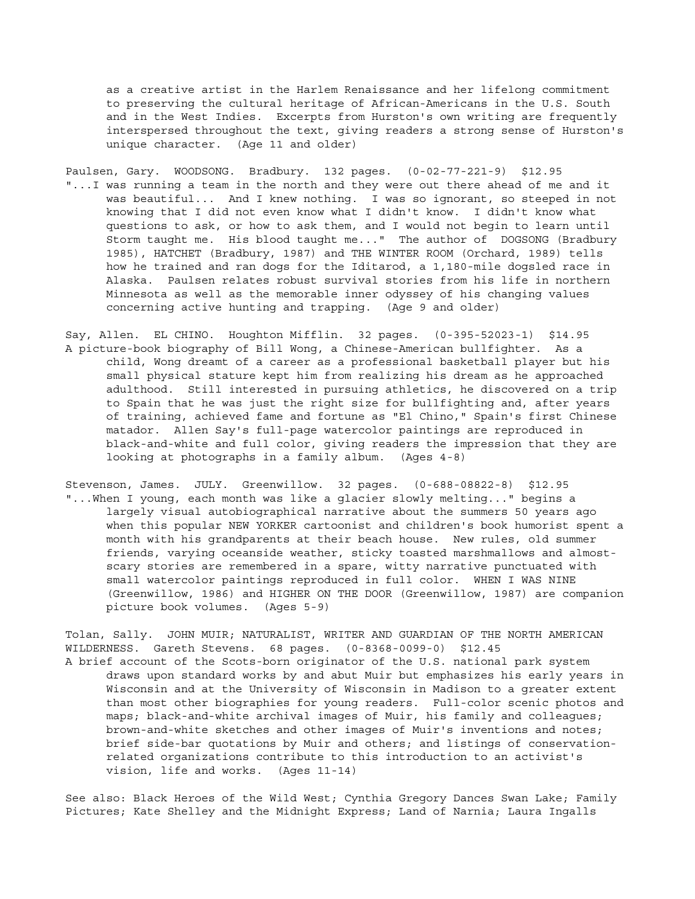as a creative artist in the Harlem Renaissance and her lifelong commitment to preserving the cultural heritage of African-Americans in the U.S. South and in the West Indies. Excerpts from Hurston's own writing are frequently interspersed throughout the text, giving readers a strong sense of Hurston's unique character. (Age 11 and older)

Paulsen, Gary. WOODSONG. Bradbury. 132 pages. (0-02-77-221-9) $12.95
"...I was running a team in the north and they were out there ahead of me and it was beautiful... And I knew nothing. I was so ignorant, so steeped in not knowing that I did not even know what I didn't know. I didn't know what questions to ask, or how to ask them, and I would not begin to learn until Storm taught me. His blood taught me..." The author of DOGSONG (Bradbury 1985), HATCHET (Bradbury, 1987) and THE WINTER ROOM (Orchard, 1989) tells how he trained and ran dogs for the Iditarod, a 1,180-mile dogsled race in Alaska. Paulsen relates robust survival stories from his life in northern Minnesota as well as the memorable inner odyssey of his changing values concerning active hunting and trapping. (Age 9 and older)

Say, Allen. EL CHINO. Houghton Mifflin. 32 pages. (0-395-52023-1) $14.95
A picture-book biography of Bill Wong, a Chinese-American bullfighter. As a child, Wong dreamt of a career as a professional basketball player but his small physical stature kept him from realizing his dream as he approached adulthood. Still interested in pursuing athletics, he discovered on a trip to Spain that he was just the right size for bullfighting and, after years of training, achieved fame and fortune as "El Chino," Spain's first Chinese matador. Allen Say's full-page watercolor paintings are reproduced in black-and-white and full color, giving readers the impression that they are looking at photographs in a family album. (Ages 4-8)

Stevenson, James. JULY. Greenwillow. 32 pages. (0-688-08822-8) $12.95
"...When I young, each month was like a glacier slowly melting..." begins a largely visual autobiographical narrative about the summers 50 years ago when this popular NEW YORKER cartoonist and children's book humorist spent a month with his grandparents at their beach house. New rules, old summer friends, varying oceanside weather, sticky toasted marshmallows and almost-scary stories are remembered in a spare, witty narrative punctuated with small watercolor paintings reproduced in full color. WHEN I WAS NINE (Greenwillow, 1986) and HIGHER ON THE DOOR (Greenwillow, 1987) are companion picture book volumes. (Ages 5-9)

Tolan, Sally. JOHN MUIR; NATURALIST, WRITER AND GUARDIAN OF THE NORTH AMERICAN WILDERNESS. Gareth Stevens. 68 pages. (0-8368-0099-0) $12.45
A brief account of the Scots-born originator of the U.S. national park system draws upon standard works by and abut Muir but emphasizes his early years in Wisconsin and at the University of Wisconsin in Madison to a greater extent than most other biographies for young readers. Full-color scenic photos and maps; black-and-white archival images of Muir, his family and colleagues; brown-and-white sketches and other images of Muir's inventions and notes; brief side-bar quotations by Muir and others; and listings of conservation-related organizations contribute to this introduction to an activist's vision, life and works. (Ages 11-14)

See also: Black Heroes of the Wild West; Cynthia Gregory Dances Swan Lake; Family Pictures; Kate Shelley and the Midnight Express; Land of Narnia; Laura Ingalls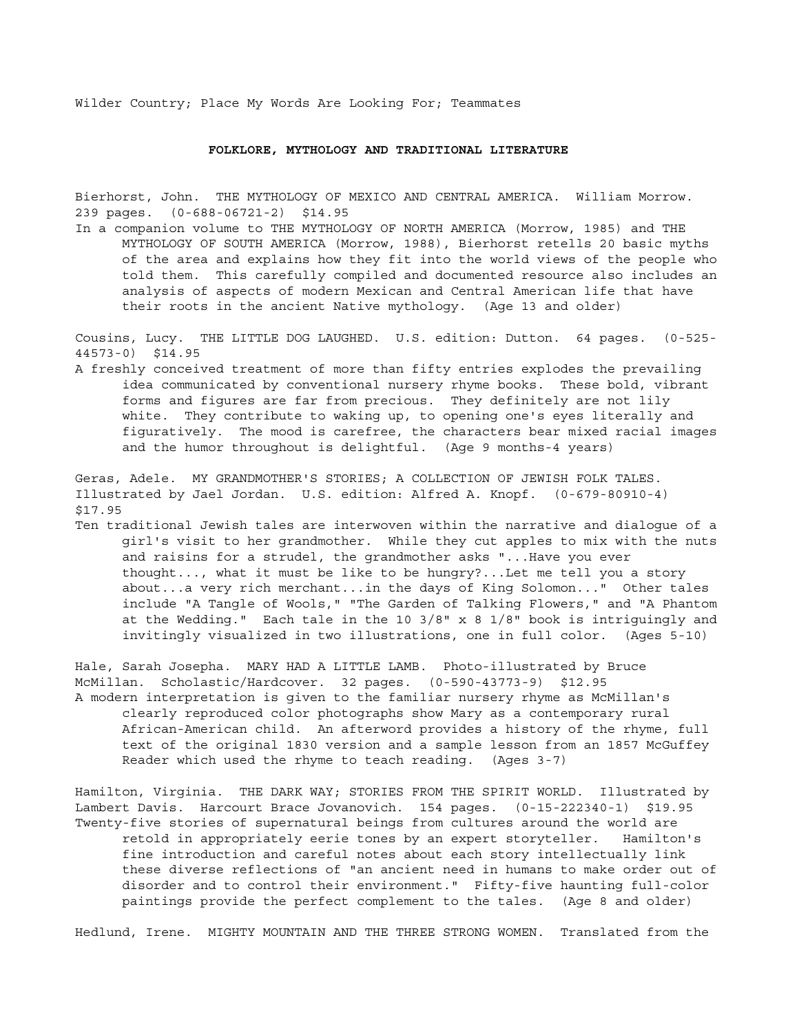Wilder Country; Place My Words Are Looking For; Teammates

## FOLKLORE, MYTHOLOGY AND TRADITIONAL LITERATURE

Bierhorst, John. THE MYTHOLOGY OF MEXICO AND CENTRAL AMERICA. William Morrow. 239 pages. (0-688-06721-2) $14.95

In a companion volume to THE MYTHOLOGY OF NORTH AMERICA (Morrow, 1985) and THE MYTHOLOGY OF SOUTH AMERICA (Morrow, 1988), Bierhorst retells 20 basic myths of the area and explains how they fit into the world views of the people who told them. This carefully compiled and documented resource also includes an analysis of aspects of modern Mexican and Central American life that have their roots in the ancient Native mythology. (Age 13 and older)

Cousins, Lucy. THE LITTLE DOG LAUGHED. U.S. edition: Dutton. 64 pages. (0-525-44573-0) $14.95

A freshly conceived treatment of more than fifty entries explodes the prevailing idea communicated by conventional nursery rhyme books. These bold, vibrant forms and figures are far from precious. They definitely are not lily white. They contribute to waking up, to opening one's eyes literally and figuratively. The mood is carefree, the characters bear mixed racial images and the humor throughout is delightful. (Age 9 months-4 years)

Geras, Adele. MY GRANDMOTHER'S STORIES; A COLLECTION OF JEWISH FOLK TALES. Illustrated by Jael Jordan. U.S. edition: Alfred A. Knopf. (0-679-80910-4) $17.95

Ten traditional Jewish tales are interwoven within the narrative and dialogue of a girl's visit to her grandmother. While they cut apples to mix with the nuts and raisins for a strudel, the grandmother asks "...Have you ever thought..., what it must be like to be hungry?...Let me tell you a story about...a very rich merchant...in the days of King Solomon..." Other tales include "A Tangle of Wools," "The Garden of Talking Flowers," and "A Phantom at the Wedding." Each tale in the 10 3/8" x 8 1/8" book is intriguingly and invitingly visualized in two illustrations, one in full color. (Ages 5-10)

Hale, Sarah Josepha. MARY HAD A LITTLE LAMB. Photo-illustrated by Bruce McMillan. Scholastic/Hardcover. 32 pages. (0-590-43773-9) $12.95

A modern interpretation is given to the familiar nursery rhyme as McMillan's clearly reproduced color photographs show Mary as a contemporary rural African-American child. An afterword provides a history of the rhyme, full text of the original 1830 version and a sample lesson from an 1857 McGuffey Reader which used the rhyme to teach reading. (Ages 3-7)

Hamilton, Virginia. THE DARK WAY; STORIES FROM THE SPIRIT WORLD. Illustrated by Lambert Davis. Harcourt Brace Jovanovich. 154 pages. (0-15-222340-1) $19.95

Twenty-five stories of supernatural beings from cultures around the world are retold in appropriately eerie tones by an expert storyteller. Hamilton's fine introduction and careful notes about each story intellectually link these diverse reflections of "an ancient need in humans to make order out of disorder and to control their environment." Fifty-five haunting full-color paintings provide the perfect complement to the tales. (Age 8 and older)

Hedlund, Irene. MIGHTY MOUNTAIN AND THE THREE STRONG WOMEN. Translated from the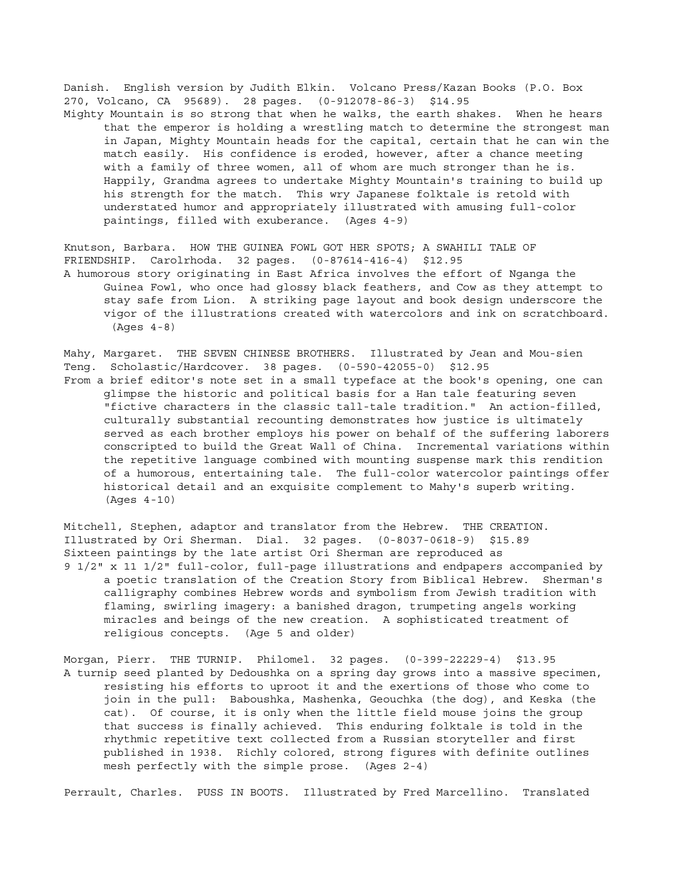Danish. English version by Judith Elkin. Volcano Press/Kazan Books (P.O. Box 270, Volcano, CA 95689). 28 pages. (0-912078-86-3) $14.95

Mighty Mountain is so strong that when he walks, the earth shakes. When he hears that the emperor is holding a wrestling match to determine the strongest man in Japan, Mighty Mountain heads for the capital, certain that he can win the match easily. His confidence is eroded, however, after a chance meeting with a family of three women, all of whom are much stronger than he is. Happily, Grandma agrees to undertake Mighty Mountain's training to build up his strength for the match. This wry Japanese folktale is retold with understated humor and appropriately illustrated with amusing full-color paintings, filled with exuberance. (Ages 4-9)

Knutson, Barbara. HOW THE GUINEA FOWL GOT HER SPOTS; A SWAHILI TALE OF FRIENDSHIP. Carolrhoda. 32 pages. (0-87614-416-4) $12.95

A humorous story originating in East Africa involves the effort of Nganga the Guinea Fowl, who once had glossy black feathers, and Cow as they attempt to stay safe from Lion. A striking page layout and book design underscore the vigor of the illustrations created with watercolors and ink on scratchboard. (Ages 4-8)

Mahy, Margaret. THE SEVEN CHINESE BROTHERS. Illustrated by Jean and Mou-sien Teng. Scholastic/Hardcover. 38 pages. (0-590-42055-0) $12.95

From a brief editor's note set in a small typeface at the book's opening, one can glimpse the historic and political basis for a Han tale featuring seven "fictive characters in the classic tall-tale tradition." An action-filled, culturally substantial recounting demonstrates how justice is ultimately served as each brother employs his power on behalf of the suffering laborers conscripted to build the Great Wall of China. Incremental variations within the repetitive language combined with mounting suspense mark this rendition of a humorous, entertaining tale. The full-color watercolor paintings offer historical detail and an exquisite complement to Mahy's superb writing. (Ages 4-10)

Mitchell, Stephen, adaptor and translator from the Hebrew. THE CREATION. Illustrated by Ori Sherman. Dial. 32 pages. (0-8037-0618-9) $15.89

Sixteen paintings by the late artist Ori Sherman are reproduced as 9 1/2" x 11 1/2" full-color, full-page illustrations and endpapers accompanied by a poetic translation of the Creation Story from Biblical Hebrew. Sherman's calligraphy combines Hebrew words and symbolism from Jewish tradition with flaming, swirling imagery: a banished dragon, trumpeting angels working miracles and beings of the new creation. A sophisticated treatment of religious concepts. (Age 5 and older)

Morgan, Pierr. THE TURNIP. Philomel. 32 pages. (0-399-22229-4) $13.95

A turnip seed planted by Dedoushka on a spring day grows into a massive specimen, resisting his efforts to uproot it and the exertions of those who come to join in the pull: Baboushka, Mashenka, Geouchka (the dog), and Keska (the cat). Of course, it is only when the little field mouse joins the group that success is finally achieved. This enduring folktale is told in the rhythmic repetitive text collected from a Russian storyteller and first published in 1938. Richly colored, strong figures with definite outlines mesh perfectly with the simple prose. (Ages 2-4)

Perrault, Charles. PUSS IN BOOTS. Illustrated by Fred Marcellino. Translated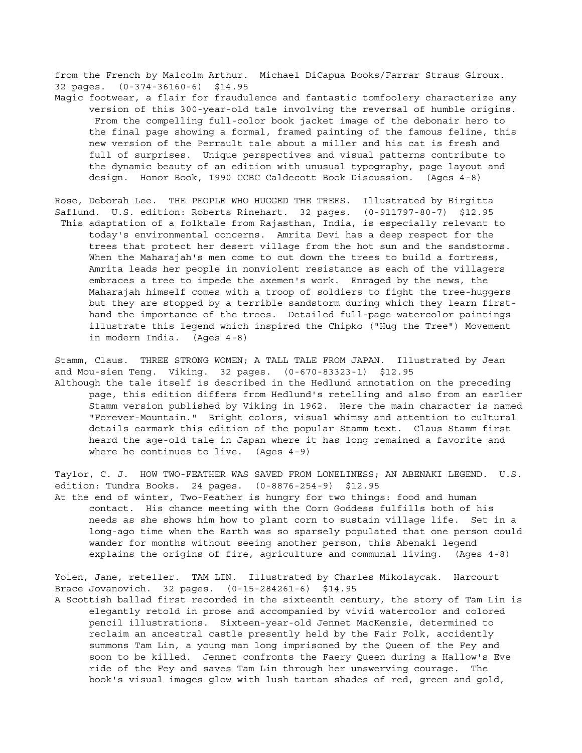from the French by Malcolm Arthur. Michael DiCapua Books/Farrar Straus Giroux. 32 pages. (0-374-36160-6) $14.95

Magic footwear, a flair for fraudulence and fantastic tomfoolery characterize any version of this 300-year-old tale involving the reversal of humble origins. From the compelling full-color book jacket image of the debonair hero to the final page showing a formal, framed painting of the famous feline, this new version of the Perrault tale about a miller and his cat is fresh and full of surprises. Unique perspectives and visual patterns contribute to the dynamic beauty of an edition with unusual typography, page layout and design. Honor Book, 1990 CCBC Caldecott Book Discussion. (Ages 4-8)

Rose, Deborah Lee. THE PEOPLE WHO HUGGED THE TREES. Illustrated by Birgitta Saflund. U.S. edition: Roberts Rinehart. 32 pages. (0-911797-80-7) $12.95

This adaptation of a folktale from Rajasthan, India, is especially relevant to today's environmental concerns. Amrita Devi has a deep respect for the trees that protect her desert village from the hot sun and the sandstorms. When the Maharajah's men come to cut down the trees to build a fortress, Amrita leads her people in nonviolent resistance as each of the villagers embraces a tree to impede the axemen's work. Enraged by the news, the Maharajah himself comes with a troop of soldiers to fight the tree-huggers but they are stopped by a terrible sandstorm during which they learn first-hand the importance of the trees. Detailed full-page watercolor paintings illustrate this legend which inspired the Chipko ("Hug the Tree") Movement in modern India. (Ages 4-8)

Stamm, Claus. THREE STRONG WOMEN; A TALL TALE FROM JAPAN. Illustrated by Jean and Mou-sien Teng. Viking. 32 pages. (0-670-83323-1) $12.95

Although the tale itself is described in the Hedlund annotation on the preceding page, this edition differs from Hedlund's retelling and also from an earlier Stamm version published by Viking in 1962. Here the main character is named "Forever-Mountain." Bright colors, visual whimsy and attention to cultural details earmark this edition of the popular Stamm text. Claus Stamm first heard the age-old tale in Japan where it has long remained a favorite and where he continues to live. (Ages 4-9)

Taylor, C. J. HOW TWO-FEATHER WAS SAVED FROM LONELINESS; AN ABENAKI LEGEND. U.S. edition: Tundra Books. 24 pages. (0-8876-254-9) $12.95

At the end of winter, Two-Feather is hungry for two things: food and human contact. His chance meeting with the Corn Goddess fulfills both of his needs as she shows him how to plant corn to sustain village life. Set in a long-ago time when the Earth was so sparsely populated that one person could wander for months without seeing another person, this Abenaki legend explains the origins of fire, agriculture and communal living. (Ages 4-8)

Yolen, Jane, reteller. TAM LIN. Illustrated by Charles Mikolaycak. Harcourt Brace Jovanovich. 32 pages. (0-15-284261-6) $14.95

A Scottish ballad first recorded in the sixteenth century, the story of Tam Lin is elegantly retold in prose and accompanied by vivid watercolor and colored pencil illustrations. Sixteen-year-old Jennet MacKenzie, determined to reclaim an ancestral castle presently held by the Fair Folk, accidently summons Tam Lin, a young man long imprisoned by the Queen of the Fey and soon to be killed. Jennet confronts the Faery Queen during a Hallow's Eve ride of the Fey and saves Tam Lin through her unswerving courage. The book's visual images glow with lush tartan shades of red, green and gold,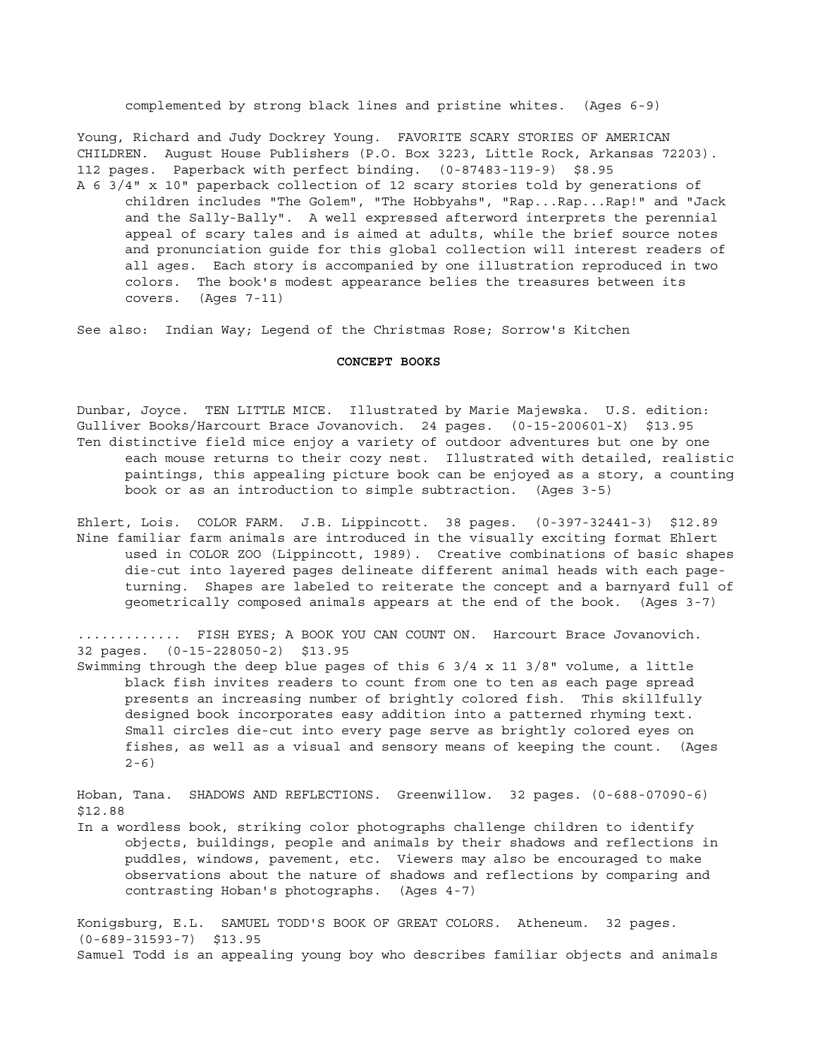complemented by strong black lines and pristine whites. (Ages 6-9)

Young, Richard and Judy Dockrey Young. FAVORITE SCARY STORIES OF AMERICAN CHILDREN. August House Publishers (P.O. Box 3223, Little Rock, Arkansas 72203). 112 pages. Paperback with perfect binding. (0-87483-119-9) $8.95
A 6 3/4" x 10" paperback collection of 12 scary stories told by generations of children includes "The Golem", "The Hobbyahs", "Rap...Rap...Rap!" and "Jack and the Sally-Bally". A well expressed afterword interprets the perennial appeal of scary tales and is aimed at adults, while the brief source notes and pronunciation guide for this global collection will interest readers of all ages. Each story is accompanied by one illustration reproduced in two colors. The book's modest appearance belies the treasures between its covers. (Ages 7-11)

See also: Indian Way; Legend of the Christmas Rose; Sorrow's Kitchen

## CONCEPT BOOKS

Dunbar, Joyce. TEN LITTLE MICE. Illustrated by Marie Majewska. U.S. edition: Gulliver Books/Harcourt Brace Jovanovich. 24 pages. (0-15-200601-X) $13.95
Ten distinctive field mice enjoy a variety of outdoor adventures but one by one each mouse returns to their cozy nest. Illustrated with detailed, realistic paintings, this appealing picture book can be enjoyed as a story, a counting book or as an introduction to simple subtraction. (Ages 3-5)

Ehlert, Lois. COLOR FARM. J.B. Lippincott. 38 pages. (0-397-32441-3) $12.89
Nine familiar farm animals are introduced in the visually exciting format Ehlert used in COLOR ZOO (Lippincott, 1989). Creative combinations of basic shapes die-cut into layered pages delineate different animal heads with each page-turning. Shapes are labeled to reiterate the concept and a barnyard full of geometrically composed animals appears at the end of the book. (Ages 3-7)

............ FISH EYES; A BOOK YOU CAN COUNT ON. Harcourt Brace Jovanovich. 32 pages. (0-15-228050-2) $13.95
Swimming through the deep blue pages of this 6 3/4 x 11 3/8" volume, a little black fish invites readers to count from one to ten as each page spread presents an increasing number of brightly colored fish. This skillfully designed book incorporates easy addition into a patterned rhyming text. Small circles die-cut into every page serve as brightly colored eyes on fishes, as well as a visual and sensory means of keeping the count. (Ages 2-6)

Hoban, Tana. SHADOWS AND REFLECTIONS. Greenwillow. 32 pages. (0-688-07090-6) $12.88
In a wordless book, striking color photographs challenge children to identify objects, buildings, people and animals by their shadows and reflections in puddles, windows, pavement, etc. Viewers may also be encouraged to make observations about the nature of shadows and reflections by comparing and contrasting Hoban's photographs. (Ages 4-7)

Konigsburg, E.L. SAMUEL TODD'S BOOK OF GREAT COLORS. Atheneum. 32 pages. (0-689-31593-7) $13.95
Samuel Todd is an appealing young boy who describes familiar objects and animals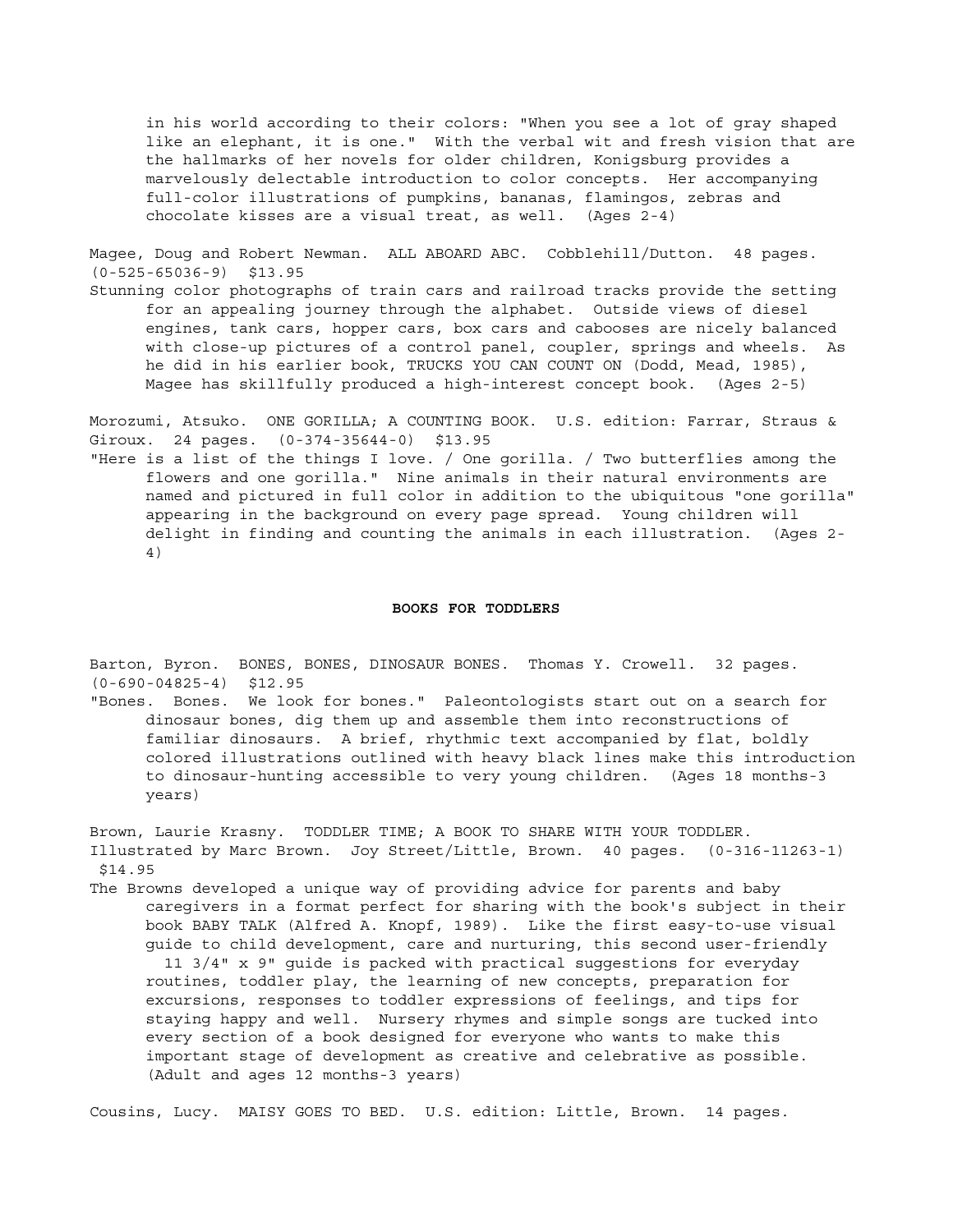in his world according to their colors: "When you see a lot of gray shaped like an elephant, it is one." With the verbal wit and fresh vision that are the hallmarks of her novels for older children, Konigsburg provides a marvelously delectable introduction to color concepts. Her accompanying full-color illustrations of pumpkins, bananas, flamingos, zebras and chocolate kisses are a visual treat, as well. (Ages 2-4)

Magee, Doug and Robert Newman. ALL ABOARD ABC. Cobblehill/Dutton. 48 pages. (0-525-65036-9) $13.95

Stunning color photographs of train cars and railroad tracks provide the setting for an appealing journey through the alphabet. Outside views of diesel engines, tank cars, hopper cars, box cars and cabooses are nicely balanced with close-up pictures of a control panel, coupler, springs and wheels. As he did in his earlier book, TRUCKS YOU CAN COUNT ON (Dodd, Mead, 1985), Magee has skillfully produced a high-interest concept book. (Ages 2-5)

Morozumi, Atsuko. ONE GORILLA; A COUNTING BOOK. U.S. edition: Farrar, Straus & Giroux. 24 pages. (0-374-35644-0) $13.95

"Here is a list of the things I love. / One gorilla. / Two butterflies among the flowers and one gorilla." Nine animals in their natural environments are named and pictured in full color in addition to the ubiquitous "one gorilla" appearing in the background on every page spread. Young children will delight in finding and counting the animals in each illustration. (Ages 2-4)

## BOOKS FOR TODDLERS

Barton, Byron. BONES, BONES, DINOSAUR BONES. Thomas Y. Crowell. 32 pages. (0-690-04825-4) $12.95

"Bones. Bones. We look for bones." Paleontologists start out on a search for dinosaur bones, dig them up and assemble them into reconstructions of familiar dinosaurs. A brief, rhythmic text accompanied by flat, boldly colored illustrations outlined with heavy black lines make this introduction to dinosaur-hunting accessible to very young children. (Ages 18 months-3 years)

Brown, Laurie Krasny. TODDLER TIME; A BOOK TO SHARE WITH YOUR TODDLER. Illustrated by Marc Brown. Joy Street/Little, Brown. 40 pages. (0-316-11263-1) $14.95

The Browns developed a unique way of providing advice for parents and baby caregivers in a format perfect for sharing with the book's subject in their book BABY TALK (Alfred A. Knopf, 1989). Like the first easy-to-use visual guide to child development, care and nurturing, this second user-friendly 11 3/4" x 9" guide is packed with practical suggestions for everyday routines, toddler play, the learning of new concepts, preparation for excursions, responses to toddler expressions of feelings, and tips for staying happy and well. Nursery rhymes and simple songs are tucked into every section of a book designed for everyone who wants to make this important stage of development as creative and celebrative as possible. (Adult and ages 12 months-3 years)

Cousins, Lucy. MAISY GOES TO BED. U.S. edition: Little, Brown. 14 pages.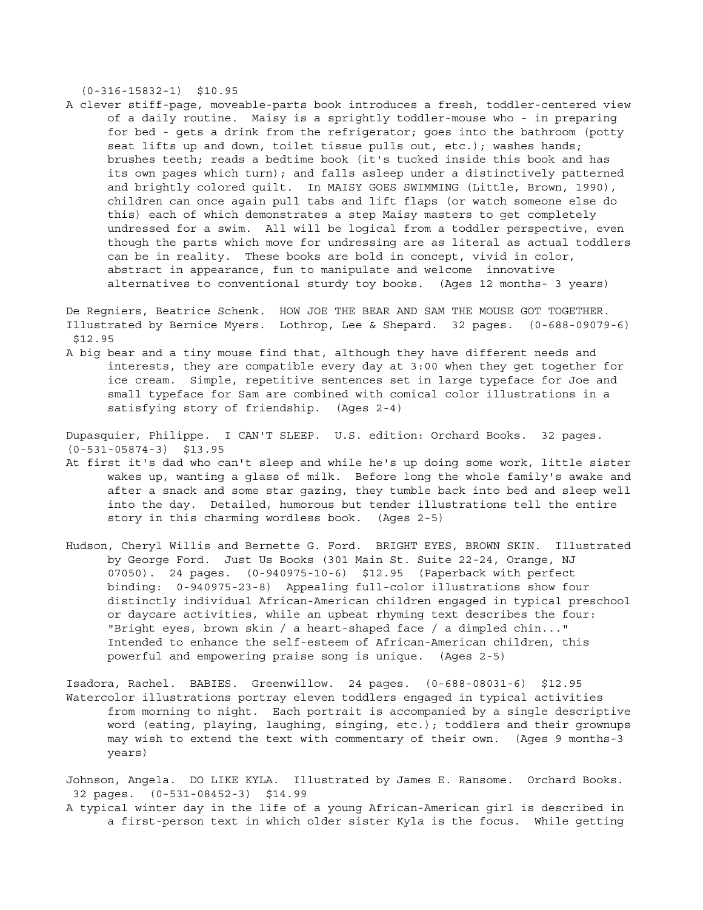(0-316-15832-1) $10.95

A clever stiff-page, moveable-parts book introduces a fresh, toddler-centered view of a daily routine. Maisy is a sprightly toddler-mouse who - in preparing for bed - gets a drink from the refrigerator; goes into the bathroom (potty seat lifts up and down, toilet tissue pulls out, etc.); washes hands; brushes teeth; reads a bedtime book (it's tucked inside this book and has its own pages which turn); and falls asleep under a distinctively patterned and brightly colored quilt. In MAISY GOES SWIMMING (Little, Brown, 1990), children can once again pull tabs and lift flaps (or watch someone else do this) each of which demonstrates a step Maisy masters to get completely undressed for a swim. All will be logical from a toddler perspective, even though the parts which move for undressing are as literal as actual toddlers can be in reality. These books are bold in concept, vivid in color, abstract in appearance, fun to manipulate and welcome innovative alternatives to conventional sturdy toy books. (Ages 12 months- 3 years)

De Regniers, Beatrice Schenk. HOW JOE THE BEAR AND SAM THE MOUSE GOT TOGETHER. Illustrated by Bernice Myers. Lothrop, Lee & Shepard. 32 pages. (0-688-09079-6) $12.95

A big bear and a tiny mouse find that, although they have different needs and interests, they are compatible every day at 3:00 when they get together for ice cream. Simple, repetitive sentences set in large typeface for Joe and small typeface for Sam are combined with comical color illustrations in a satisfying story of friendship. (Ages 2-4)

Dupasquier, Philippe. I CAN'T SLEEP. U.S. edition: Orchard Books. 32 pages. (0-531-05874-3) $13.95

At first it's dad who can't sleep and while he's up doing some work, little sister wakes up, wanting a glass of milk. Before long the whole family's awake and after a snack and some star gazing, they tumble back into bed and sleep well into the day. Detailed, humorous but tender illustrations tell the entire story in this charming wordless book. (Ages 2-5)

Hudson, Cheryl Willis and Bernette G. Ford. BRIGHT EYES, BROWN SKIN. Illustrated by George Ford. Just Us Books (301 Main St. Suite 22-24, Orange, NJ 07050). 24 pages. (0-940975-10-6) $12.95 (Paperback with perfect binding: 0-940975-23-8) Appealing full-color illustrations show four distinctly individual African-American children engaged in typical preschool or daycare activities, while an upbeat rhyming text describes the four: "Bright eyes, brown skin / a heart-shaped face / a dimpled chin..." Intended to enhance the self-esteem of African-American children, this powerful and empowering praise song is unique. (Ages 2-5)

Isadora, Rachel. BABIES. Greenwillow. 24 pages. (0-688-08031-6) $12.95

Watercolor illustrations portray eleven toddlers engaged in typical activities from morning to night. Each portrait is accompanied by a single descriptive word (eating, playing, laughing, singing, etc.); toddlers and their grownups may wish to extend the text with commentary of their own. (Ages 9 months-3 years)

Johnson, Angela. DO LIKE KYLA. Illustrated by James E. Ransome. Orchard Books. 32 pages. (0-531-08452-3) $14.99

A typical winter day in the life of a young African-American girl is described in a first-person text in which older sister Kyla is the focus. While getting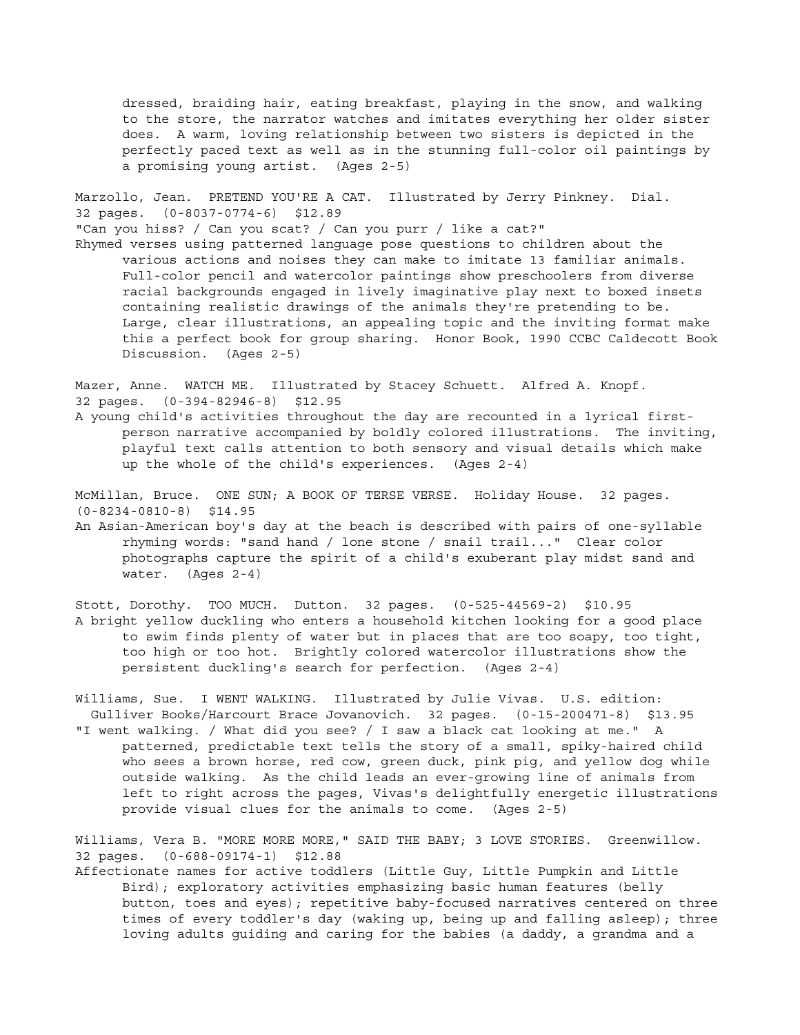dressed, braiding hair, eating breakfast, playing in the snow, and walking to the store, the narrator watches and imitates everything her older sister does. A warm, loving relationship between two sisters is depicted in the perfectly paced text as well as in the stunning full-color oil paintings by a promising young artist. (Ages 2-5)

Marzollo, Jean. PRETEND YOU'RE A CAT. Illustrated by Jerry Pinkney. Dial. 32 pages. (0-8037-0774-6) $12.89

"Can you hiss? / Can you scat? / Can you purr / like a cat?"

Rhymed verses using patterned language pose questions to children about the various actions and noises they can make to imitate 13 familiar animals. Full-color pencil and watercolor paintings show preschoolers from diverse racial backgrounds engaged in lively imaginative play next to boxed insets containing realistic drawings of the animals they're pretending to be. Large, clear illustrations, an appealing topic and the inviting format make this a perfect book for group sharing. Honor Book, 1990 CCBC Caldecott Book Discussion. (Ages 2-5)

Mazer, Anne. WATCH ME. Illustrated by Stacey Schuett. Alfred A. Knopf. 32 pages. (0-394-82946-8) $12.95

A young child's activities throughout the day are recounted in a lyrical first-person narrative accompanied by boldly colored illustrations. The inviting, playful text calls attention to both sensory and visual details which make up the whole of the child's experiences. (Ages 2-4)

McMillan, Bruce. ONE SUN; A BOOK OF TERSE VERSE. Holiday House. 32 pages. (0-8234-0810-8) $14.95

An Asian-American boy's day at the beach is described with pairs of one-syllable rhyming words: "sand hand / lone stone / snail trail..." Clear color photographs capture the spirit of a child's exuberant play midst sand and water. (Ages 2-4)

Stott, Dorothy. TOO MUCH. Dutton. 32 pages. (0-525-44569-2) $10.95

A bright yellow duckling who enters a household kitchen looking for a good place to swim finds plenty of water but in places that are too soapy, too tight, too high or too hot. Brightly colored watercolor illustrations show the persistent duckling's search for perfection. (Ages 2-4)

Williams, Sue. I WENT WALKING. Illustrated by Julie Vivas. U.S. edition: Gulliver Books/Harcourt Brace Jovanovich. 32 pages. (0-15-200471-8) $13.95

"I went walking. / What did you see? / I saw a black cat looking at me." A patterned, predictable text tells the story of a small, spiky-haired child who sees a brown horse, red cow, green duck, pink pig, and yellow dog while outside walking. As the child leads an ever-growing line of animals from left to right across the pages, Vivas's delightfully energetic illustrations provide visual clues for the animals to come. (Ages 2-5)

Williams, Vera B. "MORE MORE MORE," SAID THE BABY; 3 LOVE STORIES. Greenwillow. 32 pages. (0-688-09174-1) $12.88

Affectionate names for active toddlers (Little Guy, Little Pumpkin and Little Bird); exploratory activities emphasizing basic human features (belly button, toes and eyes); repetitive baby-focused narratives centered on three times of every toddler's day (waking up, being up and falling asleep); three loving adults guiding and caring for the babies (a daddy, a grandma and a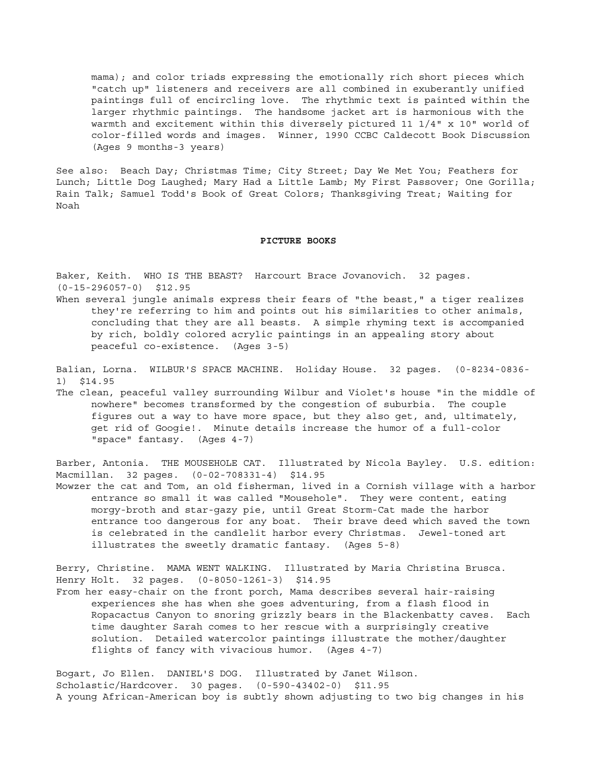mama); and color triads expressing the emotionally rich short pieces which "catch up" listeners and receivers are all combined in exuberantly unified paintings full of encircling love. The rhythmic text is painted within the larger rhythmic paintings. The handsome jacket art is harmonious with the warmth and excitement within this diversely pictured 11 1/4" x 10" world of color-filled words and images. Winner, 1990 CCBC Caldecott Book Discussion (Ages 9 months-3 years)

See also: Beach Day; Christmas Time; City Street; Day We Met You; Feathers for Lunch; Little Dog Laughed; Mary Had a Little Lamb; My First Passover; One Gorilla; Rain Talk; Samuel Todd's Book of Great Colors; Thanksgiving Treat; Waiting for Noah

## PICTURE BOOKS

Baker, Keith. WHO IS THE BEAST? Harcourt Brace Jovanovich. 32 pages. (0-15-296057-0) $12.95

When several jungle animals express their fears of "the beast," a tiger realizes they're referring to him and points out his similarities to other animals, concluding that they are all beasts. A simple rhyming text is accompanied by rich, boldly colored acrylic paintings in an appealing story about peaceful co-existence. (Ages 3-5)

Balian, Lorna. WILBUR'S SPACE MACHINE. Holiday House. 32 pages. (0-8234-0836-1) $14.95

The clean, peaceful valley surrounding Wilbur and Violet's house "in the middle of nowhere" becomes transformed by the congestion of suburbia. The couple figures out a way to have more space, but they also get, and, ultimately, get rid of Googie!. Minute details increase the humor of a full-color "space" fantasy. (Ages 4-7)

Barber, Antonia. THE MOUSEHOLE CAT. Illustrated by Nicola Bayley. U.S. edition: Macmillan. 32 pages. (0-02-708331-4) $14.95

Mowzer the cat and Tom, an old fisherman, lived in a Cornish village with a harbor entrance so small it was called "Mousehole". They were content, eating morgy-broth and star-gazy pie, until Great Storm-Cat made the harbor entrance too dangerous for any boat. Their brave deed which saved the town is celebrated in the candlelit harbor every Christmas. Jewel-toned art illustrates the sweetly dramatic fantasy. (Ages 5-8)

Berry, Christine. MAMA WENT WALKING. Illustrated by Maria Christina Brusca. Henry Holt. 32 pages. (0-8050-1261-3) $14.95

From her easy-chair on the front porch, Mama describes several hair-raising experiences she has when she goes adventuring, from a flash flood in Ropacactus Canyon to snoring grizzly bears in the Blackenbatty caves. Each time daughter Sarah comes to her rescue with a surprisingly creative solution. Detailed watercolor paintings illustrate the mother/daughter flights of fancy with vivacious humor. (Ages 4-7)

Bogart, Jo Ellen. DANIEL'S DOG. Illustrated by Janet Wilson. Scholastic/Hardcover. 30 pages. (0-590-43402-0) $11.95

A young African-American boy is subtly shown adjusting to two big changes in his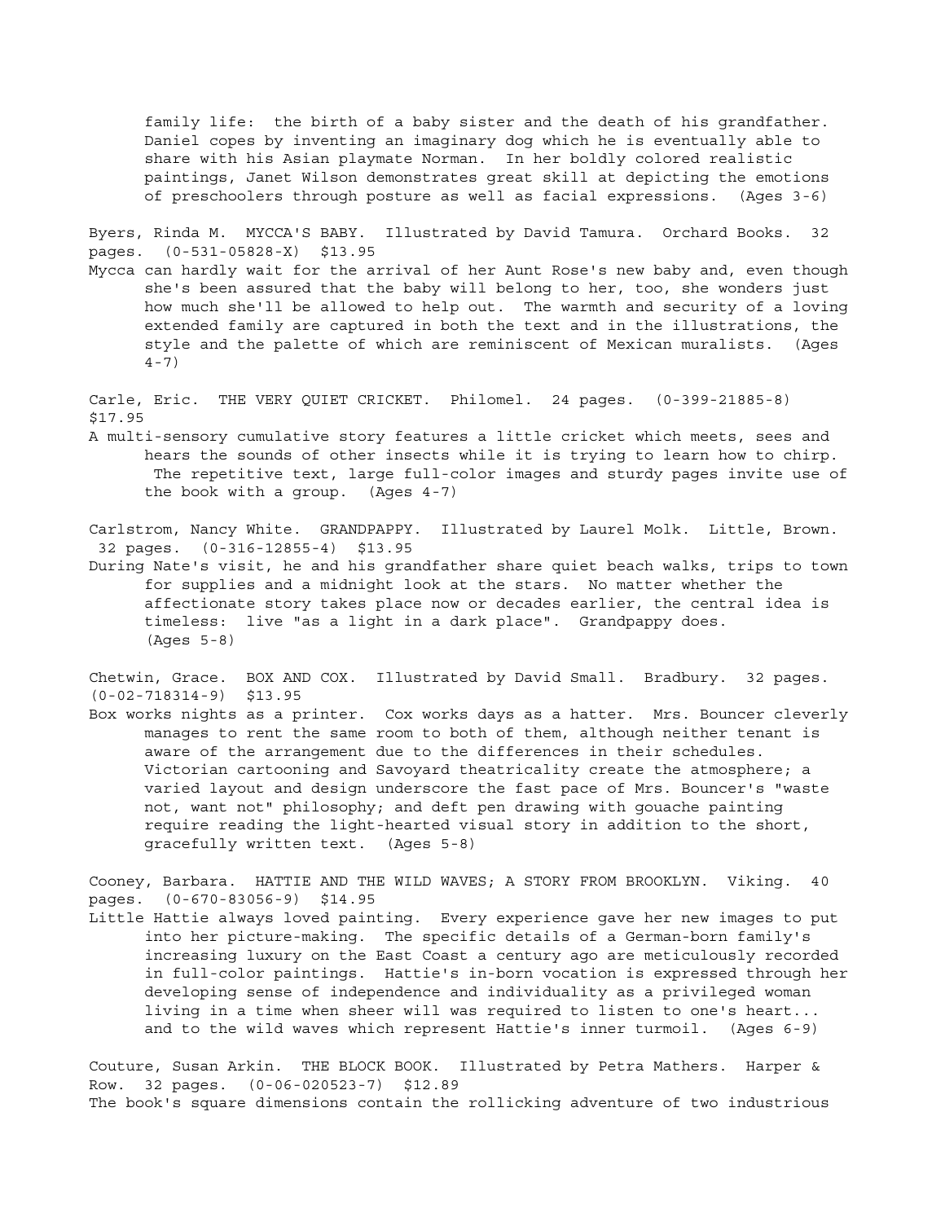family life: the birth of a baby sister and the death of his grandfather. Daniel copes by inventing an imaginary dog which he is eventually able to share with his Asian playmate Norman. In her boldly colored realistic paintings, Janet Wilson demonstrates great skill at depicting the emotions of preschoolers through posture as well as facial expressions. (Ages 3-6)

Byers, Rinda M. MYCCA'S BABY. Illustrated by David Tamura. Orchard Books. 32 pages. (0-531-05828-X) $13.95

Mycca can hardly wait for the arrival of her Aunt Rose's new baby and, even though she's been assured that the baby will belong to her, too, she wonders just how much she'll be allowed to help out. The warmth and security of a loving extended family are captured in both the text and in the illustrations, the style and the palette of which are reminiscent of Mexican muralists. (Ages 4-7)

Carle, Eric. THE VERY QUIET CRICKET. Philomel. 24 pages. (0-399-21885-8) $17.95

A multi-sensory cumulative story features a little cricket which meets, sees and hears the sounds of other insects while it is trying to learn how to chirp. The repetitive text, large full-color images and sturdy pages invite use of the book with a group. (Ages 4-7)

Carlstrom, Nancy White. GRANDPAPPY. Illustrated by Laurel Molk. Little, Brown. 32 pages. (0-316-12855-4) $13.95

During Nate's visit, he and his grandfather share quiet beach walks, trips to town for supplies and a midnight look at the stars. No matter whether the affectionate story takes place now or decades earlier, the central idea is timeless: live "as a light in a dark place". Grandpappy does. (Ages 5-8)

Chetwin, Grace. BOX AND COX. Illustrated by David Small. Bradbury. 32 pages. (0-02-718314-9) $13.95

Box works nights as a printer. Cox works days as a hatter. Mrs. Bouncer cleverly manages to rent the same room to both of them, although neither tenant is aware of the arrangement due to the differences in their schedules. Victorian cartooning and Savoyard theatricality create the atmosphere; a varied layout and design underscore the fast pace of Mrs. Bouncer's "waste not, want not" philosophy; and deft pen drawing with gouache painting require reading the light-hearted visual story in addition to the short, gracefully written text. (Ages 5-8)

Cooney, Barbara. HATTIE AND THE WILD WAVES; A STORY FROM BROOKLYN. Viking. 40 pages. (0-670-83056-9) $14.95

Little Hattie always loved painting. Every experience gave her new images to put into her picture-making. The specific details of a German-born family's increasing luxury on the East Coast a century ago are meticulously recorded in full-color paintings. Hattie's in-born vocation is expressed through her developing sense of independence and individuality as a privileged woman living in a time when sheer will was required to listen to one's heart... and to the wild waves which represent Hattie's inner turmoil. (Ages 6-9)

Couture, Susan Arkin. THE BLOCK BOOK. Illustrated by Petra Mathers. Harper & Row. 32 pages. (0-06-020523-7) $12.89

The book's square dimensions contain the rollicking adventure of two industrious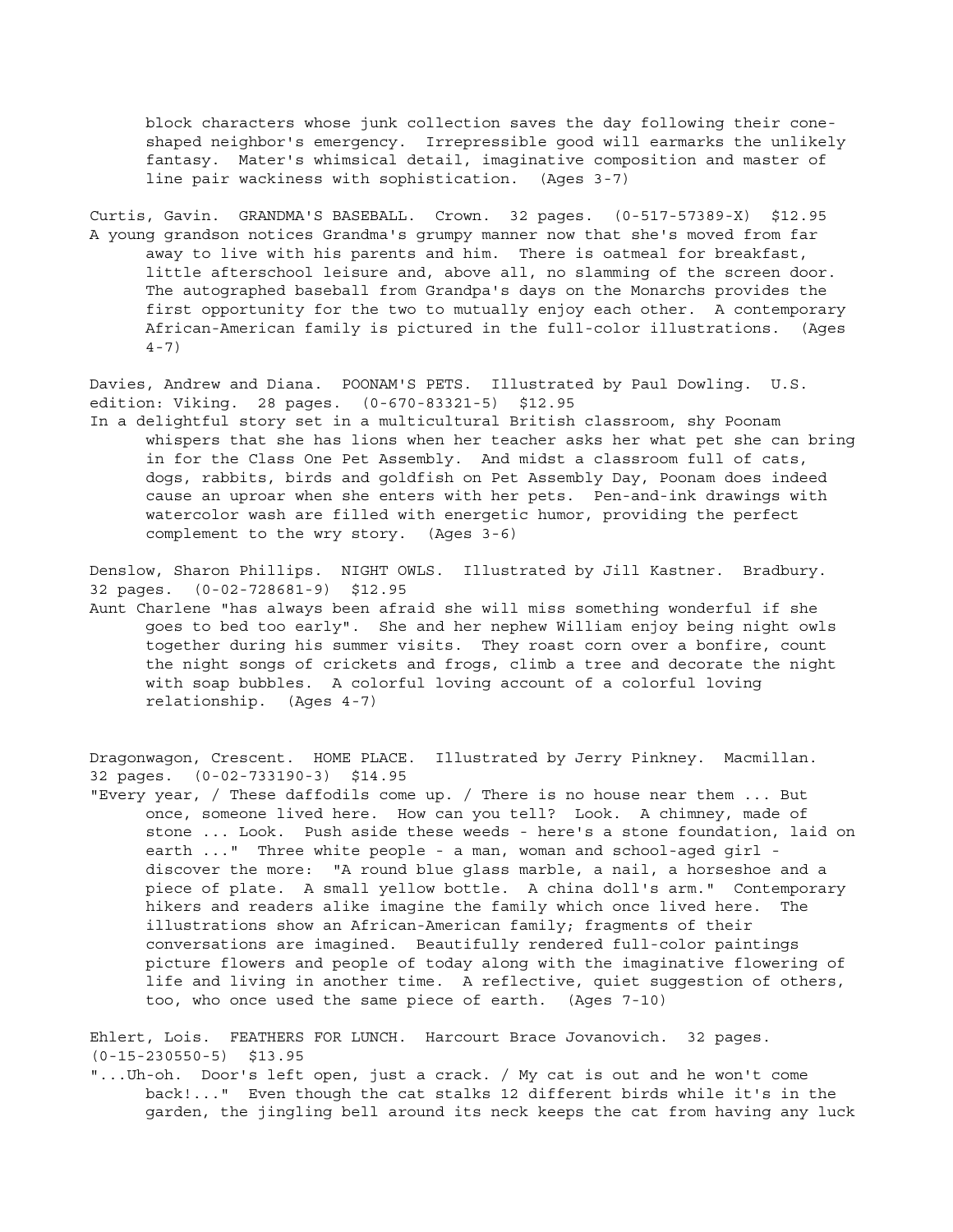block characters whose junk collection saves the day following their cone-shaped neighbor's emergency. Irrepressible good will earmarks the unlikely fantasy. Mater's whimsical detail, imaginative composition and master of line pair wackiness with sophistication. (Ages 3-7)

Curtis, Gavin. GRANDMA'S BASEBALL. Crown. 32 pages. (0-517-57389-X) $12.95
A young grandson notices Grandma's grumpy manner now that she's moved from far away to live with his parents and him. There is oatmeal for breakfast, little afterschool leisure and, above all, no slamming of the screen door. The autographed baseball from Grandpa's days on the Monarchs provides the first opportunity for the two to mutually enjoy each other. A contemporary African-American family is pictured in the full-color illustrations. (Ages 4-7)

Davies, Andrew and Diana. POONAM'S PETS. Illustrated by Paul Dowling. U.S. edition: Viking. 28 pages. (0-670-83321-5) $12.95
In a delightful story set in a multicultural British classroom, shy Poonam whispers that she has lions when her teacher asks her what pet she can bring in for the Class One Pet Assembly. And midst a classroom full of cats, dogs, rabbits, birds and goldfish on Pet Assembly Day, Poonam does indeed cause an uproar when she enters with her pets. Pen-and-ink drawings with watercolor wash are filled with energetic humor, providing the perfect complement to the wry story. (Ages 3-6)

Denslow, Sharon Phillips. NIGHT OWLS. Illustrated by Jill Kastner. Bradbury. 32 pages. (0-02-728681-9) $12.95
Aunt Charlene "has always been afraid she will miss something wonderful if she goes to bed too early". She and her nephew William enjoy being night owls together during his summer visits. They roast corn over a bonfire, count the night songs of crickets and frogs, climb a tree and decorate the night with soap bubbles. A colorful loving account of a colorful loving relationship. (Ages 4-7)

Dragonwagon, Crescent. HOME PLACE. Illustrated by Jerry Pinkney. Macmillan. 32 pages. (0-02-733190-3) $14.95
"Every year, / These daffodils come up. / There is no house near them ... But once, someone lived here. How can you tell? Look. A chimney, made of stone ... Look. Push aside these weeds - here's a stone foundation, laid on earth ..." Three white people - a man, woman and school-aged girl - discover the more: "A round blue glass marble, a nail, a horseshoe and a piece of plate. A small yellow bottle. A china doll's arm." Contemporary hikers and readers alike imagine the family which once lived here. The illustrations show an African-American family; fragments of their conversations are imagined. Beautifully rendered full-color paintings picture flowers and people of today along with the imaginative flowering of life and living in another time. A reflective, quiet suggestion of others, too, who once used the same piece of earth. (Ages 7-10)

Ehlert, Lois. FEATHERS FOR LUNCH. Harcourt Brace Jovanovich. 32 pages. (0-15-230550-5) $13.95
"...Uh-oh. Door's left open, just a crack. / My cat is out and he won't come back!..." Even though the cat stalks 12 different birds while it's in the garden, the jingling bell around its neck keeps the cat from having any luck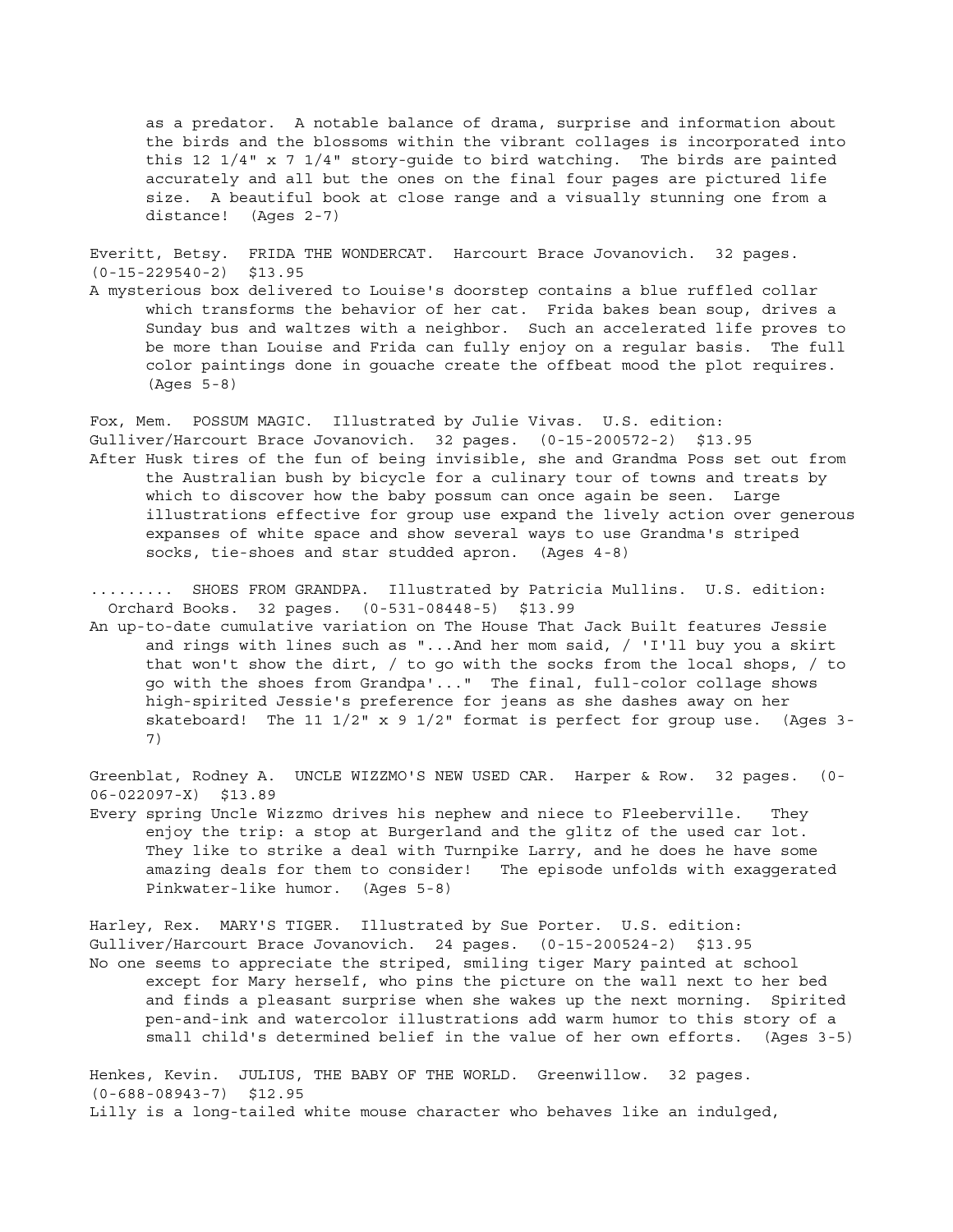as a predator. A notable balance of drama, surprise and information about the birds and the blossoms within the vibrant collages is incorporated into this 12 1/4" x 7 1/4" story-guide to bird watching. The birds are painted accurately and all but the ones on the final four pages are pictured life size. A beautiful book at close range and a visually stunning one from a distance! (Ages 2-7)

Everitt, Betsy. FRIDA THE WONDERCAT. Harcourt Brace Jovanovich. 32 pages. (0-15-229540-2) $13.95

A mysterious box delivered to Louise's doorstep contains a blue ruffled collar which transforms the behavior of her cat. Frida bakes bean soup, drives a Sunday bus and waltzes with a neighbor. Such an accelerated life proves to be more than Louise and Frida can fully enjoy on a regular basis. The full color paintings done in gouache create the offbeat mood the plot requires. (Ages 5-8)

Fox, Mem. POSSUM MAGIC. Illustrated by Julie Vivas. U.S. edition: Gulliver/Harcourt Brace Jovanovich. 32 pages. (0-15-200572-2) $13.95

After Husk tires of the fun of being invisible, she and Grandma Poss set out from the Australian bush by bicycle for a culinary tour of towns and treats by which to discover how the baby possum can once again be seen. Large illustrations effective for group use expand the lively action over generous expanses of white space and show several ways to use Grandma's striped socks, tie-shoes and star studded apron. (Ages 4-8)

......... SHOES FROM GRANDPA. Illustrated by Patricia Mullins. U.S. edition: Orchard Books. 32 pages. (0-531-08448-5) $13.99

An up-to-date cumulative variation on The House That Jack Built features Jessie and rings with lines such as "...And her mom said, / 'I'll buy you a skirt that won't show the dirt, / to go with the socks from the local shops, / to go with the shoes from Grandpa'..." The final, full-color collage shows high-spirited Jessie's preference for jeans as she dashes away on her skateboard! The 11 1/2" x 9 1/2" format is perfect for group use. (Ages 3-7)

Greenblat, Rodney A. UNCLE WIZZMO'S NEW USED CAR. Harper & Row. 32 pages. (0-06-022097-X) $13.89

Every spring Uncle Wizzmo drives his nephew and niece to Fleeberville. They enjoy the trip: a stop at Burgerland and the glitz of the used car lot. They like to strike a deal with Turnpike Larry, and he does he have some amazing deals for them to consider! The episode unfolds with exaggerated Pinkwater-like humor. (Ages 5-8)

Harley, Rex. MARY'S TIGER. Illustrated by Sue Porter. U.S. edition: Gulliver/Harcourt Brace Jovanovich. 24 pages. (0-15-200524-2) $13.95

No one seems to appreciate the striped, smiling tiger Mary painted at school except for Mary herself, who pins the picture on the wall next to her bed and finds a pleasant surprise when she wakes up the next morning. Spirited pen-and-ink and watercolor illustrations add warm humor to this story of a small child's determined belief in the value of her own efforts. (Ages 3-5)

Henkes, Kevin. JULIUS, THE BABY OF THE WORLD. Greenwillow. 32 pages. (0-688-08943-7) $12.95

Lilly is a long-tailed white mouse character who behaves like an indulged,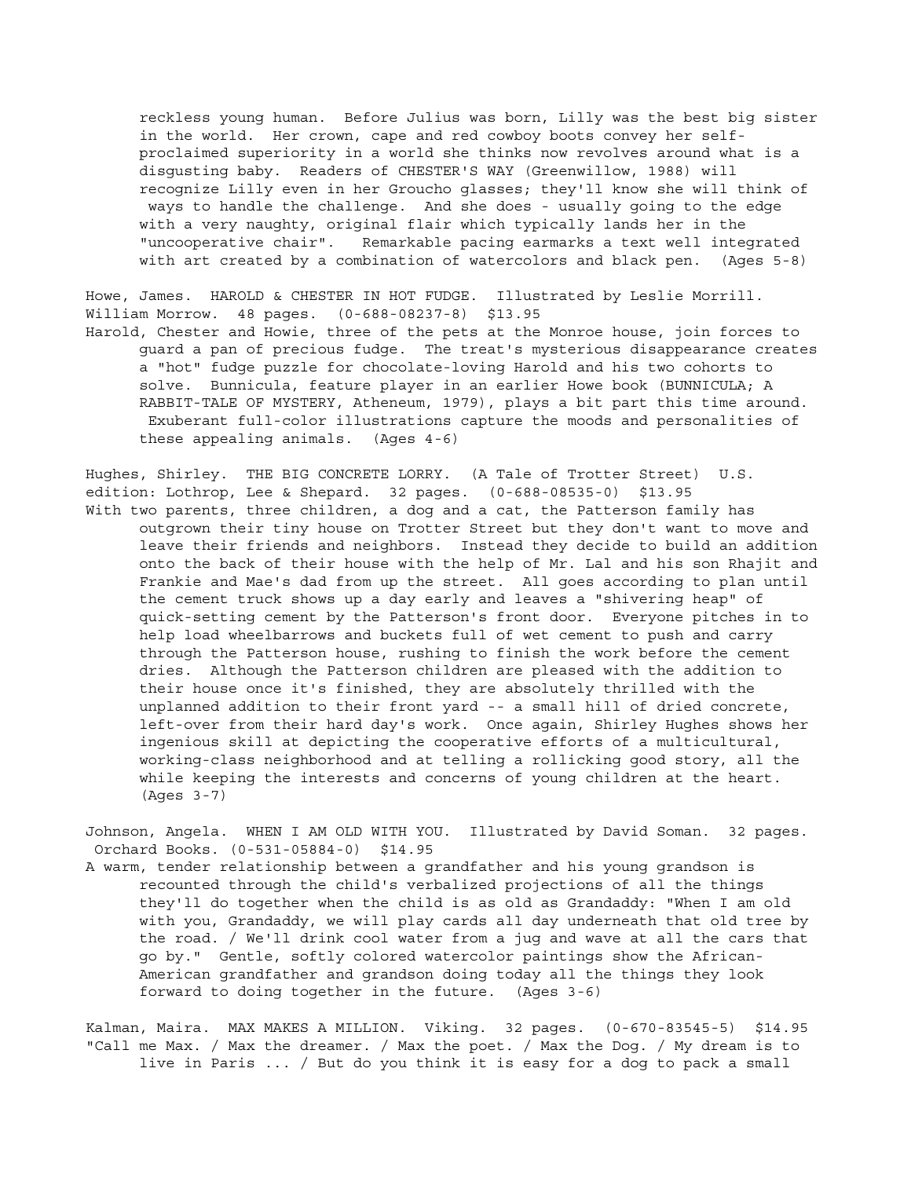reckless young human. Before Julius was born, Lilly was the best big sister in the world. Her crown, cape and red cowboy boots convey her self-proclaimed superiority in a world she thinks now revolves around what is a disgusting baby. Readers of CHESTER'S WAY (Greenwillow, 1988) will recognize Lilly even in her Groucho glasses; they'll know she will think of ways to handle the challenge. And she does - usually going to the edge with a very naughty, original flair which typically lands her in the "uncooperative chair". Remarkable pacing earmarks a text well integrated with art created by a combination of watercolors and black pen. (Ages 5-8)

Howe, James. HAROLD & CHESTER IN HOT FUDGE. Illustrated by Leslie Morrill. William Morrow. 48 pages. (0-688-08237-8) $13.95

Harold, Chester and Howie, three of the pets at the Monroe house, join forces to guard a pan of precious fudge. The treat's mysterious disappearance creates a "hot" fudge puzzle for chocolate-loving Harold and his two cohorts to solve. Bunnicula, feature player in an earlier Howe book (BUNNICULA; A RABBIT-TALE OF MYSTERY, Atheneum, 1979), plays a bit part this time around. Exuberant full-color illustrations capture the moods and personalities of these appealing animals. (Ages 4-6)

Hughes, Shirley. THE BIG CONCRETE LORRY. (A Tale of Trotter Street) U.S. edition: Lothrop, Lee & Shepard. 32 pages. (0-688-08535-0) $13.95

With two parents, three children, a dog and a cat, the Patterson family has outgrown their tiny house on Trotter Street but they don't want to move and leave their friends and neighbors. Instead they decide to build an addition onto the back of their house with the help of Mr. Lal and his son Rhajit and Frankie and Mae's dad from up the street. All goes according to plan until the cement truck shows up a day early and leaves a "shivering heap" of quick-setting cement by the Patterson's front door. Everyone pitches in to help load wheelbarrows and buckets full of wet cement to push and carry through the Patterson house, rushing to finish the work before the cement dries. Although the Patterson children are pleased with the addition to their house once it's finished, they are absolutely thrilled with the unplanned addition to their front yard -- a small hill of dried concrete, left-over from their hard day's work. Once again, Shirley Hughes shows her ingenious skill at depicting the cooperative efforts of a multicultural, working-class neighborhood and at telling a rollicking good story, all the while keeping the interests and concerns of young children at the heart. (Ages 3-7)

Johnson, Angela. WHEN I AM OLD WITH YOU. Illustrated by David Soman. 32 pages. Orchard Books. (0-531-05884-0) $14.95

A warm, tender relationship between a grandfather and his young grandson is recounted through the child's verbalized projections of all the things they'll do together when the child is as old as Grandaddy: "When I am old with you, Grandaddy, we will play cards all day underneath that old tree by the road. / We'll drink cool water from a jug and wave at all the cars that go by." Gentle, softly colored watercolor paintings show the African-American grandfather and grandson doing today all the things they look forward to doing together in the future. (Ages 3-6)

Kalman, Maira. MAX MAKES A MILLION. Viking. 32 pages. (0-670-83545-5) $14.95

"Call me Max. / Max the dreamer. / Max the poet. / Max the Dog. / My dream is to live in Paris ... / But do you think it is easy for a dog to pack a small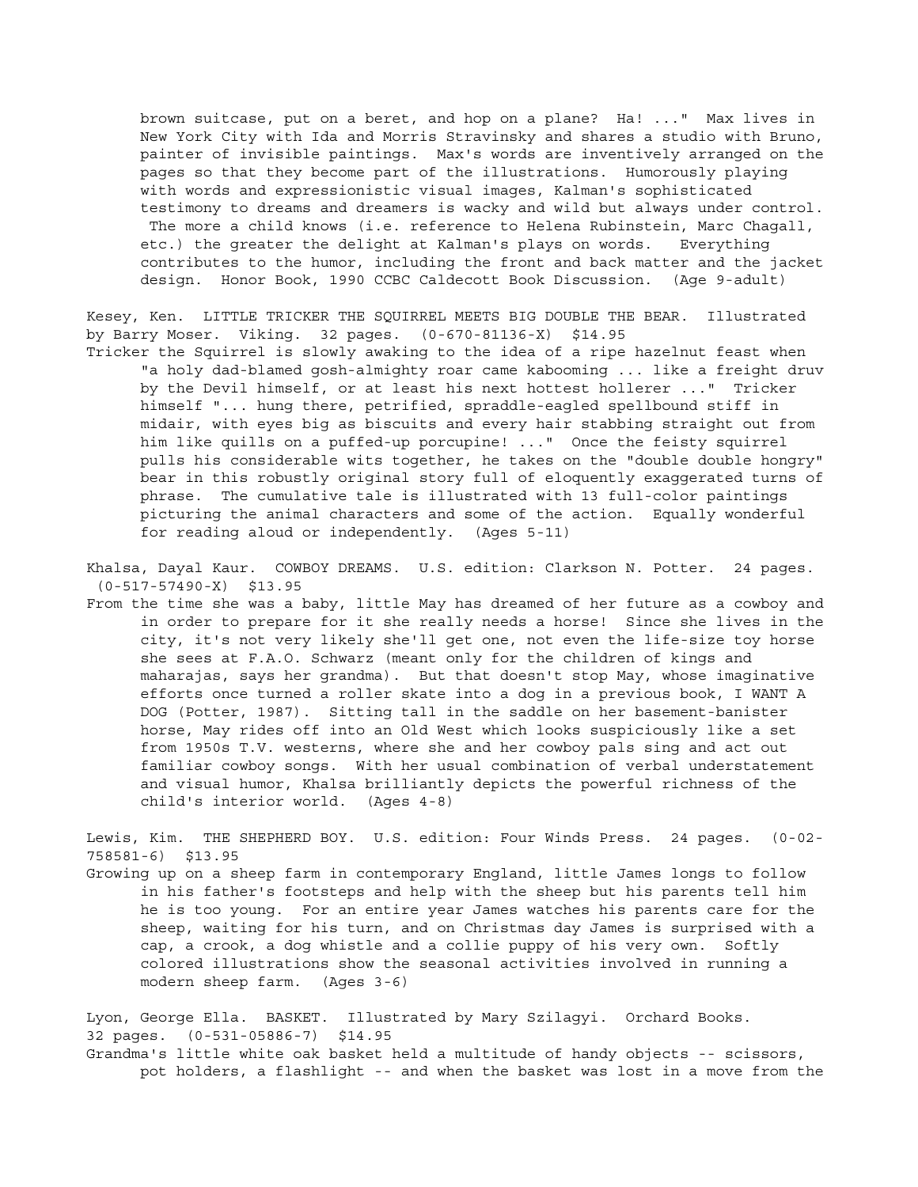brown suitcase, put on a beret, and hop on a plane? Ha! ..." Max lives in New York City with Ida and Morris Stravinsky and shares a studio with Bruno, painter of invisible paintings. Max's words are inventively arranged on the pages so that they become part of the illustrations. Humorously playing with words and expressionistic visual images, Kalman's sophisticated testimony to dreams and dreamers is wacky and wild but always under control. The more a child knows (i.e. reference to Helena Rubinstein, Marc Chagall, etc.) the greater the delight at Kalman's plays on words. Everything contributes to the humor, including the front and back matter and the jacket design. Honor Book, 1990 CCBC Caldecott Book Discussion. (Age 9-adult)

Kesey, Ken. LITTLE TRICKER THE SQUIRREL MEETS BIG DOUBLE THE BEAR. Illustrated by Barry Moser. Viking. 32 pages. (0-670-81136-X) $14.95

Tricker the Squirrel is slowly awaking to the idea of a ripe hazelnut feast when "a holy dad-blamed gosh-almighty roar came kabooming ... like a freight druv by the Devil himself, or at least his next hottest hollerer ..." Tricker himself "... hung there, petrified, spraddle-eagled spellbound stiff in midair, with eyes big as biscuits and every hair stabbing straight out from him like quills on a puffed-up porcupine! ..." Once the feisty squirrel pulls his considerable wits together, he takes on the "double double hongry" bear in this robustly original story full of eloquently exaggerated turns of phrase. The cumulative tale is illustrated with 13 full-color paintings picturing the animal characters and some of the action. Equally wonderful for reading aloud or independently. (Ages 5-11)

Khalsa, Dayal Kaur. COWBOY DREAMS. U.S. edition: Clarkson N. Potter. 24 pages. (0-517-57490-X) $13.95

From the time she was a baby, little May has dreamed of her future as a cowboy and in order to prepare for it she really needs a horse! Since she lives in the city, it's not very likely she'll get one, not even the life-size toy horse she sees at F.A.O. Schwarz (meant only for the children of kings and maharajas, says her grandma). But that doesn't stop May, whose imaginative efforts once turned a roller skate into a dog in a previous book, I WANT A DOG (Potter, 1987). Sitting tall in the saddle on her basement-banister horse, May rides off into an Old West which looks suspiciously like a set from 1950s T.V. westerns, where she and her cowboy pals sing and act out familiar cowboy songs. With her usual combination of verbal understatement and visual humor, Khalsa brilliantly depicts the powerful richness of the child's interior world. (Ages 4-8)

Lewis, Kim. THE SHEPHERD BOY. U.S. edition: Four Winds Press. 24 pages. (0-02-758581-6) $13.95

Growing up on a sheep farm in contemporary England, little James longs to follow in his father's footsteps and help with the sheep but his parents tell him he is too young. For an entire year James watches his parents care for the sheep, waiting for his turn, and on Christmas day James is surprised with a cap, a crook, a dog whistle and a collie puppy of his very own. Softly colored illustrations show the seasonal activities involved in running a modern sheep farm. (Ages 3-6)

Lyon, George Ella. BASKET. Illustrated by Mary Szilagyi. Orchard Books. 32 pages. (0-531-05886-7) $14.95

Grandma's little white oak basket held a multitude of handy objects -- scissors, pot holders, a flashlight -- and when the basket was lost in a move from the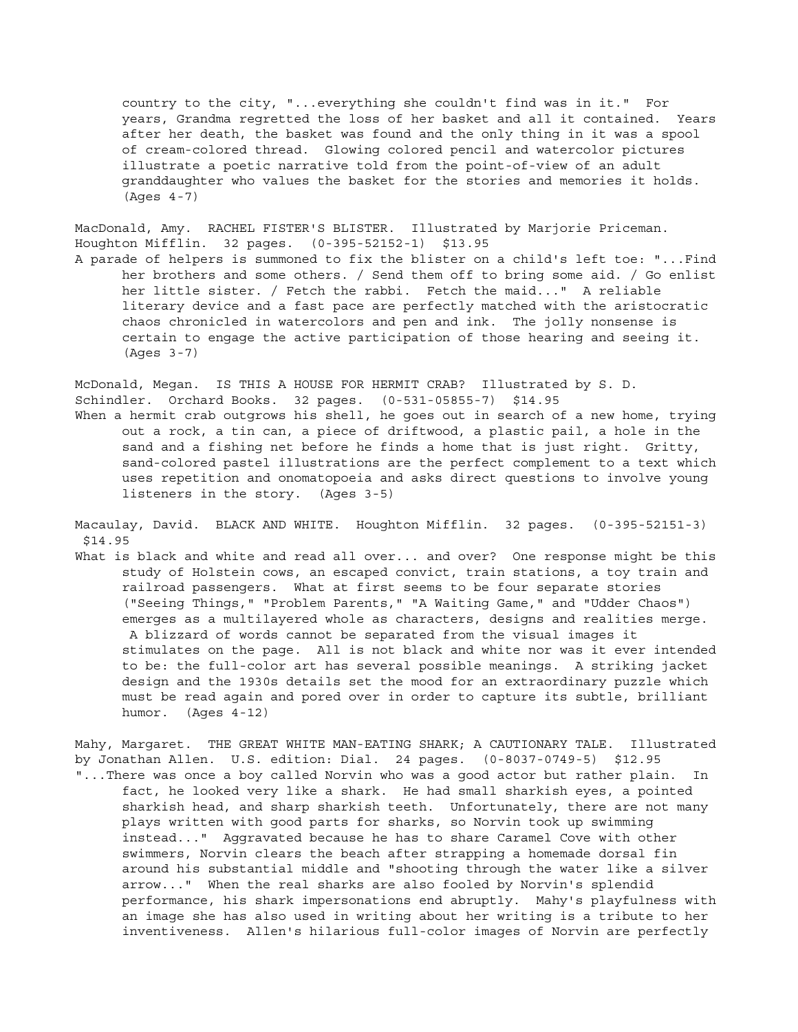country to the city, "...everything she couldn't find was in it." For years, Grandma regretted the loss of her basket and all it contained. Years after her death, the basket was found and the only thing in it was a spool of cream-colored thread. Glowing colored pencil and watercolor pictures illustrate a poetic narrative told from the point-of-view of an adult granddaughter who values the basket for the stories and memories it holds. (Ages 4-7)

MacDonald, Amy. RACHEL FISTER'S BLISTER. Illustrated by Marjorie Priceman. Houghton Mifflin. 32 pages. (0-395-52152-1) $13.95

A parade of helpers is summoned to fix the blister on a child's left toe: "...Find her brothers and some others. / Send them off to bring some aid. / Go enlist her little sister. / Fetch the rabbi. Fetch the maid..." A reliable literary device and a fast pace are perfectly matched with the aristocratic chaos chronicled in watercolors and pen and ink. The jolly nonsense is certain to engage the active participation of those hearing and seeing it. (Ages 3-7)

McDonald, Megan. IS THIS A HOUSE FOR HERMIT CRAB? Illustrated by S. D. Schindler. Orchard Books. 32 pages. (0-531-05855-7) $14.95

When a hermit crab outgrows his shell, he goes out in search of a new home, trying out a rock, a tin can, a piece of driftwood, a plastic pail, a hole in the sand and a fishing net before he finds a home that is just right. Gritty, sand-colored pastel illustrations are the perfect complement to a text which uses repetition and onomatopoeia and asks direct questions to involve young listeners in the story. (Ages 3-5)

Macaulay, David. BLACK AND WHITE. Houghton Mifflin. 32 pages. (0-395-52151-3) $14.95

What is black and white and read all over... and over? One response might be this study of Holstein cows, an escaped convict, train stations, a toy train and railroad passengers. What at first seems to be four separate stories ("Seeing Things," "Problem Parents," "A Waiting Game," and "Udder Chaos") emerges as a multilayered whole as characters, designs and realities merge. A blizzard of words cannot be separated from the visual images it stimulates on the page. All is not black and white nor was it ever intended to be: the full-color art has several possible meanings. A striking jacket design and the 1930s details set the mood for an extraordinary puzzle which must be read again and pored over in order to capture its subtle, brilliant humor. (Ages 4-12)

Mahy, Margaret. THE GREAT WHITE MAN-EATING SHARK; A CAUTIONARY TALE. Illustrated by Jonathan Allen. U.S. edition: Dial. 24 pages. (0-8037-0749-5) $12.95

"...There was once a boy called Norvin who was a good actor but rather plain. In fact, he looked very like a shark. He had small sharkish eyes, a pointed sharkish head, and sharp sharkish teeth. Unfortunately, there are not many plays written with good parts for sharks, so Norvin took up swimming instead..." Aggravated because he has to share Caramel Cove with other swimmers, Norvin clears the beach after strapping a homemade dorsal fin around his substantial middle and "shooting through the water like a silver arrow..." When the real sharks are also fooled by Norvin's splendid performance, his shark impersonations end abruptly. Mahy's playfulness with an image she has also used in writing about her writing is a tribute to her inventiveness. Allen's hilarious full-color images of Norvin are perfectly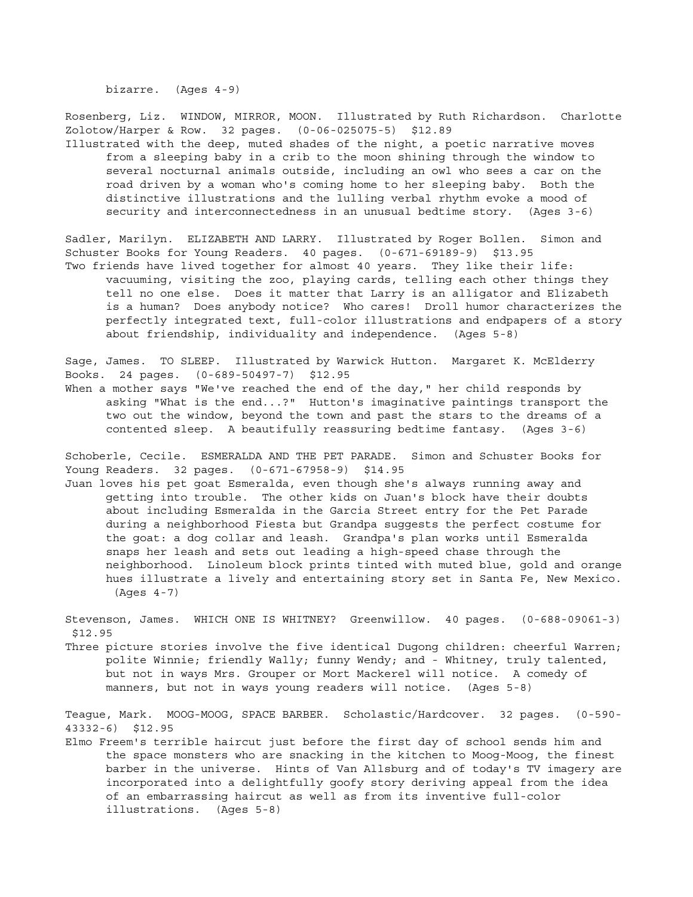bizarre. (Ages 4-9)

Rosenberg, Liz. WINDOW, MIRROR, MOON. Illustrated by Ruth Richardson. Charlotte Zolotow/Harper & Row. 32 pages. (0-06-025075-5) $12.89

Illustrated with the deep, muted shades of the night, a poetic narrative moves from a sleeping baby in a crib to the moon shining through the window to several nocturnal animals outside, including an owl who sees a car on the road driven by a woman who's coming home to her sleeping baby. Both the distinctive illustrations and the lulling verbal rhythm evoke a mood of security and interconnectedness in an unusual bedtime story. (Ages 3-6)

Sadler, Marilyn. ELIZABETH AND LARRY. Illustrated by Roger Bollen. Simon and Schuster Books for Young Readers. 40 pages. (0-671-69189-9) $13.95

Two friends have lived together for almost 40 years. They like their life: vacuuming, visiting the zoo, playing cards, telling each other things they tell no one else. Does it matter that Larry is an alligator and Elizabeth is a human? Does anybody notice? Who cares! Droll humor characterizes the perfectly integrated text, full-color illustrations and endpapers of a story about friendship, individuality and independence. (Ages 5-8)

Sage, James. TO SLEEP. Illustrated by Warwick Hutton. Margaret K. McElderry Books. 24 pages. (0-689-50497-7) $12.95

When a mother says "We've reached the end of the day," her child responds by asking "What is the end...?" Hutton's imaginative paintings transport the two out the window, beyond the town and past the stars to the dreams of a contented sleep. A beautifully reassuring bedtime fantasy. (Ages 3-6)

Schoberle, Cecile. ESMERALDA AND THE PET PARADE. Simon and Schuster Books for Young Readers. 32 pages. (0-671-67958-9) $14.95

Juan loves his pet goat Esmeralda, even though she's always running away and getting into trouble. The other kids on Juan's block have their doubts about including Esmeralda in the Garcia Street entry for the Pet Parade during a neighborhood Fiesta but Grandpa suggests the perfect costume for the goat: a dog collar and leash. Grandpa's plan works until Esmeralda snaps her leash and sets out leading a high-speed chase through the neighborhood. Linoleum block prints tinted with muted blue, gold and orange hues illustrate a lively and entertaining story set in Santa Fe, New Mexico. (Ages 4-7)

Stevenson, James. WHICH ONE IS WHITNEY? Greenwillow. 40 pages. (0-688-09061-3) $12.95

Three picture stories involve the five identical Dugong children: cheerful Warren; polite Winnie; friendly Wally; funny Wendy; and - Whitney, truly talented, but not in ways Mrs. Grouper or Mort Mackerel will notice. A comedy of manners, but not in ways young readers will notice. (Ages 5-8)

Teague, Mark. MOOG-MOOG, SPACE BARBER. Scholastic/Hardcover. 32 pages. (0-590-43332-6) $12.95

Elmo Freem's terrible haircut just before the first day of school sends him and the space monsters who are snacking in the kitchen to Moog-Moog, the finest barber in the universe. Hints of Van Allsburg and of today's TV imagery are incorporated into a delightfully goofy story deriving appeal from the idea of an embarrassing haircut as well as from its inventive full-color illustrations. (Ages 5-8)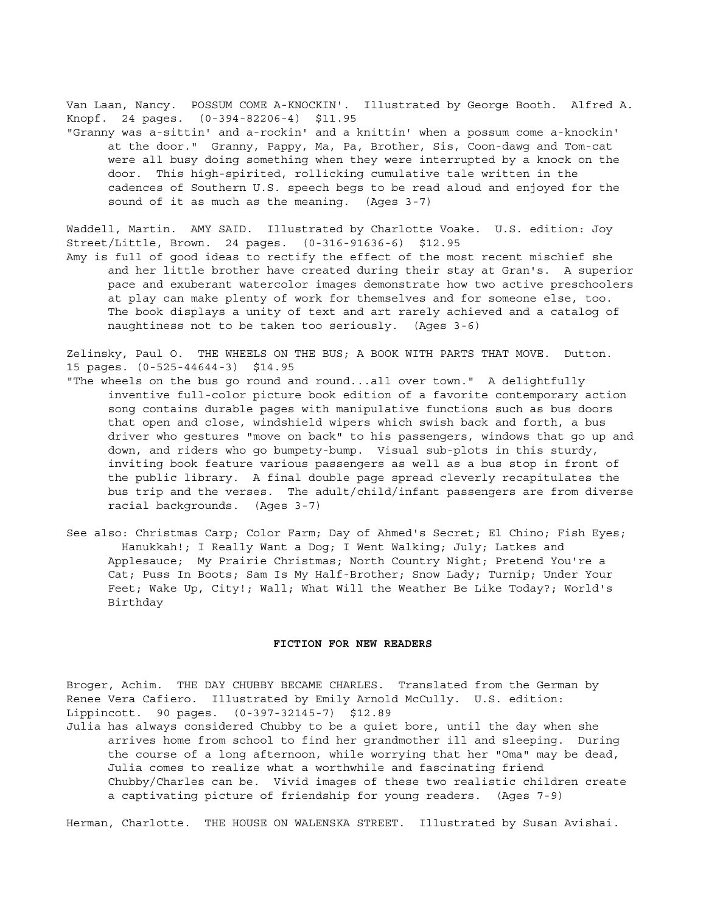Van Laan, Nancy. POSSUM COME A-KNOCKIN'. Illustrated by George Booth. Alfred A. Knopf. 24 pages. (0-394-82206-4) $11.95

"Granny was a-sittin' and a-rockin' and a knittin' when a possum come a-knockin' at the door." Granny, Pappy, Ma, Pa, Brother, Sis, Coon-dawg and Tom-cat were all busy doing something when they were interrupted by a knock on the door. This high-spirited, rollicking cumulative tale written in the cadences of Southern U.S. speech begs to be read aloud and enjoyed for the sound of it as much as the meaning. (Ages 3-7)

Waddell, Martin. AMY SAID. Illustrated by Charlotte Voake. U.S. edition: Joy Street/Little, Brown. 24 pages. (0-316-91636-6) $12.95

Amy is full of good ideas to rectify the effect of the most recent mischief she and her little brother have created during their stay at Gran's. A superior pace and exuberant watercolor images demonstrate how two active preschoolers at play can make plenty of work for themselves and for someone else, too. The book displays a unity of text and art rarely achieved and a catalog of naughtiness not to be taken too seriously. (Ages 3-6)

Zelinsky, Paul O. THE WHEELS ON THE BUS; A BOOK WITH PARTS THAT MOVE. Dutton. 15 pages. (0-525-44644-3) $14.95

"The wheels on the bus go round and round...all over town." A delightfully inventive full-color picture book edition of a favorite contemporary action song contains durable pages with manipulative functions such as bus doors that open and close, windshield wipers which swish back and forth, a bus driver who gestures "move on back" to his passengers, windows that go up and down, and riders who go bumpety-bump. Visual sub-plots in this sturdy, inviting book feature various passengers as well as a bus stop in front of the public library. A final double page spread cleverly recapitulates the bus trip and the verses. The adult/child/infant passengers are from diverse racial backgrounds. (Ages 3-7)

See also: Christmas Carp; Color Farm; Day of Ahmed's Secret; El Chino; Fish Eyes; Hanukkah!; I Really Want a Dog; I Went Walking; July; Latkes and Applesauce; My Prairie Christmas; North Country Night; Pretend You're a Cat; Puss In Boots; Sam Is My Half-Brother; Snow Lady; Turnip; Under Your Feet; Wake Up, City!; Wall; What Will the Weather Be Like Today?; World's Birthday

## FICTION FOR NEW READERS

Broger, Achim. THE DAY CHUBBY BECAME CHARLES. Translated from the German by Renee Vera Cafiero. Illustrated by Emily Arnold McCully. U.S. edition: Lippincott. 90 pages. (0-397-32145-7) $12.89

Julia has always considered Chubby to be a quiet bore, until the day when she arrives home from school to find her grandmother ill and sleeping. During the course of a long afternoon, while worrying that her "Oma" may be dead, Julia comes to realize what a worthwhile and fascinating friend Chubby/Charles can be. Vivid images of these two realistic children create a captivating picture of friendship for young readers. (Ages 7-9)

Herman, Charlotte. THE HOUSE ON WALENSKA STREET. Illustrated by Susan Avishai.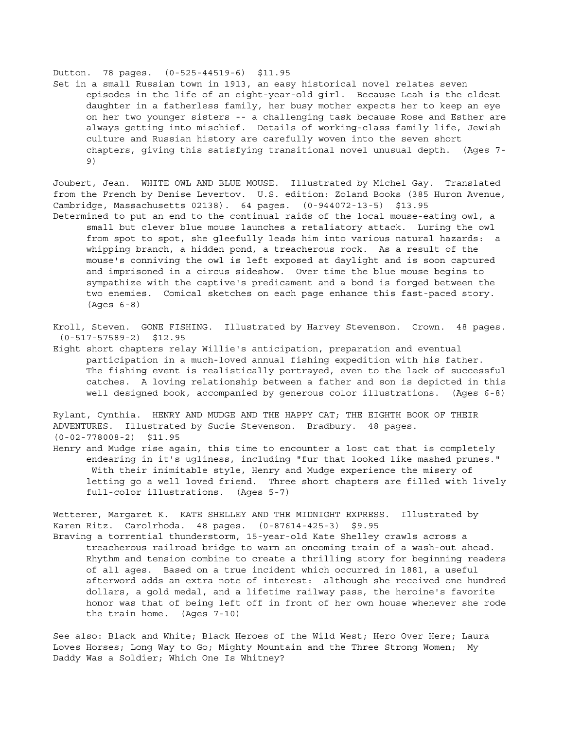Dutton. 78 pages. (0-525-44519-6) $11.95

Set in a small Russian town in 1913, an easy historical novel relates seven episodes in the life of an eight-year-old girl. Because Leah is the eldest daughter in a fatherless family, her busy mother expects her to keep an eye on her two younger sisters -- a challenging task because Rose and Esther are always getting into mischief. Details of working-class family life, Jewish culture and Russian history are carefully woven into the seven short chapters, giving this satisfying transitional novel unusual depth. (Ages 7-9)

Joubert, Jean. WHITE OWL AND BLUE MOUSE. Illustrated by Michel Gay. Translated from the French by Denise Levertov. U.S. edition: Zoland Books (385 Huron Avenue, Cambridge, Massachusetts 02138). 64 pages. (0-944072-13-5) $13.95

Determined to put an end to the continual raids of the local mouse-eating owl, a small but clever blue mouse launches a retaliatory attack. Luring the owl from spot to spot, she gleefully leads him into various natural hazards: a whipping branch, a hidden pond, a treacherous rock. As a result of the mouse's conniving the owl is left exposed at daylight and is soon captured and imprisoned in a circus sideshow. Over time the blue mouse begins to sympathize with the captive's predicament and a bond is forged between the two enemies. Comical sketches on each page enhance this fast-paced story. (Ages 6-8)

Kroll, Steven. GONE FISHING. Illustrated by Harvey Stevenson. Crown. 48 pages. (0-517-57589-2) $12.95

Eight short chapters relay Willie's anticipation, preparation and eventual participation in a much-loved annual fishing expedition with his father. The fishing event is realistically portrayed, even to the lack of successful catches. A loving relationship between a father and son is depicted in this well designed book, accompanied by generous color illustrations. (Ages 6-8)

Rylant, Cynthia. HENRY AND MUDGE AND THE HAPPY CAT; THE EIGHTH BOOK OF THEIR ADVENTURES. Illustrated by Sucie Stevenson. Bradbury. 48 pages. (0-02-778008-2) $11.95

Henry and Mudge rise again, this time to encounter a lost cat that is completely endearing in it's ugliness, including "fur that looked like mashed prunes." With their inimitable style, Henry and Mudge experience the misery of letting go a well loved friend. Three short chapters are filled with lively full-color illustrations. (Ages 5-7)

Wetterer, Margaret K. KATE SHELLEY AND THE MIDNIGHT EXPRESS. Illustrated by Karen Ritz. Carolrhoda. 48 pages. (0-87614-425-3) $9.95

Braving a torrential thunderstorm, 15-year-old Kate Shelley crawls across a treacherous railroad bridge to warn an oncoming train of a wash-out ahead. Rhythm and tension combine to create a thrilling story for beginning readers of all ages. Based on a true incident which occurred in 1881, a useful afterword adds an extra note of interest: although she received one hundred dollars, a gold medal, and a lifetime railway pass, the heroine's favorite honor was that of being left off in front of her own house whenever she rode the train home. (Ages 7-10)

See also: Black and White; Black Heroes of the Wild West; Hero Over Here; Laura Loves Horses; Long Way to Go; Mighty Mountain and the Three Strong Women; My Daddy Was a Soldier; Which One Is Whitney?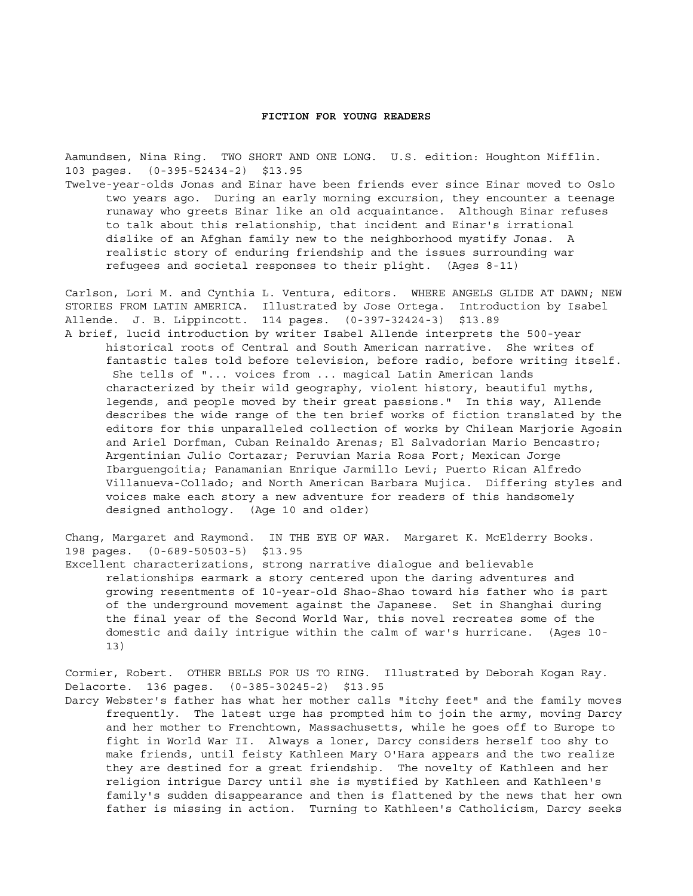# FICTION FOR YOUNG READERS

Aamundsen, Nina Ring. TWO SHORT AND ONE LONG. U.S. edition: Houghton Mifflin. 103 pages. (0-395-52434-2) $13.95

Twelve-year-olds Jonas and Einar have been friends ever since Einar moved to Oslo two years ago. During an early morning excursion, they encounter a teenage runaway who greets Einar like an old acquaintance. Although Einar refuses to talk about this relationship, that incident and Einar's irrational dislike of an Afghan family new to the neighborhood mystify Jonas. A realistic story of enduring friendship and the issues surrounding war refugees and societal responses to their plight. (Ages 8-11)

Carlson, Lori M. and Cynthia L. Ventura, editors. WHERE ANGELS GLIDE AT DAWN; NEW STORIES FROM LATIN AMERICA. Illustrated by Jose Ortega. Introduction by Isabel Allende. J. B. Lippincott. 114 pages. (0-397-32424-3) $13.89

A brief, lucid introduction by writer Isabel Allende interprets the 500-year historical roots of Central and South American narrative. She writes of fantastic tales told before television, before radio, before writing itself. She tells of "... voices from ... magical Latin American lands characterized by their wild geography, violent history, beautiful myths, legends, and people moved by their great passions." In this way, Allende describes the wide range of the ten brief works of fiction translated by the editors for this unparalleled collection of works by Chilean Marjorie Agosin and Ariel Dorfman, Cuban Reinaldo Arenas; El Salvadorian Mario Bencastro; Argentinian Julio Cortazar; Peruvian Maria Rosa Fort; Mexican Jorge Ibarguengoitia; Panamanian Enrique Jarmillo Levi; Puerto Rican Alfredo Villanueva-Collado; and North American Barbara Mujica. Differing styles and voices make each story a new adventure for readers of this handsomely designed anthology. (Age 10 and older)

Chang, Margaret and Raymond. IN THE EYE OF WAR. Margaret K. McElderry Books. 198 pages. (0-689-50503-5) $13.95

Excellent characterizations, strong narrative dialogue and believable relationships earmark a story centered upon the daring adventures and growing resentments of 10-year-old Shao-Shao toward his father who is part of the underground movement against the Japanese. Set in Shanghai during the final year of the Second World War, this novel recreates some of the domestic and daily intrigue within the calm of war's hurricane. (Ages 10-13)

Cormier, Robert. OTHER BELLS FOR US TO RING. Illustrated by Deborah Kogan Ray. Delacorte. 136 pages. (0-385-30245-2) $13.95

Darcy Webster's father has what her mother calls "itchy feet" and the family moves frequently. The latest urge has prompted him to join the army, moving Darcy and her mother to Frenchtown, Massachusetts, while he goes off to Europe to fight in World War II. Always a loner, Darcy considers herself too shy to make friends, until feisty Kathleen Mary O'Hara appears and the two realize they are destined for a great friendship. The novelty of Kathleen and her religion intrigue Darcy until she is mystified by Kathleen and Kathleen's family's sudden disappearance and then is flattened by the news that her own father is missing in action. Turning to Kathleen's Catholicism, Darcy seeks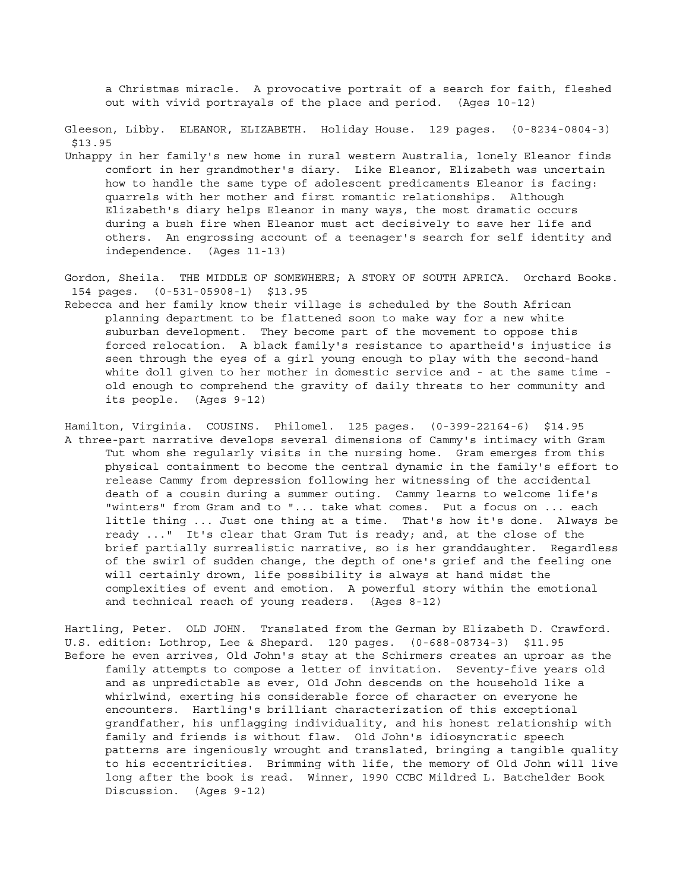a Christmas miracle. A provocative portrait of a search for faith, fleshed out with vivid portrayals of the place and period. (Ages 10-12)

Gleeson, Libby. ELEANOR, ELIZABETH. Holiday House. 129 pages. (0-8234-0804-3) $13.95

Unhappy in her family's new home in rural western Australia, lonely Eleanor finds comfort in her grandmother's diary. Like Eleanor, Elizabeth was uncertain how to handle the same type of adolescent predicaments Eleanor is facing: quarrels with her mother and first romantic relationships. Although Elizabeth's diary helps Eleanor in many ways, the most dramatic occurs during a bush fire when Eleanor must act decisively to save her life and others. An engrossing account of a teenager's search for self identity and independence. (Ages 11-13)

Gordon, Sheila. THE MIDDLE OF SOMEWHERE; A STORY OF SOUTH AFRICA. Orchard Books. 154 pages. (0-531-05908-1) $13.95

Rebecca and her family know their village is scheduled by the South African planning department to be flattened soon to make way for a new white suburban development. They become part of the movement to oppose this forced relocation. A black family's resistance to apartheid's injustice is seen through the eyes of a girl young enough to play with the second-hand white doll given to her mother in domestic service and - at the same time - old enough to comprehend the gravity of daily threats to her community and its people. (Ages 9-12)

Hamilton, Virginia. COUSINS. Philomel. 125 pages. (0-399-22164-6) $14.95

A three-part narrative develops several dimensions of Cammy's intimacy with Gram Tut whom she regularly visits in the nursing home. Gram emerges from this physical containment to become the central dynamic in the family's effort to release Cammy from depression following her witnessing of the accidental death of a cousin during a summer outing. Cammy learns to welcome life's "winters" from Gram and to "... take what comes. Put a focus on ... each little thing ... Just one thing at a time. That's how it's done. Always be ready ..." It's clear that Gram Tut is ready; and, at the close of the brief partially surrealistic narrative, so is her granddaughter. Regardless of the swirl of sudden change, the depth of one's grief and the feeling one will certainly drown, life possibility is always at hand midst the complexities of event and emotion. A powerful story within the emotional and technical reach of young readers. (Ages 8-12)

Hartling, Peter. OLD JOHN. Translated from the German by Elizabeth D. Crawford. U.S. edition: Lothrop, Lee & Shepard. 120 pages. (0-688-08734-3) $11.95

Before he even arrives, Old John's stay at the Schirmers creates an uproar as the family attempts to compose a letter of invitation. Seventy-five years old and as unpredictable as ever, Old John descends on the household like a whirlwind, exerting his considerable force of character on everyone he encounters. Hartling's brilliant characterization of this exceptional grandfather, his unflagging individuality, and his honest relationship with family and friends is without flaw. Old John's idiosyncratic speech patterns are ingeniously wrought and translated, bringing a tangible quality to his eccentricities. Brimming with life, the memory of Old John will live long after the book is read. Winner, 1990 CCBC Mildred L. Batchelder Book Discussion. (Ages 9-12)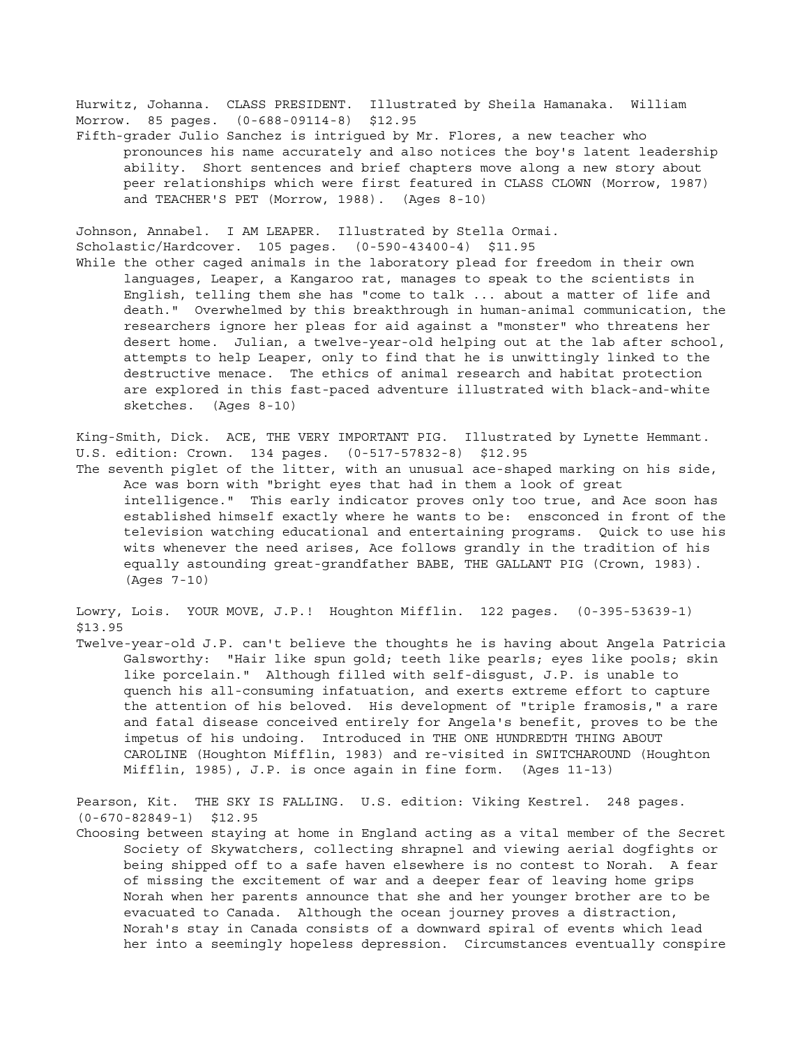Hurwitz, Johanna. CLASS PRESIDENT. Illustrated by Sheila Hamanaka. William Morrow. 85 pages. (0-688-09114-8) $12.95

Fifth-grader Julio Sanchez is intrigued by Mr. Flores, a new teacher who pronounces his name accurately and also notices the boy's latent leadership ability. Short sentences and brief chapters move along a new story about peer relationships which were first featured in CLASS CLOWN (Morrow, 1987) and TEACHER'S PET (Morrow, 1988). (Ages 8-10)

Johnson, Annabel. I AM LEAPER. Illustrated by Stella Ormai. Scholastic/Hardcover. 105 pages. (0-590-43400-4) $11.95

While the other caged animals in the laboratory plead for freedom in their own languages, Leaper, a Kangaroo rat, manages to speak to the scientists in English, telling them she has "come to talk ... about a matter of life and death." Overwhelmed by this breakthrough in human-animal communication, the researchers ignore her pleas for aid against a "monster" who threatens her desert home. Julian, a twelve-year-old helping out at the lab after school, attempts to help Leaper, only to find that he is unwittingly linked to the destructive menace. The ethics of animal research and habitat protection are explored in this fast-paced adventure illustrated with black-and-white sketches. (Ages 8-10)

King-Smith, Dick. ACE, THE VERY IMPORTANT PIG. Illustrated by Lynette Hemmant. U.S. edition: Crown. 134 pages. (0-517-57832-8) $12.95

The seventh piglet of the litter, with an unusual ace-shaped marking on his side, Ace was born with "bright eyes that had in them a look of great intelligence." This early indicator proves only too true, and Ace soon has established himself exactly where he wants to be: ensconced in front of the television watching educational and entertaining programs. Quick to use his wits whenever the need arises, Ace follows grandly in the tradition of his equally astounding great-grandfather BABE, THE GALLANT PIG (Crown, 1983). (Ages 7-10)

Lowry, Lois. YOUR MOVE, J.P.! Houghton Mifflin. 122 pages. (0-395-53639-1) $13.95

Twelve-year-old J.P. can't believe the thoughts he is having about Angela Patricia Galsworthy: "Hair like spun gold; teeth like pearls; eyes like pools; skin like porcelain." Although filled with self-disgust, J.P. is unable to quench his all-consuming infatuation, and exerts extreme effort to capture the attention of his beloved. His development of "triple framosis," a rare and fatal disease conceived entirely for Angela's benefit, proves to be the impetus of his undoing. Introduced in THE ONE HUNDREDTH THING ABOUT CAROLINE (Houghton Mifflin, 1983) and re-visited in SWITCHAROUND (Houghton Mifflin, 1985), J.P. is once again in fine form. (Ages 11-13)

Pearson, Kit. THE SKY IS FALLING. U.S. edition: Viking Kestrel. 248 pages. (0-670-82849-1) $12.95

Choosing between staying at home in England acting as a vital member of the Secret Society of Skywatchers, collecting shrapnel and viewing aerial dogfights or being shipped off to a safe haven elsewhere is no contest to Norah. A fear of missing the excitement of war and a deeper fear of leaving home grips Norah when her parents announce that she and her younger brother are to be evacuated to Canada. Although the ocean journey proves a distraction, Norah's stay in Canada consists of a downward spiral of events which lead her into a seemingly hopeless depression. Circumstances eventually conspire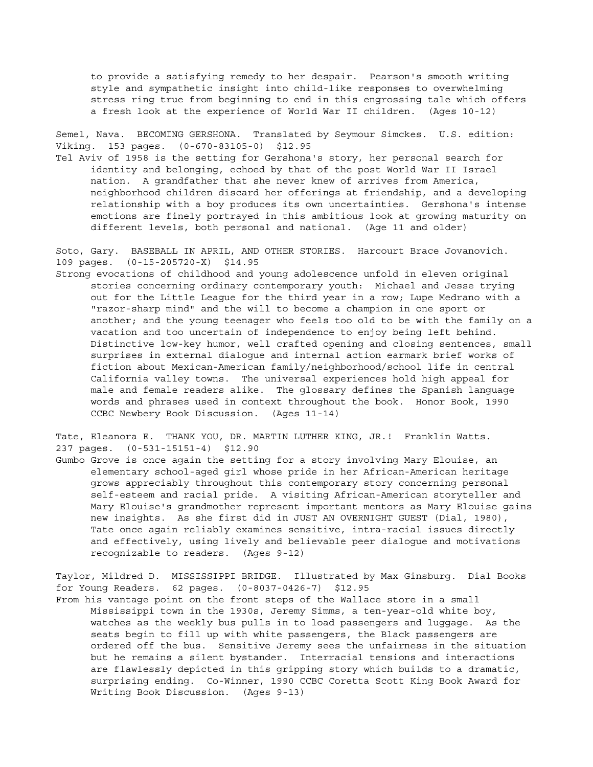to provide a satisfying remedy to her despair. Pearson's smooth writing style and sympathetic insight into child-like responses to overwhelming stress ring true from beginning to end in this engrossing tale which offers a fresh look at the experience of World War II children. (Ages 10-12)

Semel, Nava. BECOMING GERSHONA. Translated by Seymour Simckes. U.S. edition: Viking. 153 pages. (0-670-83105-0) $12.95

Tel Aviv of 1958 is the setting for Gershona's story, her personal search for identity and belonging, echoed by that of the post World War II Israel nation. A grandfather that she never knew of arrives from America, neighborhood children discard her offerings at friendship, and a developing relationship with a boy produces its own uncertainties. Gershona's intense emotions are finely portrayed in this ambitious look at growing maturity on different levels, both personal and national. (Age 11 and older)

Soto, Gary. BASEBALL IN APRIL, AND OTHER STORIES. Harcourt Brace Jovanovich. 109 pages. (0-15-205720-X) $14.95

Strong evocations of childhood and young adolescence unfold in eleven original stories concerning ordinary contemporary youth: Michael and Jesse trying out for the Little League for the third year in a row; Lupe Medrano with a "razor-sharp mind" and the will to become a champion in one sport or another; and the young teenager who feels too old to be with the family on a vacation and too uncertain of independence to enjoy being left behind. Distinctive low-key humor, well crafted opening and closing sentences, small surprises in external dialogue and internal action earmark brief works of fiction about Mexican-American family/neighborhood/school life in central California valley towns. The universal experiences hold high appeal for male and female readers alike. The glossary defines the Spanish language words and phrases used in context throughout the book. Honor Book, 1990 CCBC Newbery Book Discussion. (Ages 11-14)

Tate, Eleanora E. THANK YOU, DR. MARTIN LUTHER KING, JR.! Franklin Watts. 237 pages. (0-531-15151-4) $12.90

Gumbo Grove is once again the setting for a story involving Mary Elouise, an elementary school-aged girl whose pride in her African-American heritage grows appreciably throughout this contemporary story concerning personal self-esteem and racial pride. A visiting African-American storyteller and Mary Elouise's grandmother represent important mentors as Mary Elouise gains new insights. As she first did in JUST AN OVERNIGHT GUEST (Dial, 1980), Tate once again reliably examines sensitive, intra-racial issues directly and effectively, using lively and believable peer dialogue and motivations recognizable to readers. (Ages 9-12)

Taylor, Mildred D. MISSISSIPPI BRIDGE. Illustrated by Max Ginsburg. Dial Books for Young Readers. 62 pages. (0-8037-0426-7) $12.95

From his vantage point on the front steps of the Wallace store in a small Mississippi town in the 1930s, Jeremy Simms, a ten-year-old white boy, watches as the weekly bus pulls in to load passengers and luggage. As the seats begin to fill up with white passengers, the Black passengers are ordered off the bus. Sensitive Jeremy sees the unfairness in the situation but he remains a silent bystander. Interracial tensions and interactions are flawlessly depicted in this gripping story which builds to a dramatic, surprising ending. Co-Winner, 1990 CCBC Coretta Scott King Book Award for Writing Book Discussion. (Ages 9-13)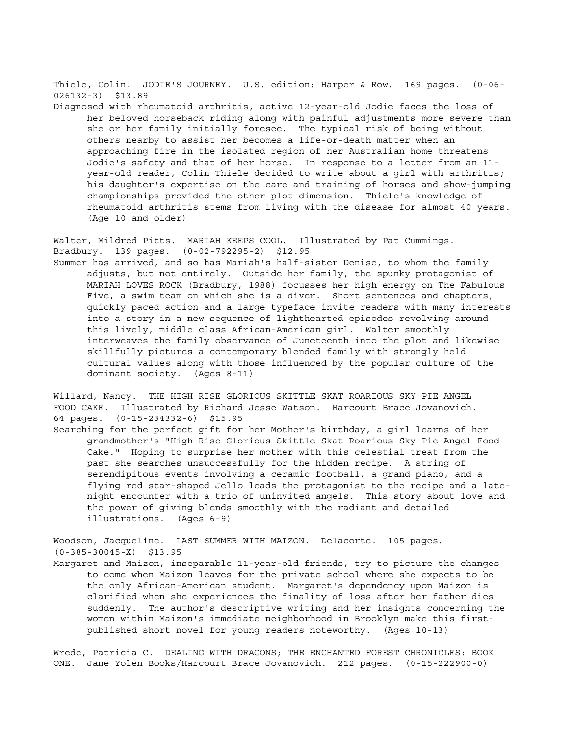Thiele, Colin. JODIE'S JOURNEY. U.S. edition: Harper & Row. 169 pages. (0-06-026132-3) $13.89

Diagnosed with rheumatoid arthritis, active 12-year-old Jodie faces the loss of her beloved horseback riding along with painful adjustments more severe than she or her family initially foresee. The typical risk of being without others nearby to assist her becomes a life-or-death matter when an approaching fire in the isolated region of her Australian home threatens Jodie's safety and that of her horse. In response to a letter from an 11-year-old reader, Colin Thiele decided to write about a girl with arthritis; his daughter's expertise on the care and training of horses and show-jumping championships provided the other plot dimension. Thiele's knowledge of rheumatoid arthritis stems from living with the disease for almost 40 years. (Age 10 and older)

Walter, Mildred Pitts. MARIAH KEEPS COOL. Illustrated by Pat Cummings. Bradbury. 139 pages. (0-02-792295-2) $12.95

Summer has arrived, and so has Mariah's half-sister Denise, to whom the family adjusts, but not entirely. Outside her family, the spunky protagonist of MARIAH LOVES ROCK (Bradbury, 1988) focusses her high energy on The Fabulous Five, a swim team on which she is a diver. Short sentences and chapters, quickly paced action and a large typeface invite readers with many interests into a story in a new sequence of lighthearted episodes revolving around this lively, middle class African-American girl. Walter smoothly interweaves the family observance of Juneteenth into the plot and likewise skillfully pictures a contemporary blended family with strongly held cultural values along with those influenced by the popular culture of the dominant society. (Ages 8-11)

Willard, Nancy. THE HIGH RISE GLORIOUS SKITTLE SKAT ROARIOUS SKY PIE ANGEL FOOD CAKE. Illustrated by Richard Jesse Watson. Harcourt Brace Jovanovich. 64 pages. (0-15-234332-6) $15.95

Searching for the perfect gift for her Mother's birthday, a girl learns of her grandmother's "High Rise Glorious Skittle Skat Roarious Sky Pie Angel Food Cake." Hoping to surprise her mother with this celestial treat from the past she searches unsuccessfully for the hidden recipe. A string of serendipitous events involving a ceramic football, a grand piano, and a flying red star-shaped Jello leads the protagonist to the recipe and a late-night encounter with a trio of uninvited angels. This story about love and the power of giving blends smoothly with the radiant and detailed illustrations. (Ages 6-9)

Woodson, Jacqueline. LAST SUMMER WITH MAIZON. Delacorte. 105 pages. (0-385-30045-X) $13.95

Margaret and Maizon, inseparable 11-year-old friends, try to picture the changes to come when Maizon leaves for the private school where she expects to be the only African-American student. Margaret's dependency upon Maizon is clarified when she experiences the finality of loss after her father dies suddenly. The author's descriptive writing and her insights concerning the women within Maizon's immediate neighborhood in Brooklyn make this first-published short novel for young readers noteworthy. (Ages 10-13)

Wrede, Patricia C. DEALING WITH DRAGONS; THE ENCHANTED FOREST CHRONICLES: BOOK ONE. Jane Yolen Books/Harcourt Brace Jovanovich. 212 pages. (0-15-222900-0)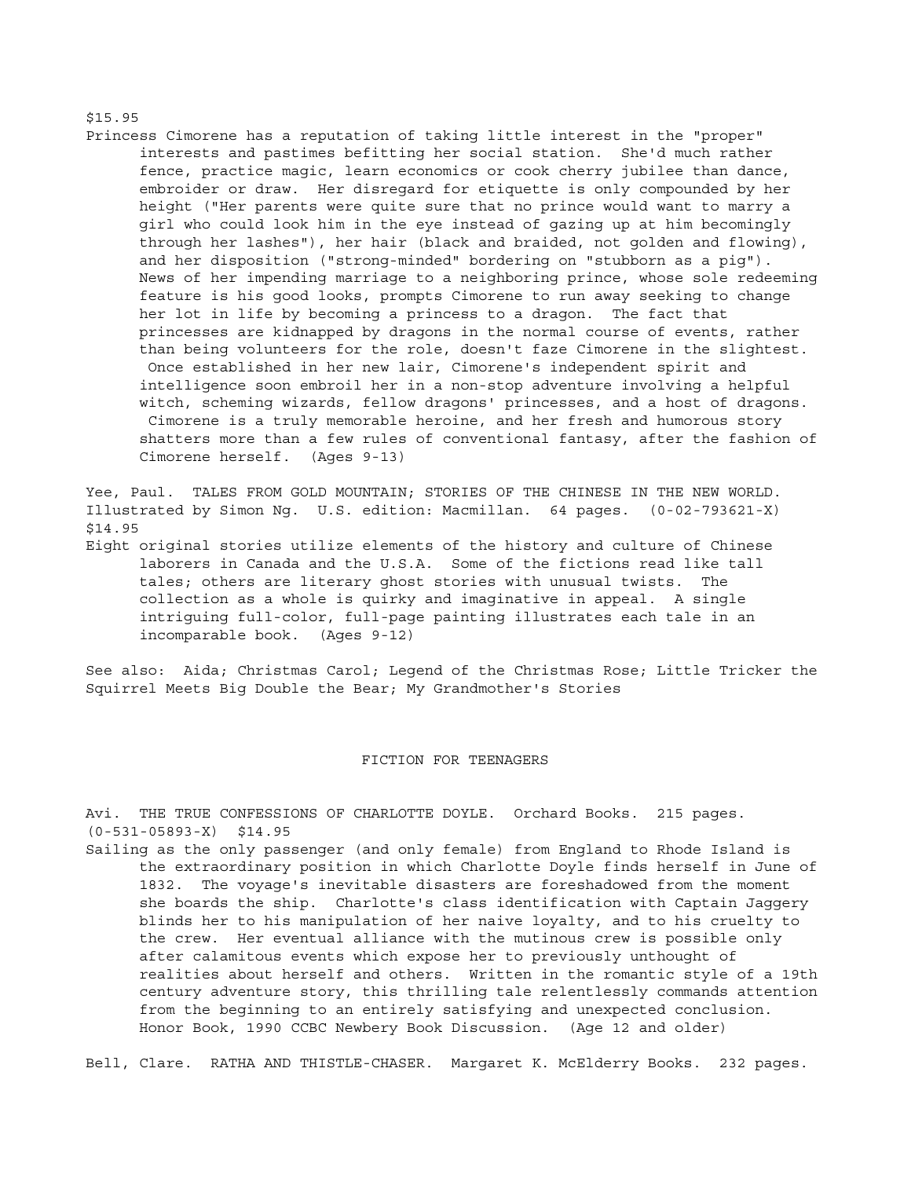$15.95

Princess Cimorene has a reputation of taking little interest in the "proper" interests and pastimes befitting her social station. She'd much rather fence, practice magic, learn economics or cook cherry jubilee than dance, embroider or draw. Her disregard for etiquette is only compounded by her height ("Her parents were quite sure that no prince would want to marry a girl who could look him in the eye instead of gazing up at him becomingly through her lashes"), her hair (black and braided, not golden and flowing), and her disposition ("strong-minded" bordering on "stubborn as a pig"). News of her impending marriage to a neighboring prince, whose sole redeeming feature is his good looks, prompts Cimorene to run away seeking to change her lot in life by becoming a princess to a dragon. The fact that princesses are kidnapped by dragons in the normal course of events, rather than being volunteers for the role, doesn't faze Cimorene in the slightest. Once established in her new lair, Cimorene's independent spirit and intelligence soon embroil her in a non-stop adventure involving a helpful witch, scheming wizards, fellow dragons' princesses, and a host of dragons. Cimorene is a truly memorable heroine, and her fresh and humorous story shatters more than a few rules of conventional fantasy, after the fashion of Cimorene herself. (Ages 9-13)

Yee, Paul. TALES FROM GOLD MOUNTAIN; STORIES OF THE CHINESE IN THE NEW WORLD. Illustrated by Simon Ng. U.S. edition: Macmillan. 64 pages. (0-02-793621-X) $14.95

Eight original stories utilize elements of the history and culture of Chinese laborers in Canada and the U.S.A. Some of the fictions read like tall tales; others are literary ghost stories with unusual twists. The collection as a whole is quirky and imaginative in appeal. A single intriguing full-color, full-page painting illustrates each tale in an incomparable book. (Ages 9-12)

See also: Aida; Christmas Carol; Legend of the Christmas Rose; Little Tricker the Squirrel Meets Big Double the Bear; My Grandmother's Stories

## FICTION FOR TEENAGERS

Avi. THE TRUE CONFESSIONS OF CHARLOTTE DOYLE. Orchard Books. 215 pages. (0-531-05893-X) $14.95

Sailing as the only passenger (and only female) from England to Rhode Island is the extraordinary position in which Charlotte Doyle finds herself in June of 1832. The voyage's inevitable disasters are foreshadowed from the moment she boards the ship. Charlotte's class identification with Captain Jaggery blinds her to his manipulation of her naive loyalty, and to his cruelty to the crew. Her eventual alliance with the mutinous crew is possible only after calamitous events which expose her to previously unthought of realities about herself and others. Written in the romantic style of a 19th century adventure story, this thrilling tale relentlessly commands attention from the beginning to an entirely satisfying and unexpected conclusion. Honor Book, 1990 CCBC Newbery Book Discussion. (Age 12 and older)

Bell, Clare. RATHA AND THISTLE-CHASER. Margaret K. McElderry Books. 232 pages.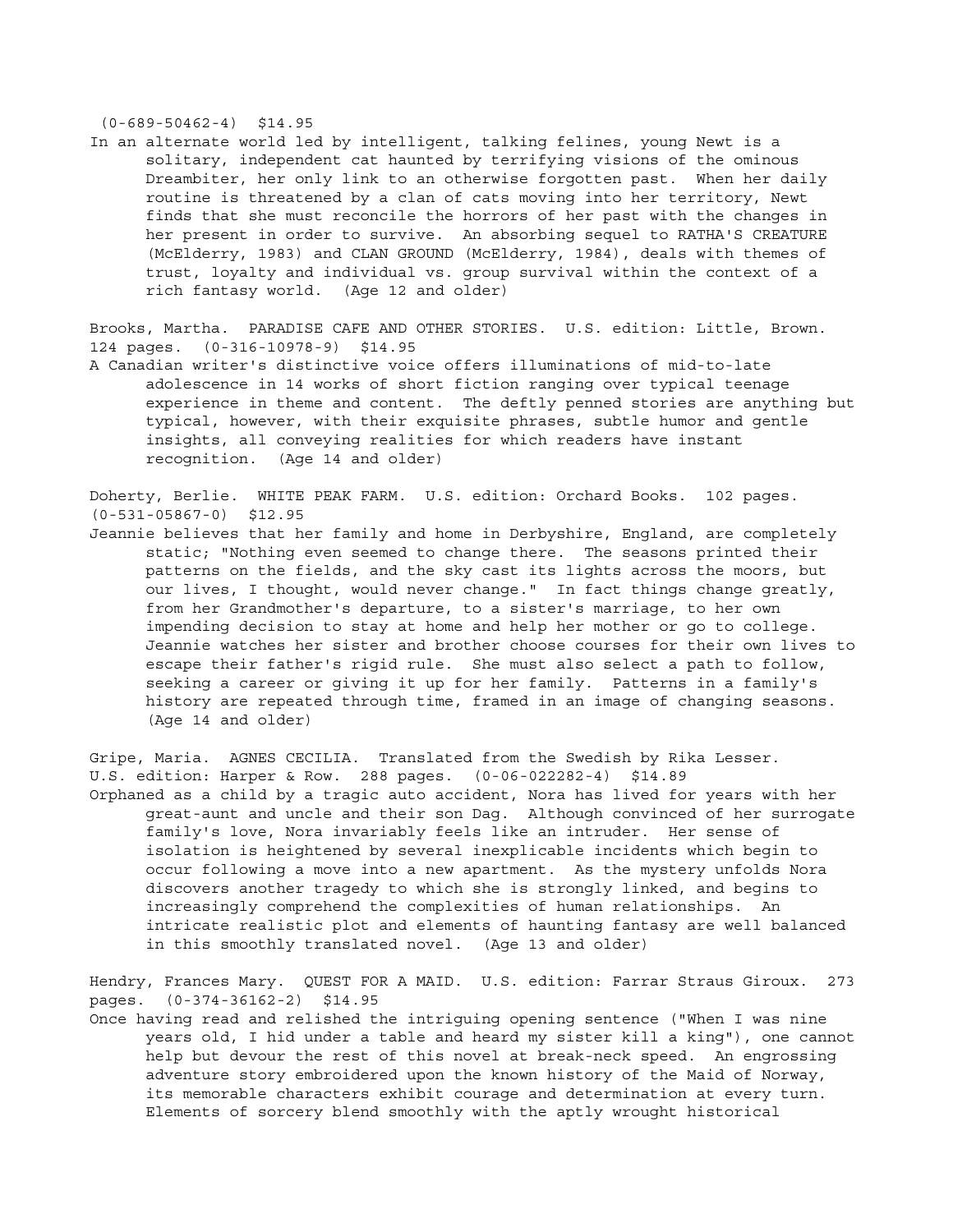(0-689-50462-4) $14.95

In an alternate world led by intelligent, talking felines, young Newt is a solitary, independent cat haunted by terrifying visions of the ominous Dreambiter, her only link to an otherwise forgotten past. When her daily routine is threatened by a clan of cats moving into her territory, Newt finds that she must reconcile the horrors of her past with the changes in her present in order to survive. An absorbing sequel to RATHA'S CREATURE (McElderry, 1983) and CLAN GROUND (McElderry, 1984), deals with themes of trust, loyalty and individual vs. group survival within the context of a rich fantasy world. (Age 12 and older)

Brooks, Martha. PARADISE CAFE AND OTHER STORIES. U.S. edition: Little, Brown. 124 pages. (0-316-10978-9) $14.95

A Canadian writer's distinctive voice offers illuminations of mid-to-late adolescence in 14 works of short fiction ranging over typical teenage experience in theme and content. The deftly penned stories are anything but typical, however, with their exquisite phrases, subtle humor and gentle insights, all conveying realities for which readers have instant recognition. (Age 14 and older)

Doherty, Berlie. WHITE PEAK FARM. U.S. edition: Orchard Books. 102 pages. (0-531-05867-0) $12.95

Jeannie believes that her family and home in Derbyshire, England, are completely static; "Nothing even seemed to change there. The seasons printed their patterns on the fields, and the sky cast its lights across the moors, but our lives, I thought, would never change." In fact things change greatly, from her Grandmother's departure, to a sister's marriage, to her own impending decision to stay at home and help her mother or go to college. Jeannie watches her sister and brother choose courses for their own lives to escape their father's rigid rule. She must also select a path to follow, seeking a career or giving it up for her family. Patterns in a family's history are repeated through time, framed in an image of changing seasons. (Age 14 and older)

Gripe, Maria. AGNES CECILIA. Translated from the Swedish by Rika Lesser. U.S. edition: Harper & Row. 288 pages. (0-06-022282-4) $14.89

Orphaned as a child by a tragic auto accident, Nora has lived for years with her great-aunt and uncle and their son Dag. Although convinced of her surrogate family's love, Nora invariably feels like an intruder. Her sense of isolation is heightened by several inexplicable incidents which begin to occur following a move into a new apartment. As the mystery unfolds Nora discovers another tragedy to which she is strongly linked, and begins to increasingly comprehend the complexities of human relationships. An intricate realistic plot and elements of haunting fantasy are well balanced in this smoothly translated novel. (Age 13 and older)

Hendry, Frances Mary. QUEST FOR A MAID. U.S. edition: Farrar Straus Giroux. 273 pages. (0-374-36162-2) $14.95

Once having read and relished the intriguing opening sentence ("When I was nine years old, I hid under a table and heard my sister kill a king"), one cannot help but devour the rest of this novel at break-neck speed. An engrossing adventure story embroidered upon the known history of the Maid of Norway, its memorable characters exhibit courage and determination at every turn. Elements of sorcery blend smoothly with the aptly wrought historical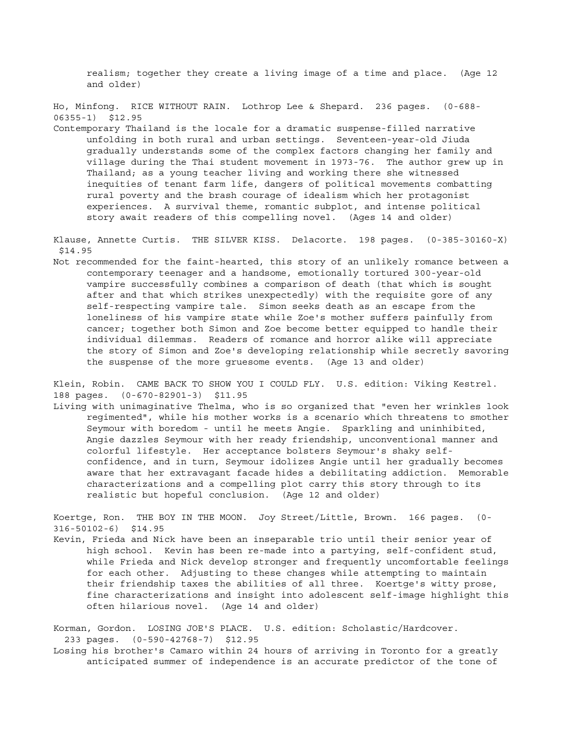realism; together they create a living image of a time and place. (Age 12 and older)

Ho, Minfong. RICE WITHOUT RAIN. Lothrop Lee & Shepard. 236 pages. (0-688-06355-1) $12.95

Contemporary Thailand is the locale for a dramatic suspense-filled narrative unfolding in both rural and urban settings. Seventeen-year-old Jiuda gradually understands some of the complex factors changing her family and village during the Thai student movement in 1973-76. The author grew up in Thailand; as a young teacher living and working there she witnessed inequities of tenant farm life, dangers of political movements combatting rural poverty and the brash courage of idealism which her protagonist experiences. A survival theme, romantic subplot, and intense political story await readers of this compelling novel. (Ages 14 and older)

Klause, Annette Curtis. THE SILVER KISS. Delacorte. 198 pages. (0-385-30160-X) $14.95

Not recommended for the faint-hearted, this story of an unlikely romance between a contemporary teenager and a handsome, emotionally tortured 300-year-old vampire successfully combines a comparison of death (that which is sought after and that which strikes unexpectedly) with the requisite gore of any self-respecting vampire tale. Simon seeks death as an escape from the loneliness of his vampire state while Zoe's mother suffers painfully from cancer; together both Simon and Zoe become better equipped to handle their individual dilemmas. Readers of romance and horror alike will appreciate the story of Simon and Zoe's developing relationship while secretly savoring the suspense of the more gruesome events. (Age 13 and older)

Klein, Robin. CAME BACK TO SHOW YOU I COULD FLY. U.S. edition: Viking Kestrel. 188 pages. (0-670-82901-3) $11.95

Living with unimaginative Thelma, who is so organized that "even her wrinkles look regimented", while his mother works is a scenario which threatens to smother Seymour with boredom - until he meets Angie. Sparkling and uninhibited, Angie dazzles Seymour with her ready friendship, unconventional manner and colorful lifestyle. Her acceptance bolsters Seymour's shaky self-confidence, and in turn, Seymour idolizes Angie until her gradually becomes aware that her extravagant facade hides a debilitating addiction. Memorable characterizations and a compelling plot carry this story through to its realistic but hopeful conclusion. (Age 12 and older)

Koertge, Ron. THE BOY IN THE MOON. Joy Street/Little, Brown. 166 pages. (0-316-50102-6) $14.95

Kevin, Frieda and Nick have been an inseparable trio until their senior year of high school. Kevin has been re-made into a partying, self-confident stud, while Frieda and Nick develop stronger and frequently uncomfortable feelings for each other. Adjusting to these changes while attempting to maintain their friendship taxes the abilities of all three. Koertge's witty prose, fine characterizations and insight into adolescent self-image highlight this often hilarious novel. (Age 14 and older)

Korman, Gordon. LOSING JOE'S PLACE. U.S. edition: Scholastic/Hardcover. 233 pages. (0-590-42768-7) $12.95

Losing his brother's Camaro within 24 hours of arriving in Toronto for a greatly anticipated summer of independence is an accurate predictor of the tone of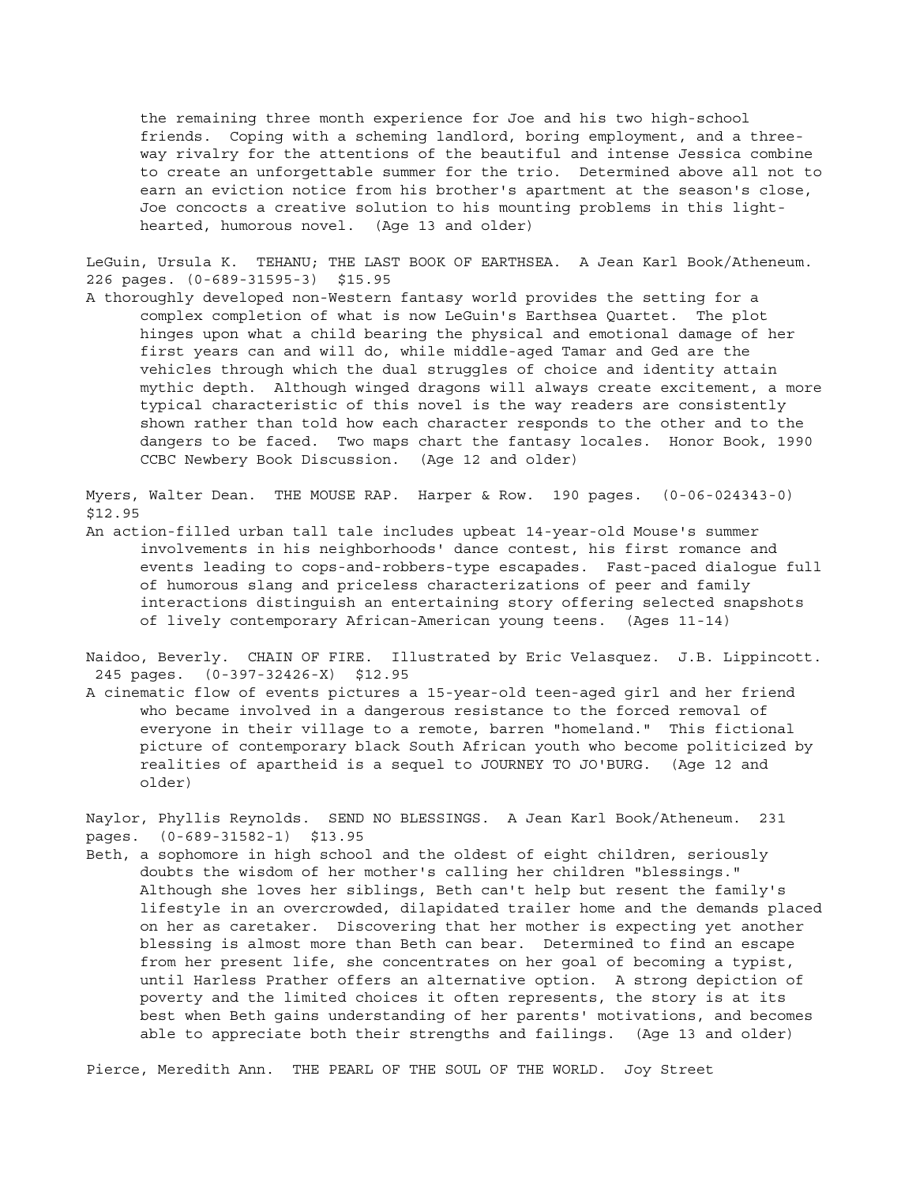the remaining three month experience for Joe and his two high-school friends. Coping with a scheming landlord, boring employment, and a three-way rivalry for the attentions of the beautiful and intense Jessica combine to create an unforgettable summer for the trio. Determined above all not to earn an eviction notice from his brother's apartment at the season's close, Joe concocts a creative solution to his mounting problems in this light-hearted, humorous novel. (Age 13 and older)

LeGuin, Ursula K. TEHANU; THE LAST BOOK OF EARTHSEA. A Jean Karl Book/Atheneum. 226 pages. (0-689-31595-3) $15.95

A thoroughly developed non-Western fantasy world provides the setting for a complex completion of what is now LeGuin's Earthsea Quartet. The plot hinges upon what a child bearing the physical and emotional damage of her first years can and will do, while middle-aged Tamar and Ged are the vehicles through which the dual struggles of choice and identity attain mythic depth. Although winged dragons will always create excitement, a more typical characteristic of this novel is the way readers are consistently shown rather than told how each character responds to the other and to the dangers to be faced. Two maps chart the fantasy locales. Honor Book, 1990 CCBC Newbery Book Discussion. (Age 12 and older)

Myers, Walter Dean. THE MOUSE RAP. Harper & Row. 190 pages. (0-06-024343-0) $12.95

An action-filled urban tall tale includes upbeat 14-year-old Mouse's summer involvements in his neighborhoods' dance contest, his first romance and events leading to cops-and-robbers-type escapades. Fast-paced dialogue full of humorous slang and priceless characterizations of peer and family interactions distinguish an entertaining story offering selected snapshots of lively contemporary African-American young teens. (Ages 11-14)

Naidoo, Beverly. CHAIN OF FIRE. Illustrated by Eric Velasquez. J.B. Lippincott. 245 pages. (0-397-32426-X) $12.95

A cinematic flow of events pictures a 15-year-old teen-aged girl and her friend who became involved in a dangerous resistance to the forced removal of everyone in their village to a remote, barren "homeland." This fictional picture of contemporary black South African youth who become politicized by realities of apartheid is a sequel to JOURNEY TO JO'BURG. (Age 12 and older)

Naylor, Phyllis Reynolds. SEND NO BLESSINGS. A Jean Karl Book/Atheneum. 231 pages. (0-689-31582-1) $13.95

Beth, a sophomore in high school and the oldest of eight children, seriously doubts the wisdom of her mother's calling her children "blessings." Although she loves her siblings, Beth can't help but resent the family's lifestyle in an overcrowded, dilapidated trailer home and the demands placed on her as caretaker. Discovering that her mother is expecting yet another blessing is almost more than Beth can bear. Determined to find an escape from her present life, she concentrates on her goal of becoming a typist, until Harless Prather offers an alternative option. A strong depiction of poverty and the limited choices it often represents, the story is at its best when Beth gains understanding of her parents' motivations, and becomes able to appreciate both their strengths and failings. (Age 13 and older)

Pierce, Meredith Ann. THE PEARL OF THE SOUL OF THE WORLD. Joy Street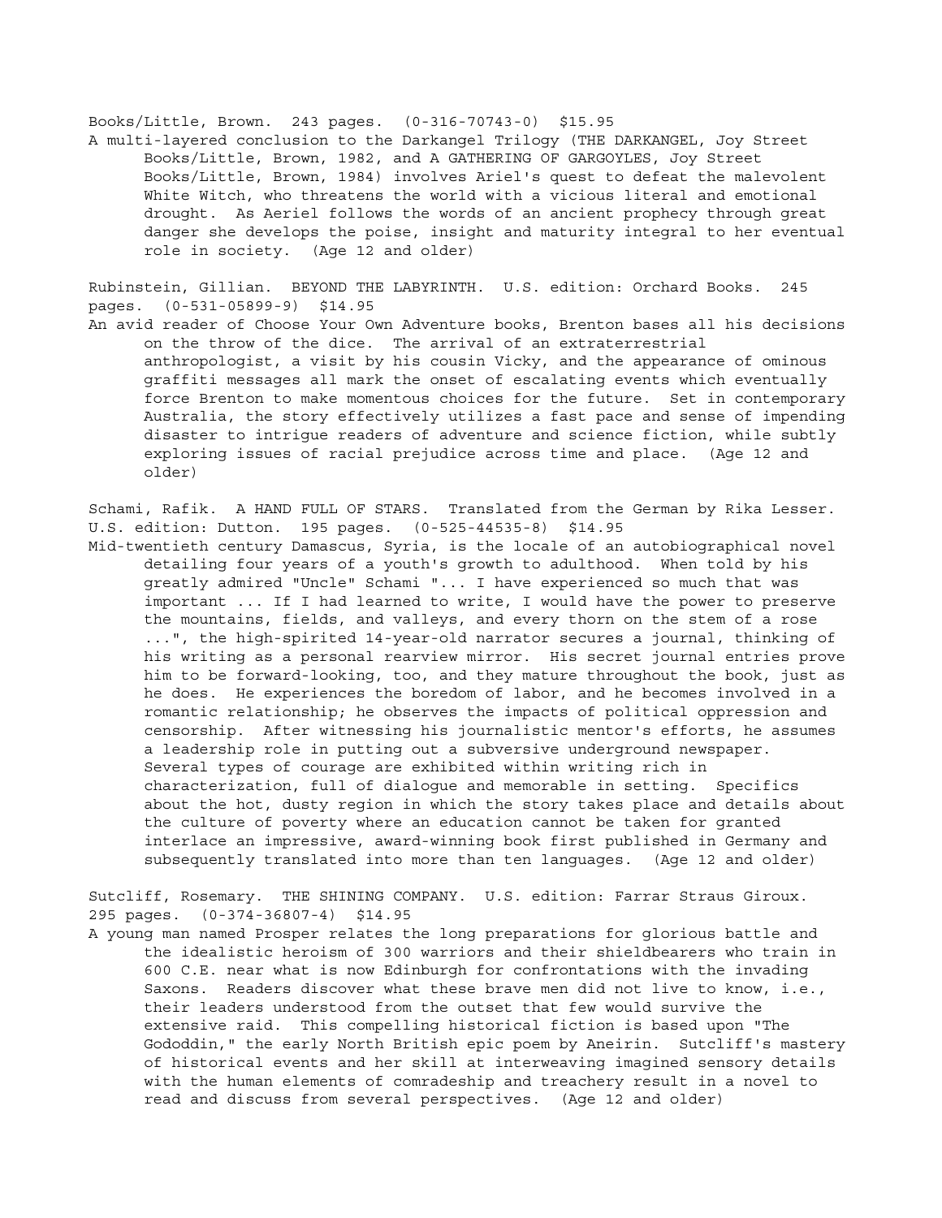Books/Little, Brown. 243 pages. (0-316-70743-0) $15.95

A multi-layered conclusion to the Darkangel Trilogy (THE DARKANGEL, Joy Street Books/Little, Brown, 1982, and A GATHERING OF GARGOYLES, Joy Street Books/Little, Brown, 1984) involves Ariel's quest to defeat the malevolent White Witch, who threatens the world with a vicious literal and emotional drought. As Aeriel follows the words of an ancient prophecy through great danger she develops the poise, insight and maturity integral to her eventual role in society. (Age 12 and older)

Rubinstein, Gillian. BEYOND THE LABYRINTH. U.S. edition: Orchard Books. 245 pages. (0-531-05899-9) $14.95

An avid reader of Choose Your Own Adventure books, Brenton bases all his decisions on the throw of the dice. The arrival of an extraterrestrial anthropologist, a visit by his cousin Vicky, and the appearance of ominous graffiti messages all mark the onset of escalating events which eventually force Brenton to make momentous choices for the future. Set in contemporary Australia, the story effectively utilizes a fast pace and sense of impending disaster to intrigue readers of adventure and science fiction, while subtly exploring issues of racial prejudice across time and place. (Age 12 and older)

Schami, Rafik. A HAND FULL OF STARS. Translated from the German by Rika Lesser. U.S. edition: Dutton. 195 pages. (0-525-44535-8) $14.95

Mid-twentieth century Damascus, Syria, is the locale of an autobiographical novel detailing four years of a youth's growth to adulthood. When told by his greatly admired "Uncle" Schami "... I have experienced so much that was important ... If I had learned to write, I would have the power to preserve the mountains, fields, and valleys, and every thorn on the stem of a rose ...", the high-spirited 14-year-old narrator secures a journal, thinking of his writing as a personal rearview mirror. His secret journal entries prove him to be forward-looking, too, and they mature throughout the book, just as he does. He experiences the boredom of labor, and he becomes involved in a romantic relationship; he observes the impacts of political oppression and censorship. After witnessing his journalistic mentor's efforts, he assumes a leadership role in putting out a subversive underground newspaper. Several types of courage are exhibited within writing rich in characterization, full of dialogue and memorable in setting. Specifics about the hot, dusty region in which the story takes place and details about the culture of poverty where an education cannot be taken for granted interlace an impressive, award-winning book first published in Germany and subsequently translated into more than ten languages. (Age 12 and older)

Sutcliff, Rosemary. THE SHINING COMPANY. U.S. edition: Farrar Straus Giroux. 295 pages. (0-374-36807-4) $14.95

A young man named Prosper relates the long preparations for glorious battle and the idealistic heroism of 300 warriors and their shieldbearers who train in 600 C.E. near what is now Edinburgh for confrontations with the invading Saxons. Readers discover what these brave men did not live to know, i.e., their leaders understood from the outset that few would survive the extensive raid. This compelling historical fiction is based upon "The Gododdin," the early North British epic poem by Aneirin. Sutcliff's mastery of historical events and her skill at interweaving imagined sensory details with the human elements of comradeship and treachery result in a novel to read and discuss from several perspectives. (Age 12 and older)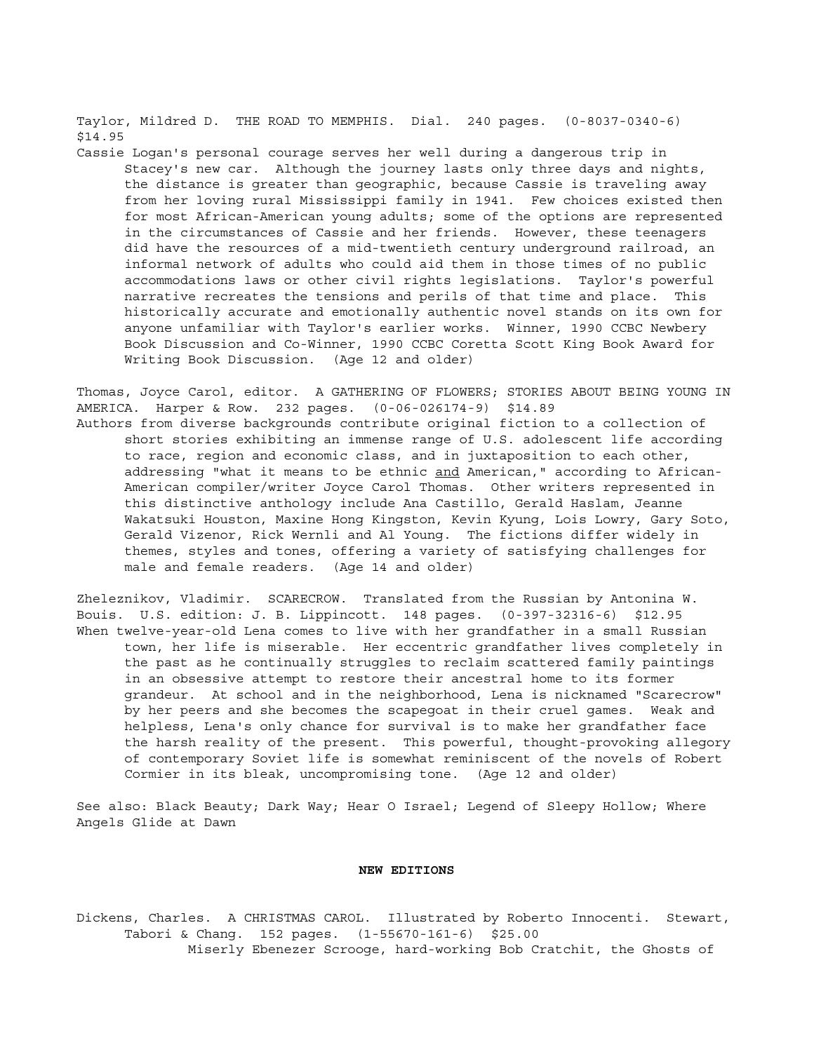Taylor, Mildred D. THE ROAD TO MEMPHIS. Dial. 240 pages. (0-8037-0340-6) $14.95

Cassie Logan's personal courage serves her well during a dangerous trip in Stacey's new car. Although the journey lasts only three days and nights, the distance is greater than geographic, because Cassie is traveling away from her loving rural Mississippi family in 1941. Few choices existed then for most African-American young adults; some of the options are represented in the circumstances of Cassie and her friends. However, these teenagers did have the resources of a mid-twentieth century underground railroad, an informal network of adults who could aid them in those times of no public accommodations laws or other civil rights legislations. Taylor's powerful narrative recreates the tensions and perils of that time and place. This historically accurate and emotionally authentic novel stands on its own for anyone unfamiliar with Taylor's earlier works. Winner, 1990 CCBC Newbery Book Discussion and Co-Winner, 1990 CCBC Coretta Scott King Book Award for Writing Book Discussion. (Age 12 and older)

Thomas, Joyce Carol, editor. A GATHERING OF FLOWERS; STORIES ABOUT BEING YOUNG IN AMERICA. Harper & Row. 232 pages. (0-06-026174-9) $14.89

Authors from diverse backgrounds contribute original fiction to a collection of short stories exhibiting an immense range of U.S. adolescent life according to race, region and economic class, and in juxtaposition to each other, addressing "what it means to be ethnic <u>and</u> American," according to African-American compiler/writer Joyce Carol Thomas. Other writers represented in this distinctive anthology include Ana Castillo, Gerald Haslam, Jeanne Wakatsuki Houston, Maxine Hong Kingston, Kevin Kyung, Lois Lowry, Gary Soto, Gerald Vizenor, Rick Wernli and Al Young. The fictions differ widely in themes, styles and tones, offering a variety of satisfying challenges for male and female readers. (Age 14 and older)

Zheleznikov, Vladimir. SCARECROW. Translated from the Russian by Antonina W. Bouis. U.S. edition: J. B. Lippincott. 148 pages. (0-397-32316-6) $12.95

When twelve-year-old Lena comes to live with her grandfather in a small Russian town, her life is miserable. Her eccentric grandfather lives completely in the past as he continually struggles to reclaim scattered family paintings in an obsessive attempt to restore their ancestral home to its former grandeur. At school and in the neighborhood, Lena is nicknamed "Scarecrow" by her peers and she becomes the scapegoat in their cruel games. Weak and helpless, Lena's only chance for survival is to make her grandfather face the harsh reality of the present. This powerful, thought-provoking allegory of contemporary Soviet life is somewhat reminiscent of the novels of Robert Cormier in its bleak, uncompromising tone. (Age 12 and older)

See also: Black Beauty; Dark Way; Hear O Israel; Legend of Sleepy Hollow; Where Angels Glide at Dawn

## NEW EDITIONS

Dickens, Charles. A CHRISTMAS CAROL. Illustrated by Roberto Innocenti. Stewart, Tabori & Chang. 152 pages. (1-55670-161-6) $25.00

Miserly Ebenezer Scrooge, hard-working Bob Cratchit, the Ghosts of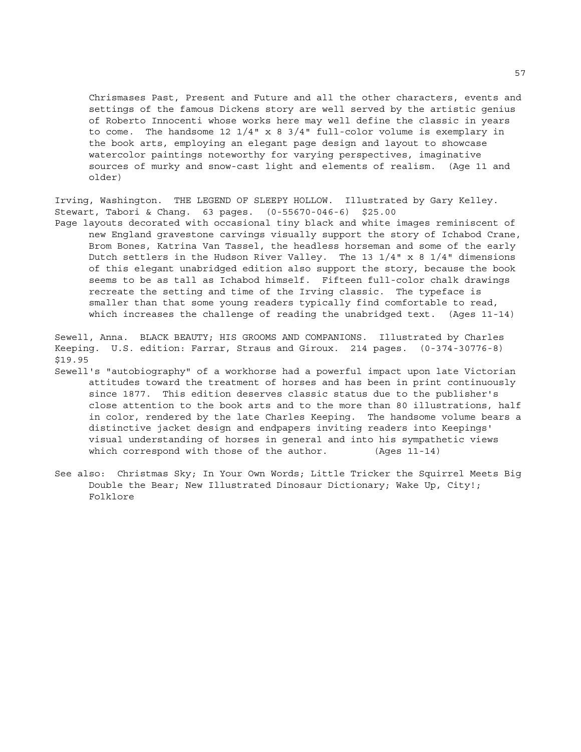Chrismases Past, Present and Future and all the other characters, events and settings of the famous Dickens story are well served by the artistic genius of Roberto Innocenti whose works here may well define the classic in years to come. The handsome 12 1/4" x 8 3/4" full-color volume is exemplary in the book arts, employing an elegant page design and layout to showcase watercolor paintings noteworthy for varying perspectives, imaginative sources of murky and snow-cast light and elements of realism. (Age 11 and older)

Irving, Washington. THE LEGEND OF SLEEPY HOLLOW. Illustrated by Gary Kelley. Stewart, Tabori & Chang. 63 pages. (0-55670-046-6) $25.00

Page layouts decorated with occasional tiny black and white images reminiscent of new England gravestone carvings visually support the story of Ichabod Crane, Brom Bones, Katrina Van Tassel, the headless horseman and some of the early Dutch settlers in the Hudson River Valley. The 13 1/4" x 8 1/4" dimensions of this elegant unabridged edition also support the story, because the book seems to be as tall as Ichabod himself. Fifteen full-color chalk drawings recreate the setting and time of the Irving classic. The typeface is smaller than that some young readers typically find comfortable to read, which increases the challenge of reading the unabridged text. (Ages 11-14)

Sewell, Anna. BLACK BEAUTY; HIS GROOMS AND COMPANIONS. Illustrated by Charles Keeping. U.S. edition: Farrar, Straus and Giroux. 214 pages. (0-374-30776-8) $19.95

Sewell's "autobiography" of a workhorse had a powerful impact upon late Victorian attitudes toward the treatment of horses and has been in print continuously since 1877. This edition deserves classic status due to the publisher's close attention to the book arts and to the more than 80 illustrations, half in color, rendered by the late Charles Keeping. The handsome volume bears a distinctive jacket design and endpapers inviting readers into Keepings' visual understanding of horses in general and into his sympathetic views which correspond with those of the author. (Ages 11-14)

See also: Christmas Sky; In Your Own Words; Little Tricker the Squirrel Meets Big Double the Bear; New Illustrated Dinosaur Dictionary; Wake Up, City!; Folklore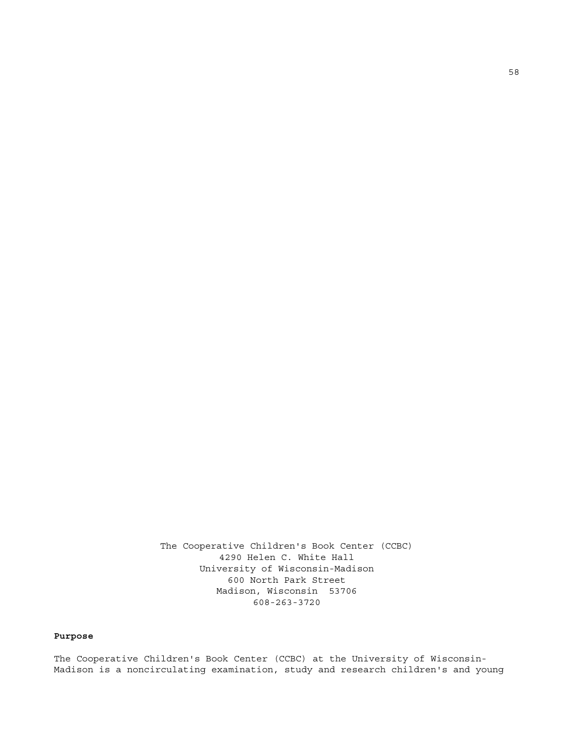The Cooperative Children's Book Center (CCBC)
4290 Helen C. White Hall
University of Wisconsin-Madison
600 North Park Street
Madison, Wisconsin 53706
608-263-3720

**Purpose**

The Cooperative Children's Book Center (CCBC) at the University of Wisconsin-Madison is a noncirculating examination, study and research children's and young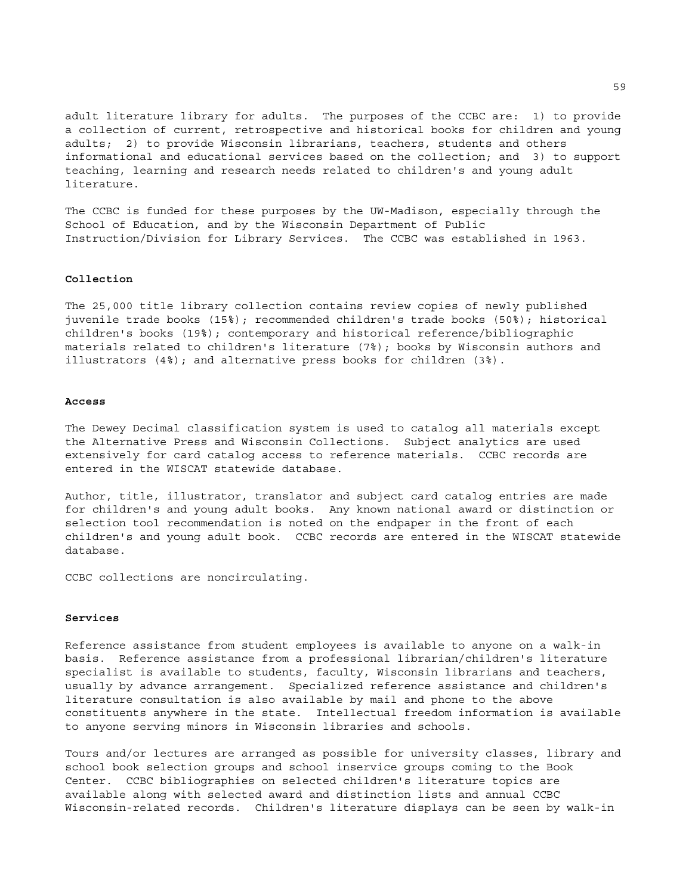adult literature library for adults. The purposes of the CCBC are: 1) to provide a collection of current, retrospective and historical books for children and young adults; 2) to provide Wisconsin librarians, teachers, students and others informational and educational services based on the collection; and 3) to support teaching, learning and research needs related to children's and young adult literature.

The CCBC is funded for these purposes by the UW-Madison, especially through the School of Education, and by the Wisconsin Department of Public Instruction/Division for Library Services. The CCBC was established in 1963.

**Collection**

The 25,000 title library collection contains review copies of newly published juvenile trade books (15%); recommended children's trade books (50%); historical children's books (19%); contemporary and historical reference/bibliographic materials related to children's literature (7%); books by Wisconsin authors and illustrators (4%); and alternative press books for children (3%).

**Access**

The Dewey Decimal classification system is used to catalog all materials except the Alternative Press and Wisconsin Collections. Subject analytics are used extensively for card catalog access to reference materials. CCBC records are entered in the WISCAT statewide database.

Author, title, illustrator, translator and subject card catalog entries are made for children's and young adult books. Any known national award or distinction or selection tool recommendation is noted on the endpaper in the front of each children's and young adult book. CCBC records are entered in the WISCAT statewide database.

CCBC collections are noncirculating.

**Services**

Reference assistance from student employees is available to anyone on a walk-in basis. Reference assistance from a professional librarian/children's literature specialist is available to students, faculty, Wisconsin librarians and teachers, usually by advance arrangement. Specialized reference assistance and children's literature consultation is also available by mail and phone to the above constituents anywhere in the state. Intellectual freedom information is available to anyone serving minors in Wisconsin libraries and schools.

Tours and/or lectures are arranged as possible for university classes, library and school book selection groups and school inservice groups coming to the Book Center. CCBC bibliographies on selected children's literature topics are available along with selected award and distinction lists and annual CCBC Wisconsin-related records. Children's literature displays can be seen by walk-in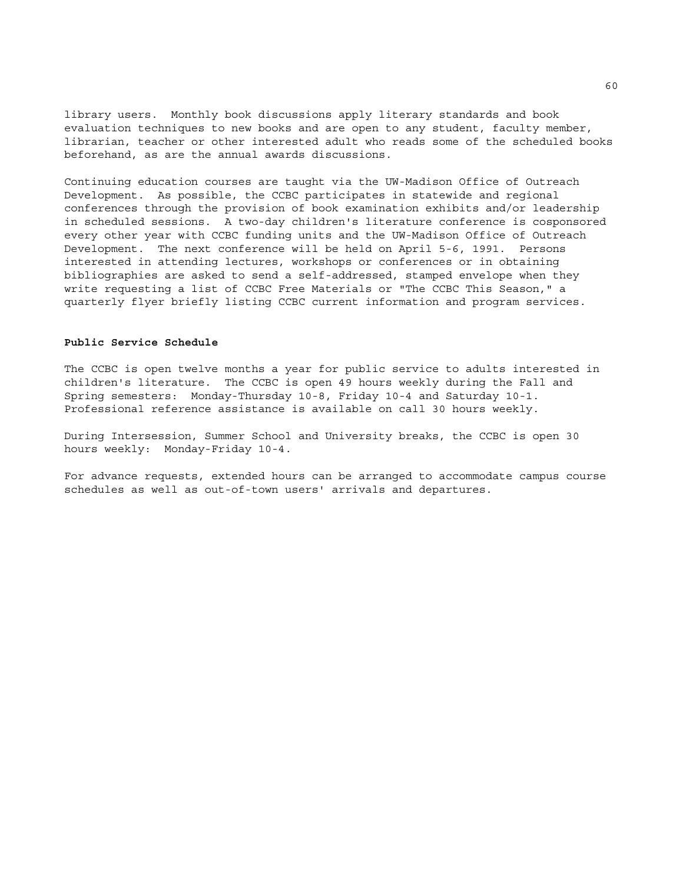library users. Monthly book discussions apply literary standards and book evaluation techniques to new books and are open to any student, faculty member, librarian, teacher or other interested adult who reads some of the scheduled books beforehand, as are the annual awards discussions.

Continuing education courses are taught via the UW-Madison Office of Outreach Development. As possible, the CCBC participates in statewide and regional conferences through the provision of book examination exhibits and/or leadership in scheduled sessions. A two-day children's literature conference is cosponsored every other year with CCBC funding units and the UW-Madison Office of Outreach Development. The next conference will be held on April 5-6, 1991. Persons interested in attending lectures, workshops or conferences or in obtaining bibliographies are asked to send a self-addressed, stamped envelope when they write requesting a list of CCBC Free Materials or "The CCBC This Season," a quarterly flyer briefly listing CCBC current information and program services.

**Public Service Schedule**

The CCBC is open twelve months a year for public service to adults interested in children's literature. The CCBC is open 49 hours weekly during the Fall and Spring semesters: Monday-Thursday 10-8, Friday 10-4 and Saturday 10-1. Professional reference assistance is available on call 30 hours weekly.

During Intersession, Summer School and University breaks, the CCBC is open 30 hours weekly: Monday-Friday 10-4.

For advance requests, extended hours can be arranged to accommodate campus course schedules as well as out-of-town users' arrivals and departures.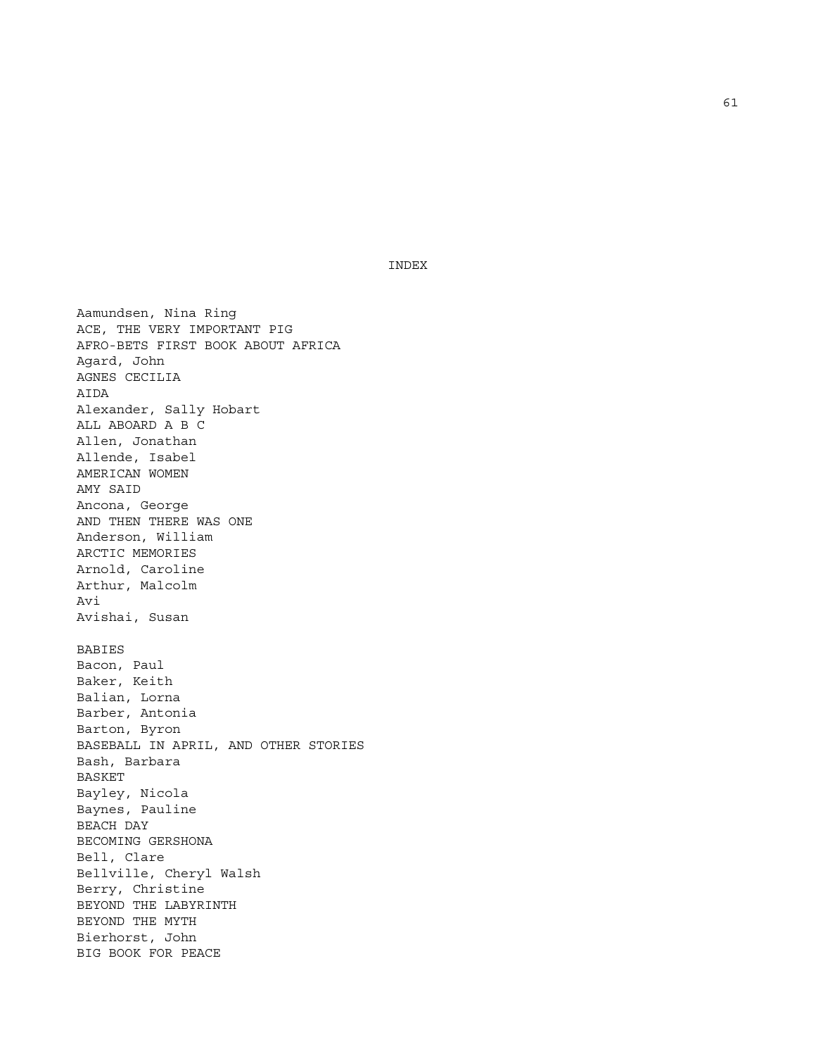# INDEX

Aamundsen, Nina Ring
ACE, THE VERY IMPORTANT PIG
AFRO-BETS FIRST BOOK ABOUT AFRICA
Agard, John
AGNES CECILIA
AIDA
Alexander, Sally Hobart
ALL ABOARD A B C
Allen, Jonathan
Allende, Isabel
AMERICAN WOMEN
AMY SAID
Ancona, George
AND THEN THERE WAS ONE
Anderson, William
ARCTIC MEMORIES
Arnold, Caroline
Arthur, Malcolm
Avi
Avishai, Susan

BABIES
Bacon, Paul
Baker, Keith
Balian, Lorna
Barber, Antonia
Barton, Byron
BASEBALL IN APRIL, AND OTHER STORIES
Bash, Barbara
BASKET
Bayley, Nicola
Baynes, Pauline
BEACH DAY
BECOMING GERSHONA
Bell, Clare
Bellville, Cheryl Walsh
Berry, Christine
BEYOND THE LABYRINTH
BEYOND THE MYTH
Bierhorst, John
BIG BOOK FOR PEACE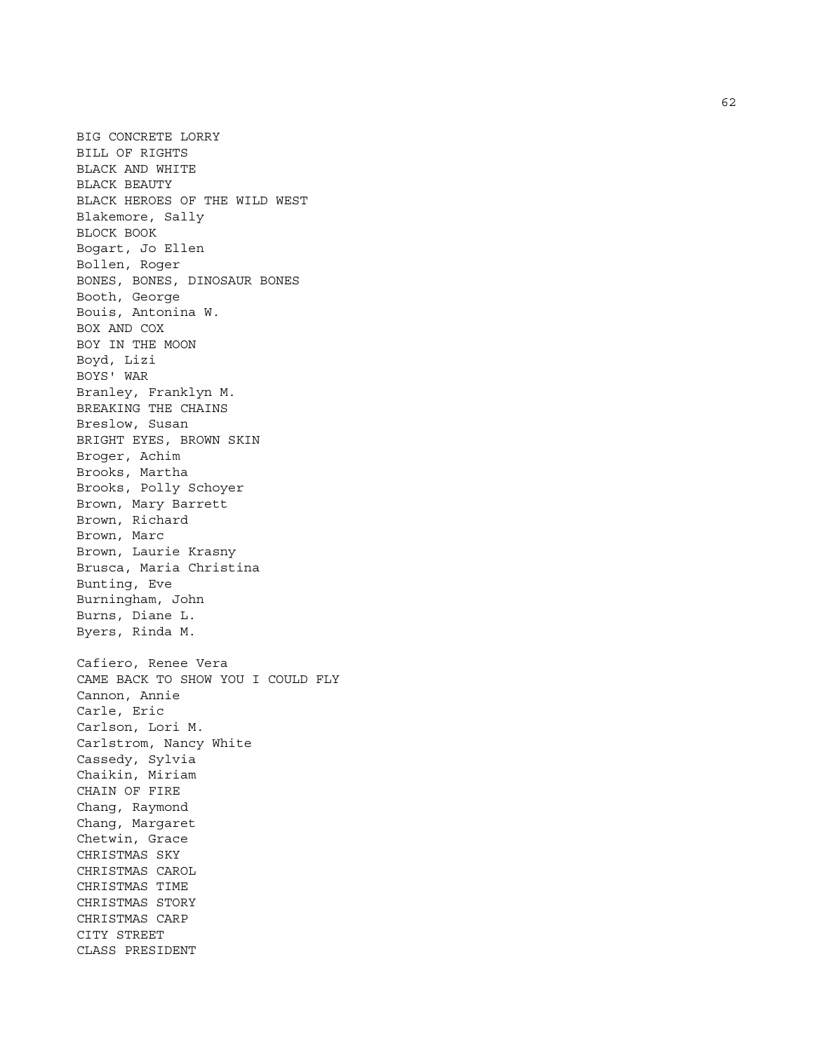BIG CONCRETE LORRY
BILL OF RIGHTS
BLACK AND WHITE
BLACK BEAUTY
BLACK HEROES OF THE WILD WEST
Blakemore, Sally
BLOCK BOOK
Bogart, Jo Ellen
Bollen, Roger
BONES, BONES, DINOSAUR BONES
Booth, George
Bouis, Antonina W.
BOX AND COX
BOY IN THE MOON
Boyd, Lizi
BOYS' WAR
Branley, Franklyn M.
BREAKING THE CHAINS
Breslow, Susan
BRIGHT EYES, BROWN SKIN
Broger, Achim
Brooks, Martha
Brooks, Polly Schoyer
Brown, Mary Barrett
Brown, Richard
Brown, Marc
Brown, Laurie Krasny
Brusca, Maria Christina
Bunting, Eve
Burningham, John
Burns, Diane L.
Byers, Rinda M.

Cafiero, Renee Vera
CAME BACK TO SHOW YOU I COULD FLY
Cannon, Annie
Carle, Eric
Carlson, Lori M.
Carlstrom, Nancy White
Cassedy, Sylvia
Chaikin, Miriam
CHAIN OF FIRE
Chang, Raymond
Chang, Margaret
Chetwin, Grace
CHRISTMAS SKY
CHRISTMAS CAROL
CHRISTMAS TIME
CHRISTMAS STORY
CHRISTMAS CARP
CITY STREET
CLASS PRESIDENT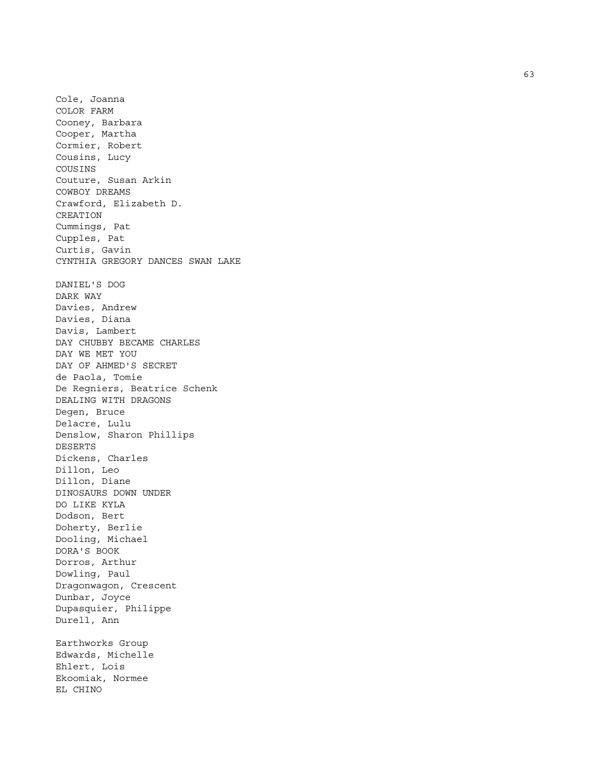Cole, Joanna
COLOR FARM
Cooney, Barbara
Cooper, Martha
Cormier, Robert
Cousins, Lucy
COUSINS
Couture, Susan Arkin
COWBOY DREAMS
Crawford, Elizabeth D.
CREATION
Cummings, Pat
Cupples, Pat
Curtis, Gavin
CYNTHIA GREGORY DANCES SWAN LAKE

DANIEL'S DOG
DARK WAY
Davies, Andrew
Davies, Diana
Davis, Lambert
DAY CHUBBY BECAME CHARLES
DAY WE MET YOU
DAY OF AHMED'S SECRET
de Paola, Tomie
De Regniers, Beatrice Schenk
DEALING WITH DRAGONS
Degen, Bruce
Delacre, Lulu
Denslow, Sharon Phillips
DESERTS
Dickens, Charles
Dillon, Leo
Dillon, Diane
DINOSAURS DOWN UNDER
DO LIKE KYLA
Dodson, Bert
Doherty, Berlie
Dooling, Michael
DORA'S BOOK
Dorros, Arthur
Dowling, Paul
Dragonwagon, Crescent
Dunbar, Joyce
Dupasquier, Philippe
Durell, Ann

Earthworks Group
Edwards, Michelle
Ehlert, Lois
Ekoomiak, Normee
EL CHINO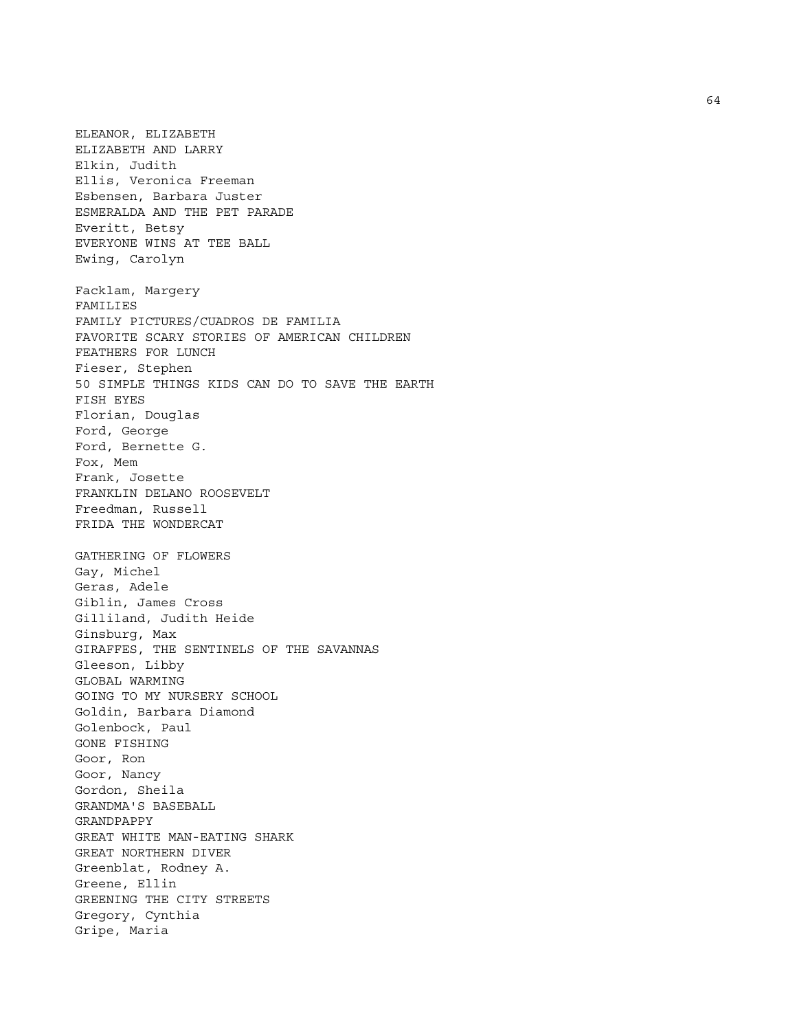ELEANOR, ELIZABETH
ELIZABETH AND LARRY
Elkin, Judith
Ellis, Veronica Freeman
Esbensen, Barbara Juster
ESMERALDA AND THE PET PARADE
Everitt, Betsy
EVERYONE WINS AT TEE BALL
Ewing, Carolyn

Facklam, Margery
FAMILIES
FAMILY PICTURES/CUADROS DE FAMILIA
FAVORITE SCARY STORIES OF AMERICAN CHILDREN
FEATHERS FOR LUNCH
Fieser, Stephen
50 SIMPLE THINGS KIDS CAN DO TO SAVE THE EARTH
FISH EYES
Florian, Douglas
Ford, George
Ford, Bernette G.
Fox, Mem
Frank, Josette
FRANKLIN DELANO ROOSEVELT
Freedman, Russell
FRIDA THE WONDERCAT

GATHERING OF FLOWERS
Gay, Michel
Geras, Adele
Giblin, James Cross
Gilliland, Judith Heide
Ginsburg, Max
GIRAFFES, THE SENTINELS OF THE SAVANNAS
Gleeson, Libby
GLOBAL WARMING
GOING TO MY NURSERY SCHOOL
Goldin, Barbara Diamond
Golenbock, Paul
GONE FISHING
Goor, Ron
Goor, Nancy
Gordon, Sheila
GRANDMA'S BASEBALL
GRANDPAPPY
GREAT WHITE MAN-EATING SHARK
GREAT NORTHERN DIVER
Greenblat, Rodney A.
Greene, Ellin
GREENING THE CITY STREETS
Gregory, Cynthia
Gripe, Maria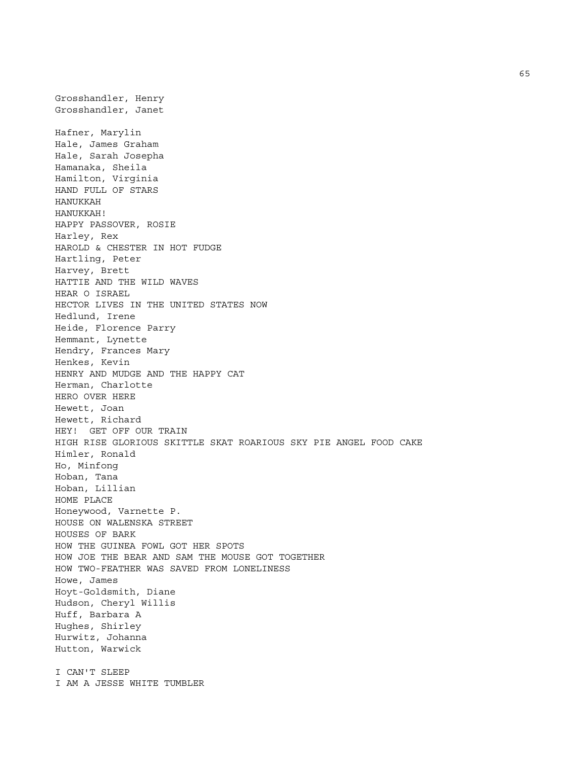Grosshandler, Henry
Grosshandler, Janet

Hafner, Marylin
Hale, James Graham
Hale, Sarah Josepha
Hamanaka, Sheila
Hamilton, Virginia
HAND FULL OF STARS
HANUKKAH
HANUKKAH!
HAPPY PASSOVER, ROSIE
Harley, Rex
HAROLD & CHESTER IN HOT FUDGE
Hartling, Peter
Harvey, Brett
HATTIE AND THE WILD WAVES
HEAR O ISRAEL
HECTOR LIVES IN THE UNITED STATES NOW
Hedlund, Irene
Heide, Florence Parry
Hemmant, Lynette
Hendry, Frances Mary
Henkes, Kevin
HENRY AND MUDGE AND THE HAPPY CAT
Herman, Charlotte
HERO OVER HERE
Hewett, Joan
Hewett, Richard
HEY! GET OFF OUR TRAIN
HIGH RISE GLORIOUS SKITTLE SKAT ROARIOUS SKY PIE ANGEL FOOD CAKE
Himler, Ronald
Ho, Minfong
Hoban, Tana
Hoban, Lillian
HOME PLACE
Honeywood, Varnette P.
HOUSE ON WALENSKA STREET
HOUSES OF BARK
HOW THE GUINEA FOWL GOT HER SPOTS
HOW JOE THE BEAR AND SAM THE MOUSE GOT TOGETHER
HOW TWO-FEATHER WAS SAVED FROM LONELINESS
Howe, James
Hoyt-Goldsmith, Diane
Hudson, Cheryl Willis
Huff, Barbara A
Hughes, Shirley
Hurwitz, Johanna
Hutton, Warwick

I CAN'T SLEEP
I AM A JESSE WHITE TUMBLER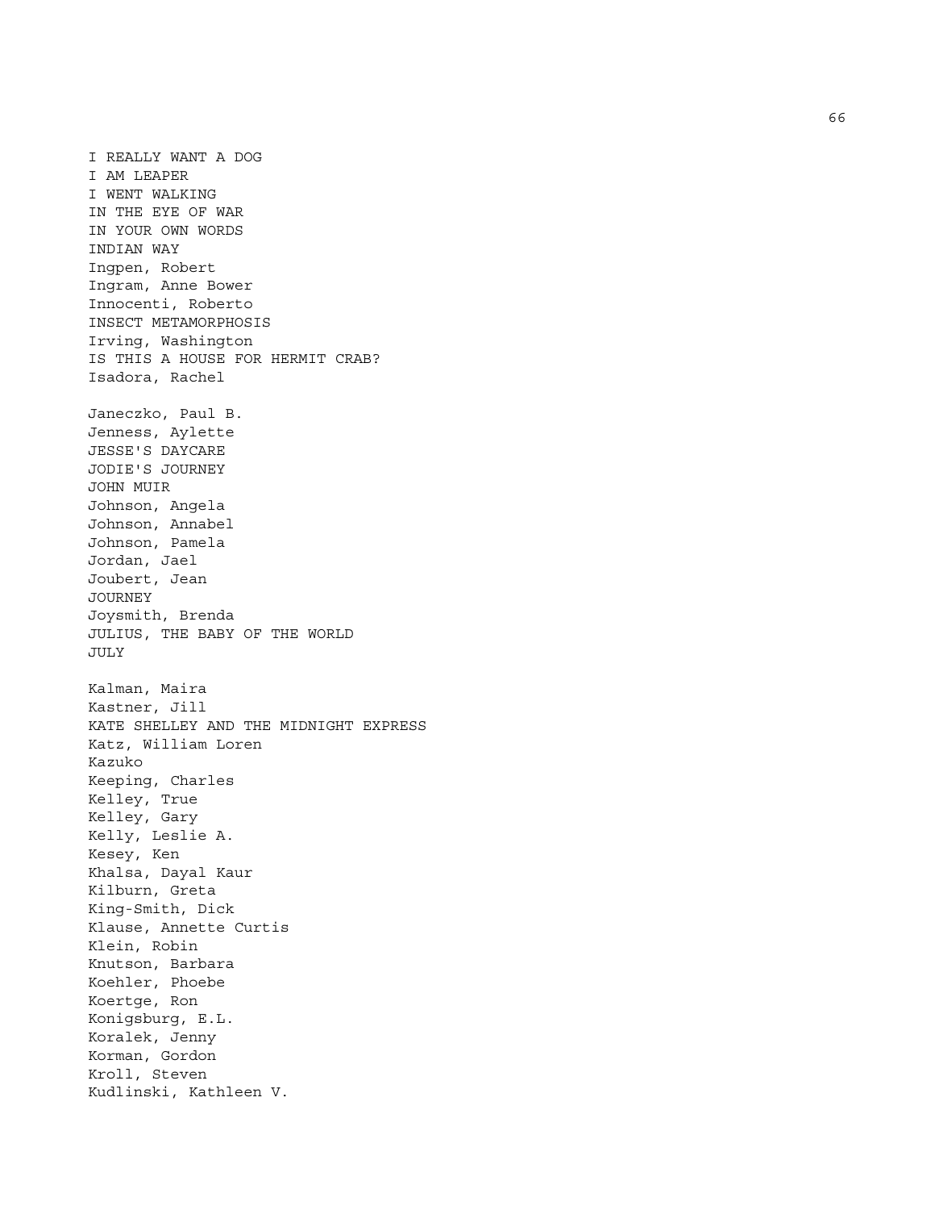I REALLY WANT A DOG
I AM LEAPER
I WENT WALKING
IN THE EYE OF WAR
IN YOUR OWN WORDS
INDIAN WAY
Ingpen, Robert
Ingram, Anne Bower
Innocenti, Roberto
INSECT METAMORPHOSIS
Irving, Washington
IS THIS A HOUSE FOR HERMIT CRAB?
Isadora, Rachel

Janeczko, Paul B.
Jenness, Aylette
JESSE'S DAYCARE
JODIE'S JOURNEY
JOHN MUIR
Johnson, Angela
Johnson, Annabel
Johnson, Pamela
Jordan, Jael
Joubert, Jean
JOURNEY
Joysmith, Brenda
JULIUS, THE BABY OF THE WORLD
JULY

Kalman, Maira
Kastner, Jill
KATE SHELLEY AND THE MIDNIGHT EXPRESS
Katz, William Loren
Kazuko
Keeping, Charles
Kelley, True
Kelley, Gary
Kelly, Leslie A.
Kesey, Ken
Khalsa, Dayal Kaur
Kilburn, Greta
King-Smith, Dick
Klause, Annette Curtis
Klein, Robin
Knutson, Barbara
Koehler, Phoebe
Koertge, Ron
Konigsburg, E.L.
Koralek, Jenny
Korman, Gordon
Kroll, Steven
Kudlinski, Kathleen V.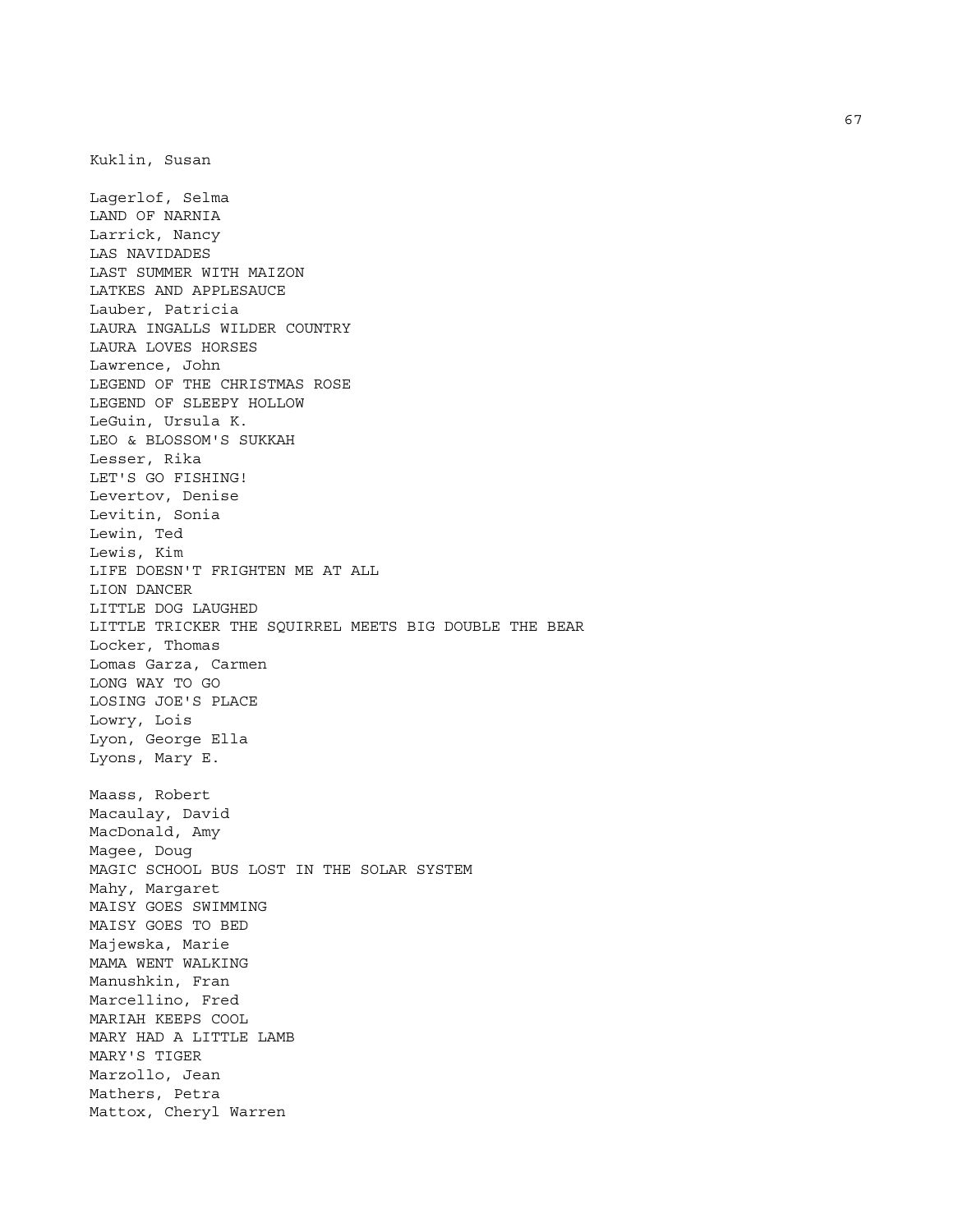Kuklin, Susan

Lagerlof, Selma  
LAND OF NARNIA  
Larrick, Nancy  
LAS NAVIDADES  
LAST SUMMER WITH MAIZON  
LATKES AND APPLESAUCE  
Lauber, Patricia  
LAURA INGALLS WILDER COUNTRY  
LAURA LOVES HORSES  
Lawrence, John  
LEGEND OF THE CHRISTMAS ROSE  
LEGEND OF SLEEPY HOLLOW  
LeGuin, Ursula K.  
LEO & BLOSSOM'S SUKKAH  
Lesser, Rika  
LET'S GO FISHING!  
Levertov, Denise  
Levitin, Sonia  
Lewin, Ted  
Lewis, Kim  
LIFE DOESN'T FRIGHTEN ME AT ALL  
LION DANCER  
LITTLE DOG LAUGHED  
LITTLE TRICKER THE SQUIRREL MEETS BIG DOUBLE THE BEAR  
Locker, Thomas  
Lomas Garza, Carmen  
LONG WAY TO GO  
LOSING JOE'S PLACE  
Lowry, Lois  
Lyon, George Ella  
Lyons, Mary E.

Maass, Robert  
Macaulay, David  
MacDonald, Amy  
Magee, Doug  
MAGIC SCHOOL BUS LOST IN THE SOLAR SYSTEM  
Mahy, Margaret  
MAISY GOES SWIMMING  
MAISY GOES TO BED  
Majewska, Marie  
MAMA WENT WALKING  
Manushkin, Fran  
Marcellino, Fred  
MARIAH KEEPS COOL  
MARY HAD A LITTLE LAMB  
MARY'S TIGER  
Marzollo, Jean  
Mathers, Petra  
Mattox, Cheryl Warren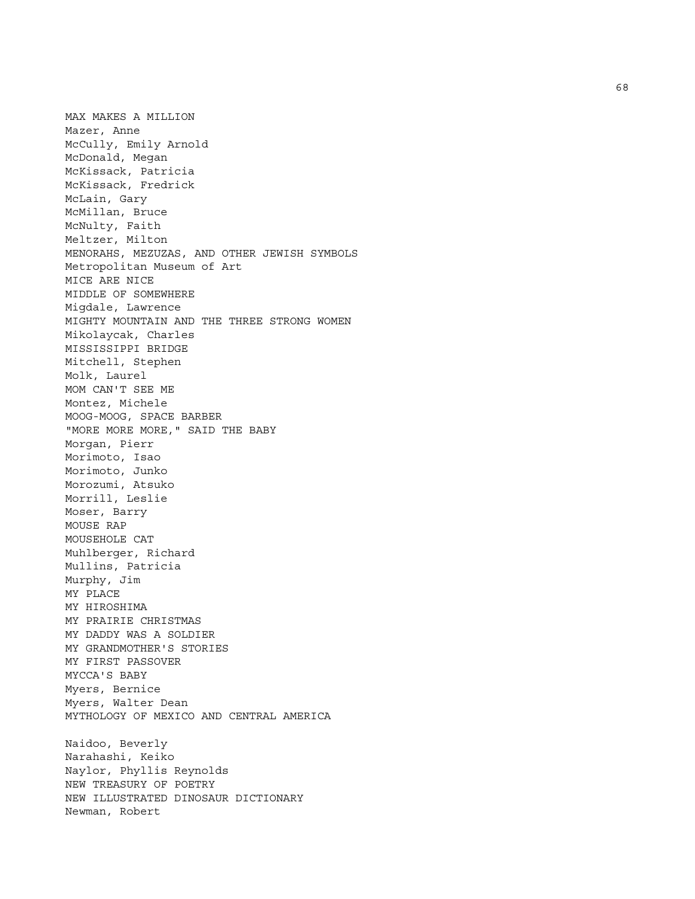MAX MAKES A MILLION
Mazer, Anne
McCully, Emily Arnold
McDonald, Megan
McKissack, Patricia
McKissack, Fredrick
McLain, Gary
McMillan, Bruce
McNulty, Faith
Meltzer, Milton
MENORAHS, MEZUZAS, AND OTHER JEWISH SYMBOLS
Metropolitan Museum of Art
MICE ARE NICE
MIDDLE OF SOMEWHERE
Migdale, Lawrence
MIGHTY MOUNTAIN AND THE THREE STRONG WOMEN
Mikolaycak, Charles
MISSISSIPPI BRIDGE
Mitchell, Stephen
Molk, Laurel
MOM CAN'T SEE ME
Montez, Michele
MOOG-MOOG, SPACE BARBER
"MORE MORE MORE," SAID THE BABY
Morgan, Pierr
Morimoto, Isao
Morimoto, Junko
Morozumi, Atsuko
Morrill, Leslie
Moser, Barry
MOUSE RAP
MOUSEHOLE CAT
Muhlberger, Richard
Mullins, Patricia
Murphy, Jim
MY PLACE
MY HIROSHIMA
MY PRAIRIE CHRISTMAS
MY DADDY WAS A SOLDIER
MY GRANDMOTHER'S STORIES
MY FIRST PASSOVER
MYCCA'S BABY
Myers, Bernice
Myers, Walter Dean
MYTHOLOGY OF MEXICO AND CENTRAL AMERICA

Naidoo, Beverly
Narahashi, Keiko
Naylor, Phyllis Reynolds
NEW TREASURY OF POETRY
NEW ILLUSTRATED DINOSAUR DICTIONARY
Newman, Robert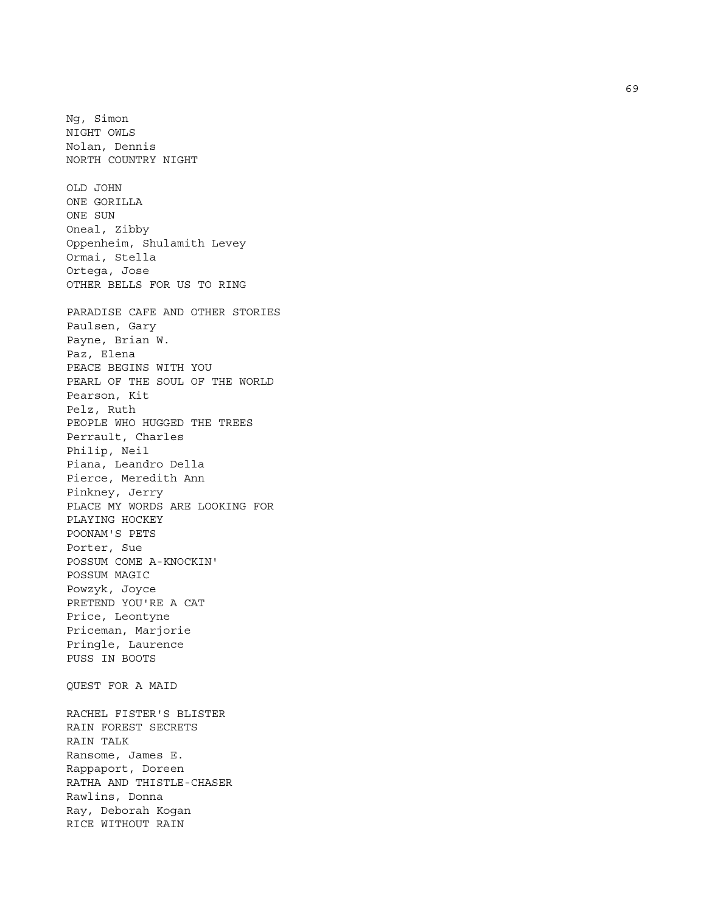Ng, Simon
NIGHT OWLS
Nolan, Dennis
NORTH COUNTRY NIGHT

OLD JOHN
ONE GORILLA
ONE SUN
Oneal, Zibby
Oppenheim, Shulamith Levey
Ormai, Stella
Ortega, Jose
OTHER BELLS FOR US TO RING

PARADISE CAFE AND OTHER STORIES
Paulsen, Gary
Payne, Brian W.
Paz, Elena
PEACE BEGINS WITH YOU
PEARL OF THE SOUL OF THE WORLD
Pearson, Kit
Pelz, Ruth
PEOPLE WHO HUGGED THE TREES
Perrault, Charles
Philip, Neil
Piana, Leandro Della
Pierce, Meredith Ann
Pinkney, Jerry
PLACE MY WORDS ARE LOOKING FOR
PLAYING HOCKEY
POONAM'S PETS
Porter, Sue
POSSUM COME A-KNOCKIN'
POSSUM MAGIC
Powzyk, Joyce
PRETEND YOU'RE A CAT
Price, Leontyne
Priceman, Marjorie
Pringle, Laurence
PUSS IN BOOTS

QUEST FOR A MAID

RACHEL FISTER'S BLISTER
RAIN FOREST SECRETS
RAIN TALK
Ransome, James E.
Rappaport, Doreen
RATHA AND THISTLE-CHASER
Rawlins, Donna
Ray, Deborah Kogan
RICE WITHOUT RAIN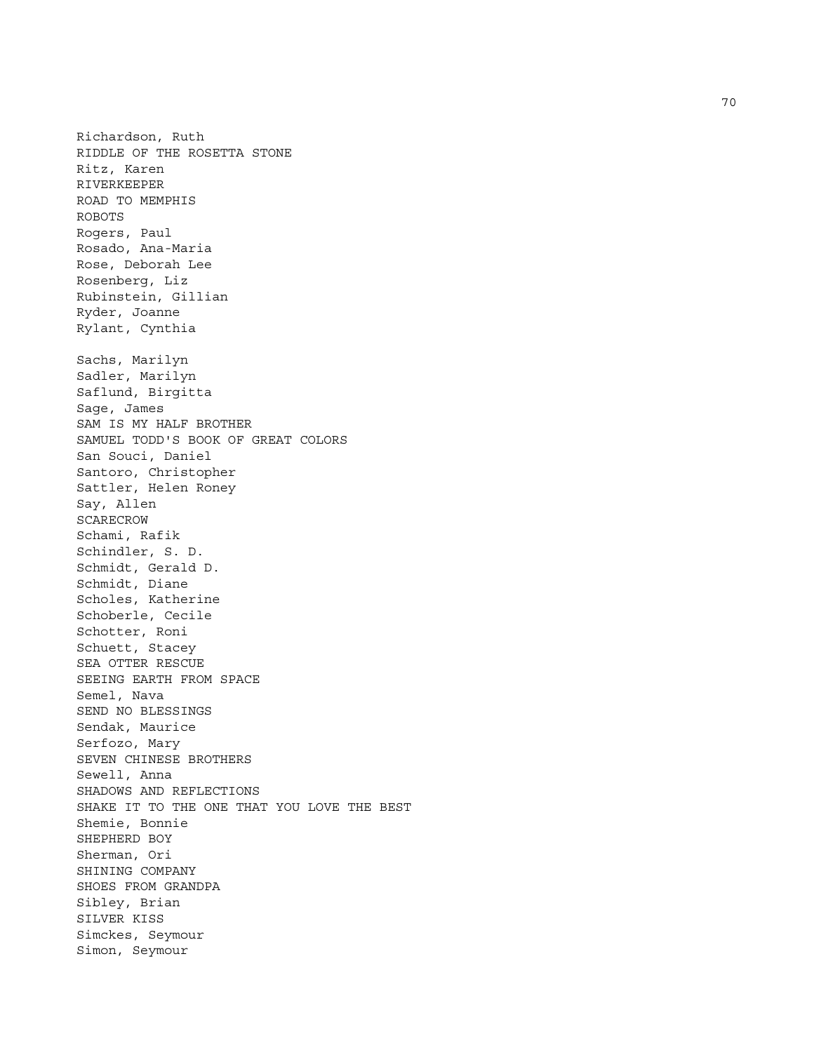Richardson, Ruth
RIDDLE OF THE ROSETTA STONE
Ritz, Karen
RIVERKEEPER
ROAD TO MEMPHIS
ROBOTS
Rogers, Paul
Rosado, Ana-Maria
Rose, Deborah Lee
Rosenberg, Liz
Rubinstein, Gillian
Ryder, Joanne
Rylant, Cynthia

Sachs, Marilyn
Sadler, Marilyn
Saflund, Birgitta
Sage, James
SAM IS MY HALF BROTHER
SAMUEL TODD'S BOOK OF GREAT COLORS
San Souci, Daniel
Santoro, Christopher
Sattler, Helen Roney
Say, Allen
SCARECROW
Schami, Rafik
Schindler, S. D.
Schmidt, Gerald D.
Schmidt, Diane
Scholes, Katherine
Schoberle, Cecile
Schotter, Roni
Schuett, Stacey
SEA OTTER RESCUE
SEEING EARTH FROM SPACE
Semel, Nava
SEND NO BLESSINGS
Sendak, Maurice
Serfozo, Mary
SEVEN CHINESE BROTHERS
Sewell, Anna
SHADOWS AND REFLECTIONS
SHAKE IT TO THE ONE THAT YOU LOVE THE BEST
Shemie, Bonnie
SHEPHERD BOY
Sherman, Ori
SHINING COMPANY
SHOES FROM GRANDPA
Sibley, Brian
SILVER KISS
Simckes, Seymour
Simon, Seymour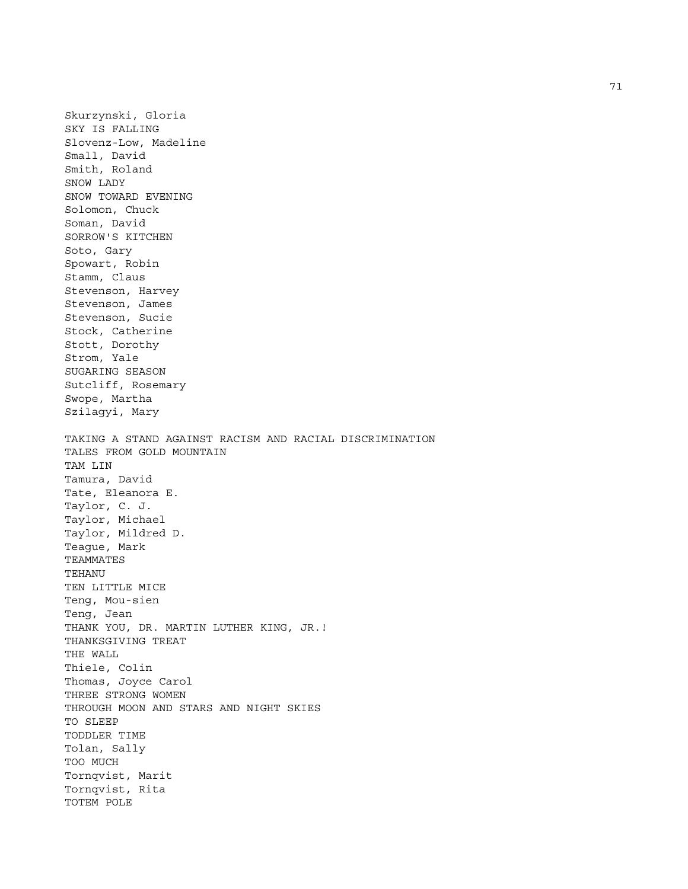Skurzynski, Gloria
SKY IS FALLING
Slovenz-Low, Madeline
Small, David
Smith, Roland
SNOW LADY
SNOW TOWARD EVENING
Solomon, Chuck
Soman, David
SORROW'S KITCHEN
Soto, Gary
Spowart, Robin
Stamm, Claus
Stevenson, Harvey
Stevenson, James
Stevenson, Sucie
Stock, Catherine
Stott, Dorothy
Strom, Yale
SUGARING SEASON
Sutcliff, Rosemary
Swope, Martha
Szilagyi, Mary

TAKING A STAND AGAINST RACISM AND RACIAL DISCRIMINATION
TALES FROM GOLD MOUNTAIN
TAM LIN
Tamura, David
Tate, Eleanora E.
Taylor, C. J.
Taylor, Michael
Taylor, Mildred D.
Teague, Mark
TEAMMATES
TEHANU
TEN LITTLE MICE
Teng, Mou-sien
Teng, Jean
THANK YOU, DR. MARTIN LUTHER KING, JR.!
THANKSGIVING TREAT
THE WALL
Thiele, Colin
Thomas, Joyce Carol
THREE STRONG WOMEN
THROUGH MOON AND STARS AND NIGHT SKIES
TO SLEEP
TODDLER TIME
Tolan, Sally
TOO MUCH
Tornqvist, Marit
Tornqvist, Rita
TOTEM POLE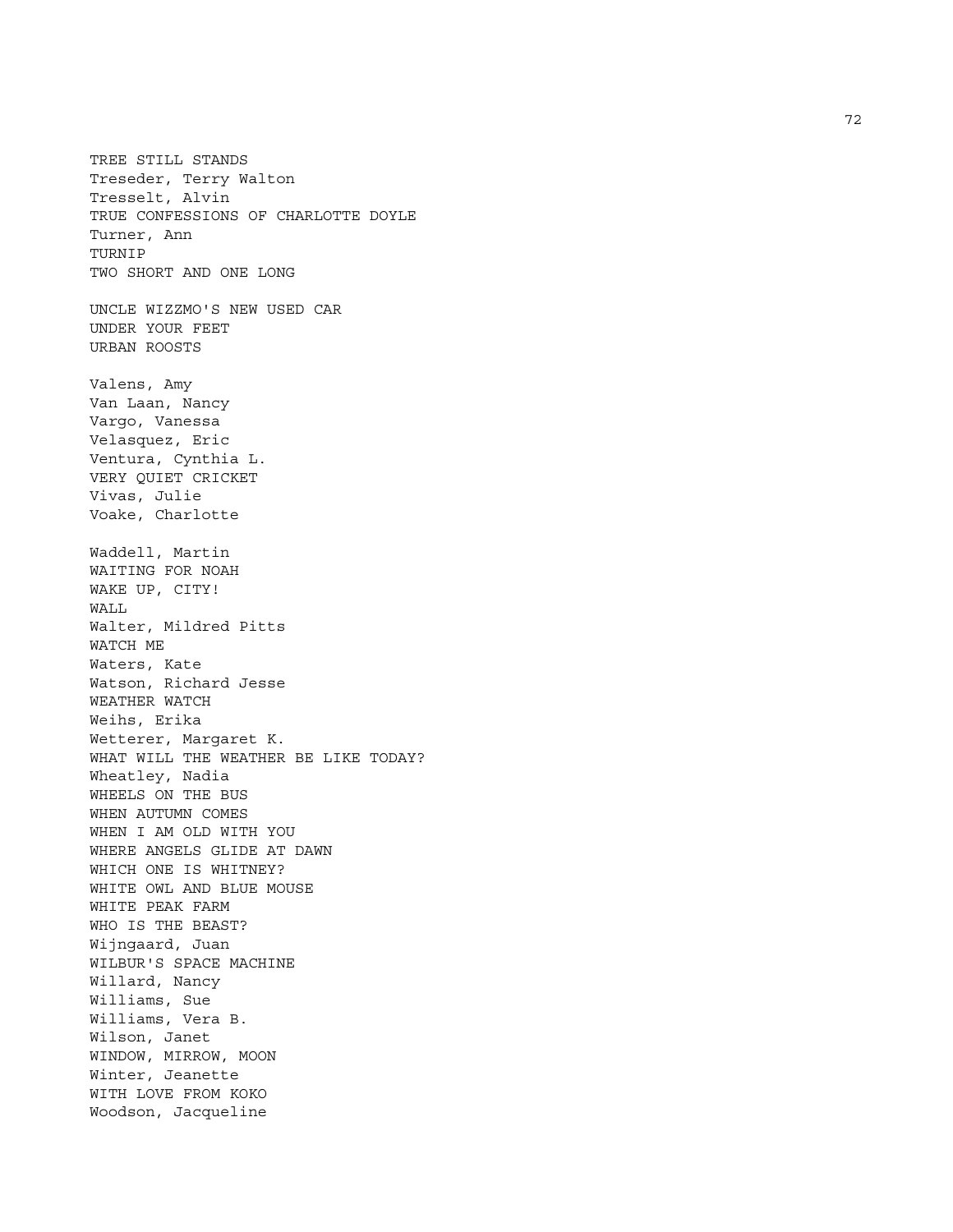TREE STILL STANDS
Treseder, Terry Walton
Tresselt, Alvin
TRUE CONFESSIONS OF CHARLOTTE DOYLE
Turner, Ann
TURNIP
TWO SHORT AND ONE LONG

UNCLE WIZZMO'S NEW USED CAR
UNDER YOUR FEET
URBAN ROOSTS

Valens, Amy
Van Laan, Nancy
Vargo, Vanessa
Velasquez, Eric
Ventura, Cynthia L.
VERY QUIET CRICKET
Vivas, Julie
Voake, Charlotte

Waddell, Martin
WAITING FOR NOAH
WAKE UP, CITY!
WALL
Walter, Mildred Pitts
WATCH ME
Waters, Kate
Watson, Richard Jesse
WEATHER WATCH
Weihs, Erika
Wetterer, Margaret K.
WHAT WILL THE WEATHER BE LIKE TODAY?
Wheatley, Nadia
WHEELS ON THE BUS
WHEN AUTUMN COMES
WHEN I AM OLD WITH YOU
WHERE ANGELS GLIDE AT DAWN
WHICH ONE IS WHITNEY?
WHITE OWL AND BLUE MOUSE
WHITE PEAK FARM
WHO IS THE BEAST?
Wijngaard, Juan
WILBUR'S SPACE MACHINE
Willard, Nancy
Williams, Sue
Williams, Vera B.
Wilson, Janet
WINDOW, MIRROW, MOON
Winter, Jeanette
WITH LOVE FROM KOKO
Woodson, Jacqueline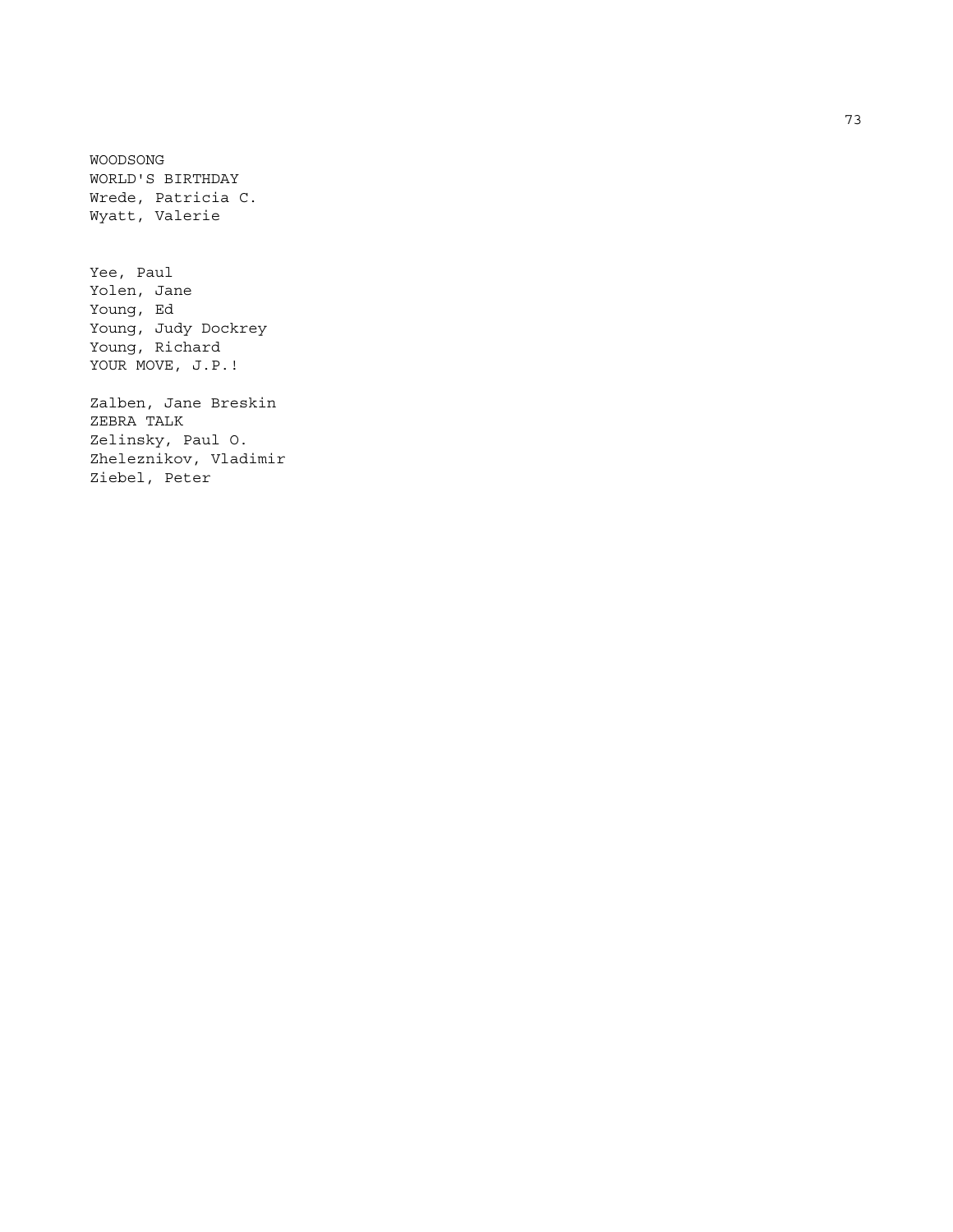WOODSONG
WORLD'S BIRTHDAY
Wrede, Patricia C.
Wyatt, Valerie

Yee, Paul
Yolen, Jane
Young, Ed
Young, Judy Dockrey
Young, Richard
YOUR MOVE, J.P.!

Zalben, Jane Breskin
ZEBRA TALK
Zelinsky, Paul O.
Zheleznikov, Vladimir
Ziebel, Peter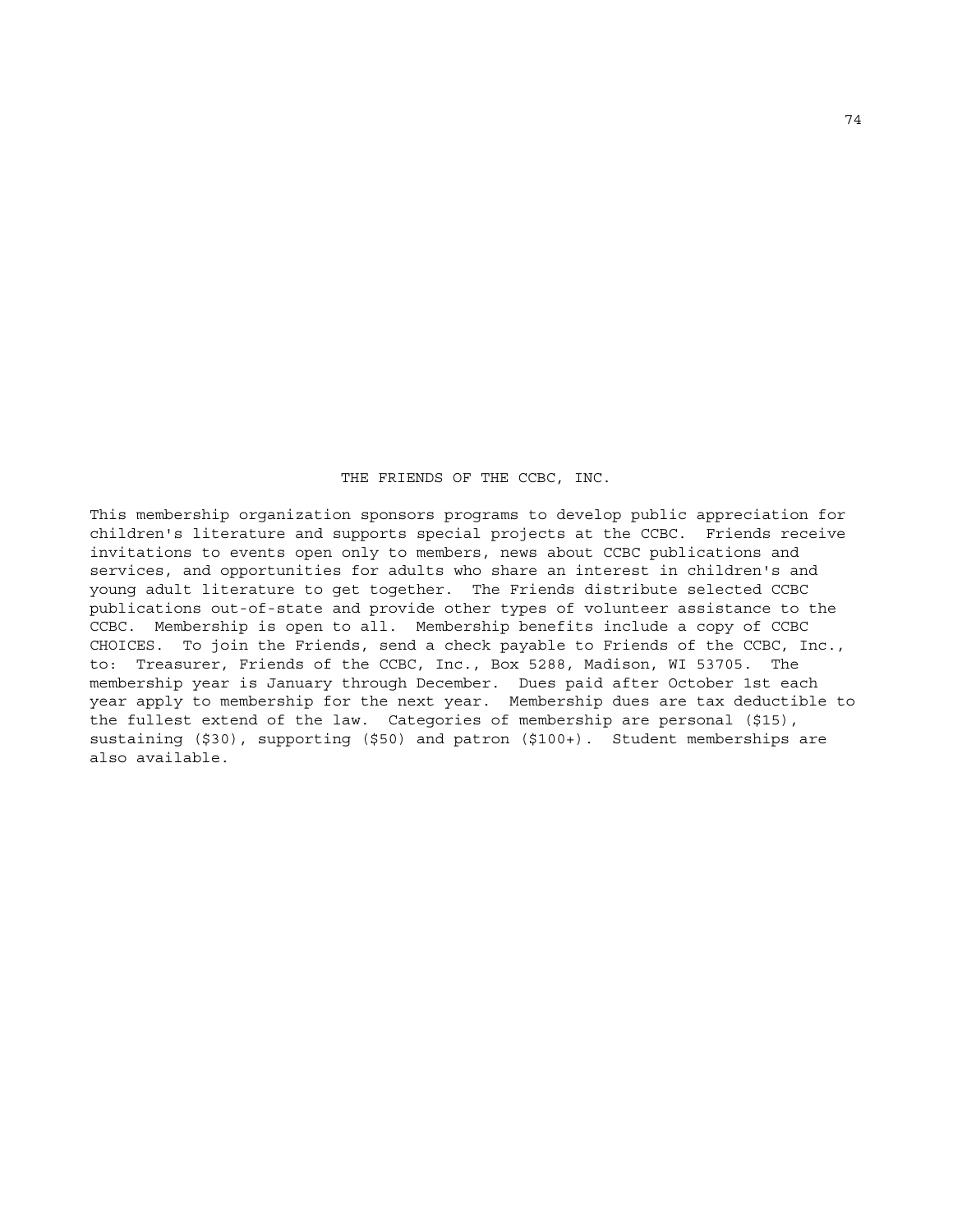## THE FRIENDS OF THE CCBC, INC.

This membership organization sponsors programs to develop public appreciation for children's literature and supports special projects at the CCBC. Friends receive invitations to events open only to members, news about CCBC publications and services, and opportunities for adults who share an interest in children's and young adult literature to get together. The Friends distribute selected CCBC publications out-of-state and provide other types of volunteer assistance to the CCBC. Membership is open to all. Membership benefits include a copy of CCBC CHOICES. To join the Friends, send a check payable to Friends of the CCBC, Inc., to: Treasurer, Friends of the CCBC, Inc., Box 5288, Madison, WI 53705. The membership year is January through December. Dues paid after October 1st each year apply to membership for the next year. Membership dues are tax deductible to the fullest extend of the law. Categories of membership are personal ($15), sustaining ($30), supporting ($50) and patron ($100+). Student memberships are also available.